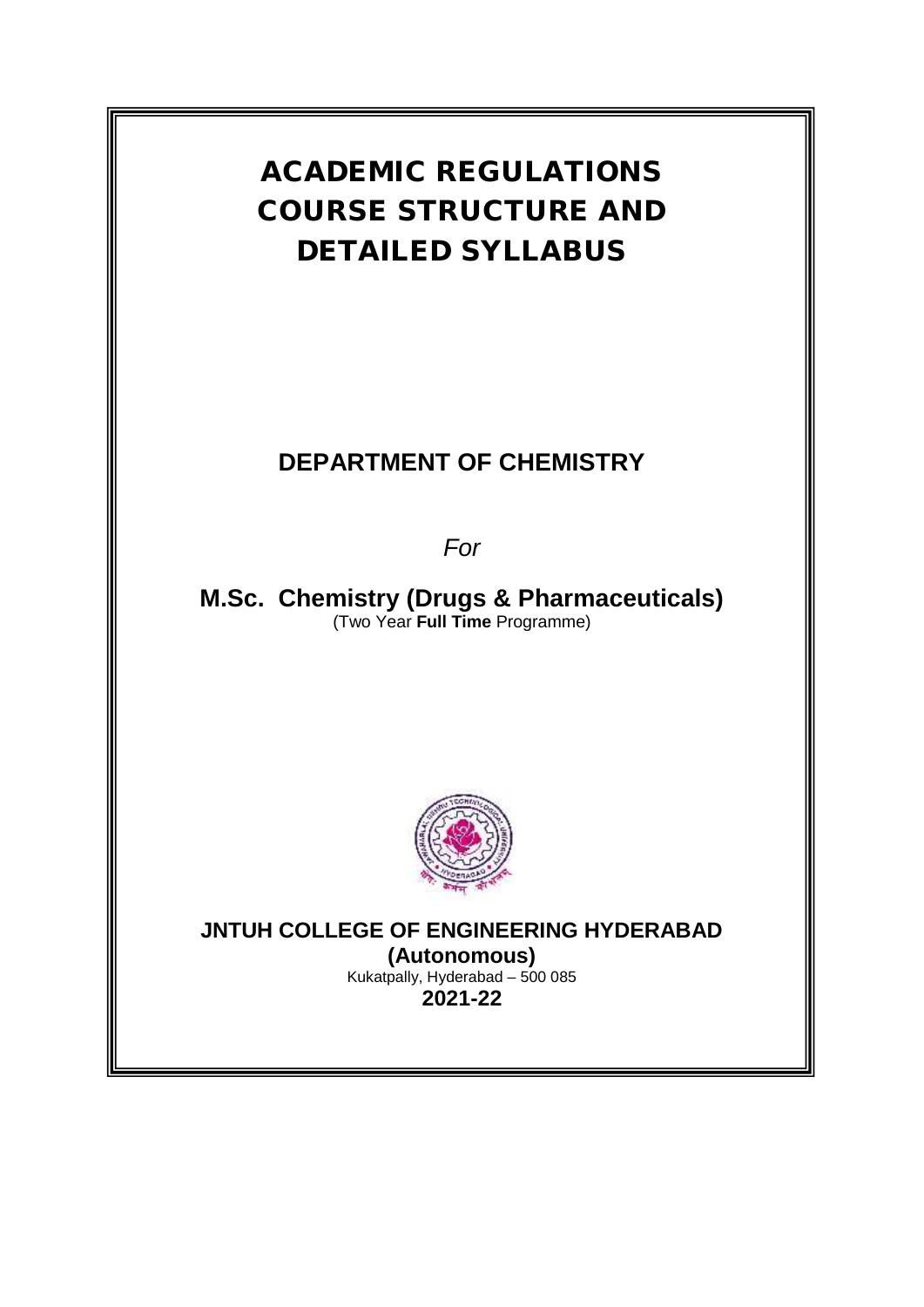# ACADEMIC REGULATIONS COURSE STRUCTURE AND DETAILED SYLLABUS

## DEPARTMENT OF CHEMISTRY

*For*

**M.Sc. Chemistry (Drugs & Pharmaceuticals)**
(Two Year **Full Time** Programme)

**JNTUH COLLEGE OF ENGINEERING HYDERABAD**
**(Autonomous)**
Kukatpally, Hyderabad – 500 085
**2021-22**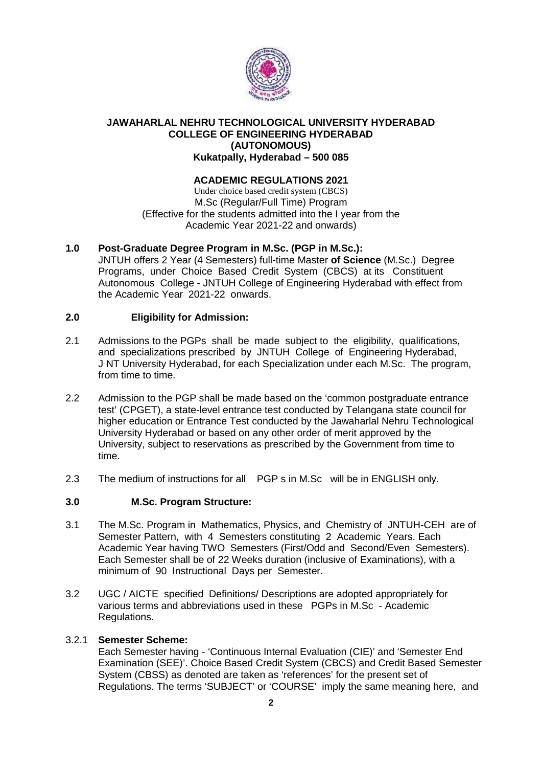**JAWAHARLAL NEHRU TECHNOLOGICAL UNIVERSITY HYDERABAD**
**COLLEGE OF ENGINEERING HYDERABAD**
**(AUTONOMOUS)**
**Kukatpally, Hyderabad – 500 085**

**ACADEMIC REGULATIONS 2021**

Under choice based credit system (CBCS)
M.Sc (Regular/Full Time) Program
(Effective for the students admitted into the I year from the Academic Year 2021-22 and onwards)

## 1.0 Post-Graduate Degree Program in M.Sc. (PGP in M.Sc.):

JNTUH offers 2 Year (4 Semesters) full-time Master **of Science** (M.Sc.) Degree Programs, under Choice Based Credit System (CBCS) at its Constituent Autonomous College - JNTUH College of Engineering Hyderabad with effect from the Academic Year 2021-22 onwards.

## 2.0 Eligibility for Admission:

2.1 Admissions to the PGPs shall be made subject to the eligibility, qualifications, and specializations prescribed by JNTUH College of Engineering Hyderabad, J NT University Hyderabad, for each Specialization under each M.Sc. The program, from time to time.

2.2 Admission to the PGP shall be made based on the 'common postgraduate entrance test' (CPGET), a state-level entrance test conducted by Telangana state council for higher education or Entrance Test conducted by the Jawaharlal Nehru Technological University Hyderabad or based on any other order of merit approved by the University, subject to reservations as prescribed by the Government from time to time.

2.3 The medium of instructions for all PGP s in M.Sc will be in ENGLISH only.

## 3.0 M.Sc. Program Structure:

3.1 The M.Sc. Program in Mathematics, Physics, and Chemistry of JNTUH-CEH are of Semester Pattern, with 4 Semesters constituting 2 Academic Years. Each Academic Year having TWO Semesters (First/Odd and Second/Even Semesters). Each Semester shall be of 22 Weeks duration (inclusive of Examinations), with a minimum of 90 Instructional Days per Semester.

3.2 UGC / AICTE specified Definitions/ Descriptions are adopted appropriately for various terms and abbreviations used in these PGPs in M.Sc - Academic Regulations.

3.2.1 **Semester Scheme:**

Each Semester having - 'Continuous Internal Evaluation (CIE)' and 'Semester End Examination (SEE)'. Choice Based Credit System (CBCS) and Credit Based Semester System (CBSS) as denoted are taken as 'references' for the present set of Regulations. The terms 'SUBJECT' or 'COURSE' imply the same meaning here, and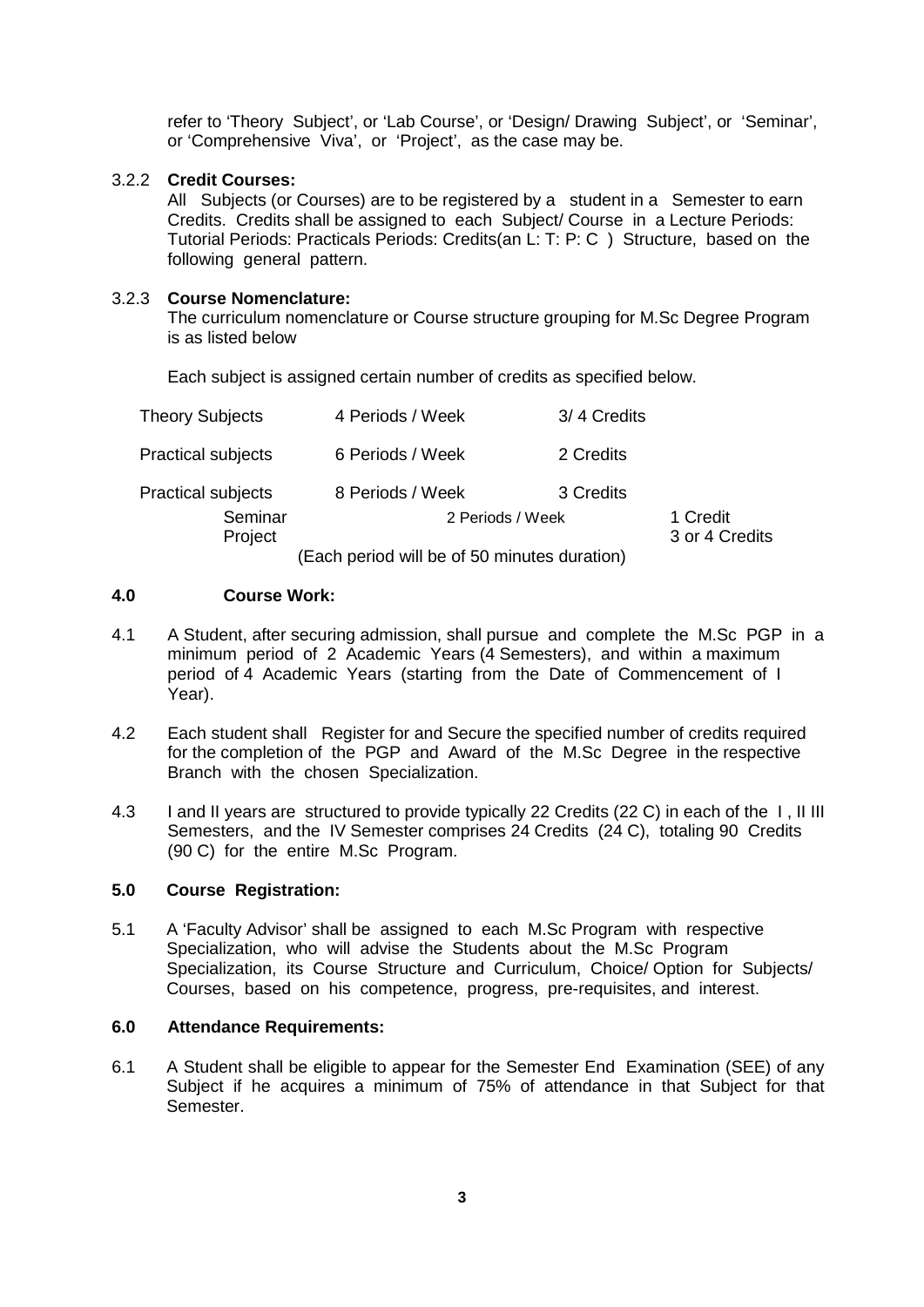refer to 'Theory Subject', or 'Lab Course', or 'Design/ Drawing Subject', or 'Seminar', or 'Comprehensive Viva', or 'Project', as the case may be.

3.2.2 **Credit Courses:**

All Subjects (or Courses) are to be registered by a student in a Semester to earn Credits. Credits shall be assigned to each Subject/ Course in a Lecture Periods: Tutorial Periods: Practicals Periods: Credits(an L: T: P: C ) Structure, based on the following general pattern.

3.2.3 **Course Nomenclature:**

The curriculum nomenclature or Course structure grouping for M.Sc Degree Program is as listed below

Each subject is assigned certain number of credits as specified below.

| | | |
|---|---|---|
| Theory Subjects | 4 Periods / Week | 3/ 4 Credits |
| Practical subjects | 6 Periods / Week | 2 Credits |
| Practical subjects | 8 Periods / Week | 3 Credits |
| Seminar | 2 Periods / Week | 1 Credit |
| Project | | 3 or 4 Credits |

(Each period will be of 50 minutes duration)

## 4.0 Course Work:

4.1 A Student, after securing admission, shall pursue and complete the M.Sc PGP in a minimum period of 2 Academic Years (4 Semesters), and within a maximum period of 4 Academic Years (starting from the Date of Commencement of I Year).

4.2 Each student shall Register for and Secure the specified number of credits required for the completion of the PGP and Award of the M.Sc Degree in the respective Branch with the chosen Specialization.

4.3 I and II years are structured to provide typically 22 Credits (22 C) in each of the I , II III Semesters, and the IV Semester comprises 24 Credits (24 C), totaling 90 Credits (90 C) for the entire M.Sc Program.

## 5.0 Course Registration:

5.1 A 'Faculty Advisor' shall be assigned to each M.Sc Program with respective Specialization, who will advise the Students about the M.Sc Program Specialization, its Course Structure and Curriculum, Choice/ Option for Subjects/ Courses, based on his competence, progress, pre-requisites, and interest.

## 6.0 Attendance Requirements:

6.1 A Student shall be eligible to appear for the Semester End Examination (SEE) of any Subject if he acquires a minimum of 75% of attendance in that Subject for that Semester.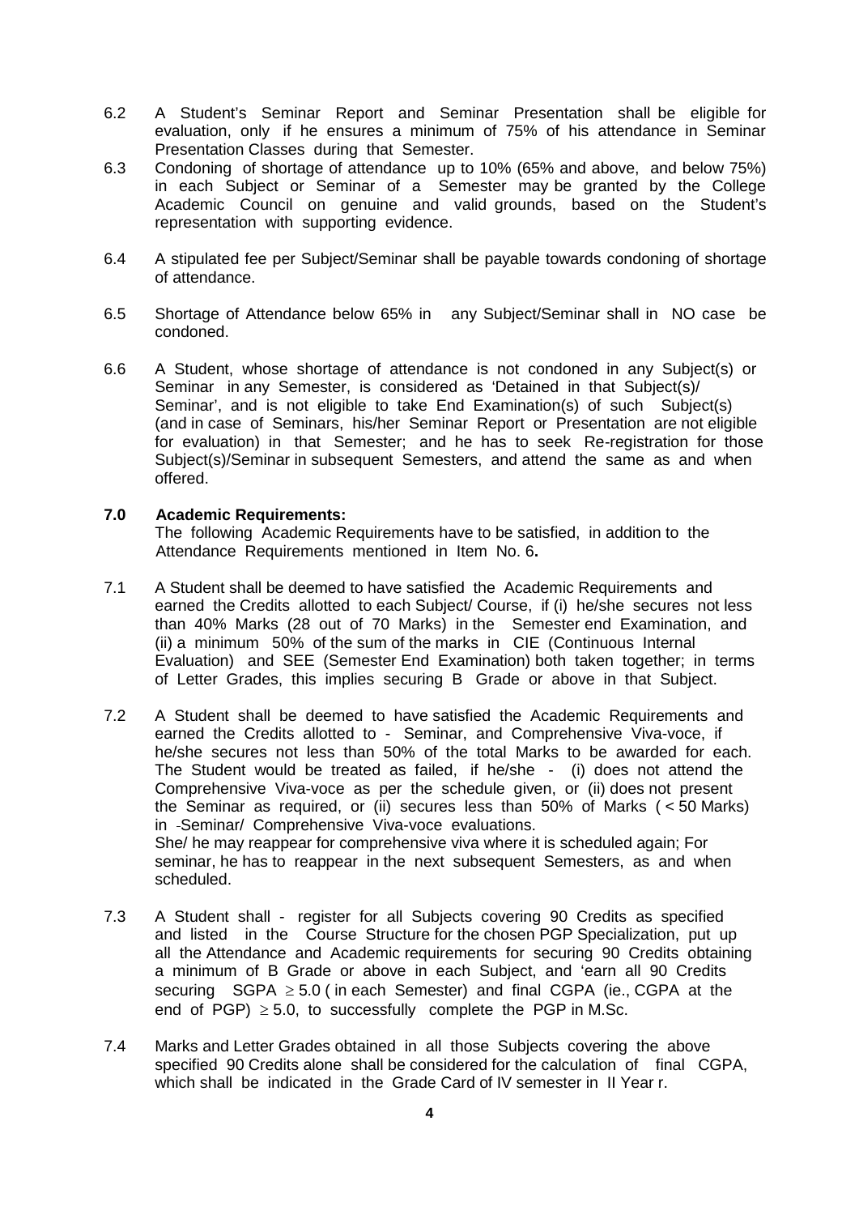6.2 A Student's Seminar Report and Seminar Presentation shall be eligible for evaluation, only if he ensures a minimum of 75% of his attendance in Seminar Presentation Classes during that Semester.

6.3 Condoning of shortage of attendance up to 10% (65% and above, and below 75%) in each Subject or Seminar of a Semester may be granted by the College Academic Council on genuine and valid grounds, based on the Student's representation with supporting evidence.

6.4 A stipulated fee per Subject/Seminar shall be payable towards condoning of shortage of attendance.

6.5 Shortage of Attendance below 65% in any Subject/Seminar shall in NO case be condoned.

6.6 A Student, whose shortage of attendance is not condoned in any Subject(s) or Seminar in any Semester, is considered as 'Detained in that Subject(s)/ Seminar', and is not eligible to take End Examination(s) of such Subject(s) (and in case of Seminars, his/her Seminar Report or Presentation are not eligible for evaluation) in that Semester; and he has to seek Re-registration for those Subject(s)/Seminar in subsequent Semesters, and attend the same as and when offered.

**7.0 Academic Requirements:**

The following Academic Requirements have to be satisfied, in addition to the Attendance Requirements mentioned in Item No. 6**.**

7.1 A Student shall be deemed to have satisfied the Academic Requirements and earned the Credits allotted to each Subject/ Course, if (i) he/she secures not less than 40% Marks (28 out of 70 Marks) in the Semester end Examination, and (ii) a minimum 50% of the sum of the marks in CIE (Continuous Internal Evaluation) and SEE (Semester End Examination) both taken together; in terms of Letter Grades, this implies securing B Grade or above in that Subject.

7.2 A Student shall be deemed to have satisfied the Academic Requirements and earned the Credits allotted to - Seminar, and Comprehensive Viva-voce, if he/she secures not less than 50% of the total Marks to be awarded for each. The Student would be treated as failed, if he/she - (i) does not attend the Comprehensive Viva-voce as per the schedule given, or (ii) does not present the Seminar as required, or (ii) secures less than 50% of Marks ( < 50 Marks) in -Seminar/ Comprehensive Viva-voce evaluations.
She/ he may reappear for comprehensive viva where it is scheduled again; For seminar, he has to reappear in the next subsequent Semesters, as and when scheduled.

7.3 A Student shall - register for all Subjects covering 90 Credits as specified and listed in the Course Structure for the chosen PGP Specialization, put up all the Attendance and Academic requirements for securing 90 Credits obtaining a minimum of B Grade or above in each Subject, and 'earn all 90 Credits securing SGPA $\geq$ 5.0 ( in each Semester) and final CGPA (ie., CGPA at the end of PGP) $\geq$ 5.0, to successfully complete the PGP in M.Sc.

7.4 Marks and Letter Grades obtained in all those Subjects covering the above specified 90 Credits alone shall be considered for the calculation of final CGPA, which shall be indicated in the Grade Card of IV semester in II Year r.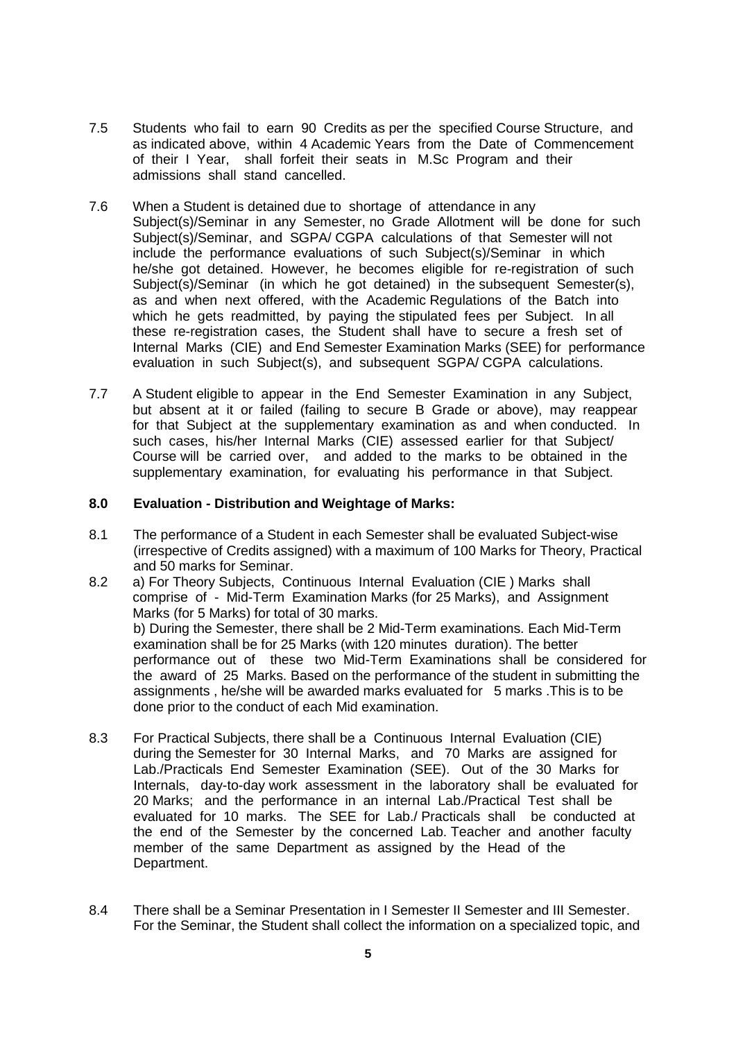7.5 Students who fail to earn 90 Credits as per the specified Course Structure, and as indicated above, within 4 Academic Years from the Date of Commencement of their I Year, shall forfeit their seats in M.Sc Program and their admissions shall stand cancelled.

7.6 When a Student is detained due to shortage of attendance in any Subject(s)/Seminar in any Semester, no Grade Allotment will be done for such Subject(s)/Seminar, and SGPA/ CGPA calculations of that Semester will not include the performance evaluations of such Subject(s)/Seminar in which he/she got detained. However, he becomes eligible for re-registration of such Subject(s)/Seminar (in which he got detained) in the subsequent Semester(s), as and when next offered, with the Academic Regulations of the Batch into which he gets readmitted, by paying the stipulated fees per Subject. In all these re-registration cases, the Student shall have to secure a fresh set of Internal Marks (CIE) and End Semester Examination Marks (SEE) for performance evaluation in such Subject(s), and subsequent SGPA/ CGPA calculations.

7.7 A Student eligible to appear in the End Semester Examination in any Subject, but absent at it or failed (failing to secure B Grade or above), may reappear for that Subject at the supplementary examination as and when conducted. In such cases, his/her Internal Marks (CIE) assessed earlier for that Subject/ Course will be carried over, and added to the marks to be obtained in the supplementary examination, for evaluating his performance in that Subject.

**8.0 Evaluation - Distribution and Weightage of Marks:**

8.1 The performance of a Student in each Semester shall be evaluated Subject-wise (irrespective of Credits assigned) with a maximum of 100 Marks for Theory, Practical and 50 marks for Seminar.

8.2 a) For Theory Subjects, Continuous Internal Evaluation (CIE ) Marks shall comprise of - Mid-Term Examination Marks (for 25 Marks), and Assignment Marks (for 5 Marks) for total of 30 marks.
b) During the Semester, there shall be 2 Mid-Term examinations. Each Mid-Term examination shall be for 25 Marks (with 120 minutes duration). The better performance out of these two Mid-Term Examinations shall be considered for the award of 25 Marks. Based on the performance of the student in submitting the assignments , he/she will be awarded marks evaluated for 5 marks .This is to be done prior to the conduct of each Mid examination.

8.3 For Practical Subjects, there shall be a Continuous Internal Evaluation (CIE) during the Semester for 30 Internal Marks, and 70 Marks are assigned for Lab./Practicals End Semester Examination (SEE). Out of the 30 Marks for Internals, day-to-day work assessment in the laboratory shall be evaluated for 20 Marks; and the performance in an internal Lab./Practical Test shall be evaluated for 10 marks. The SEE for Lab./ Practicals shall be conducted at the end of the Semester by the concerned Lab. Teacher and another faculty member of the same Department as assigned by the Head of the Department.

8.4 There shall be a Seminar Presentation in I Semester II Semester and III Semester. For the Seminar, the Student shall collect the information on a specialized topic, and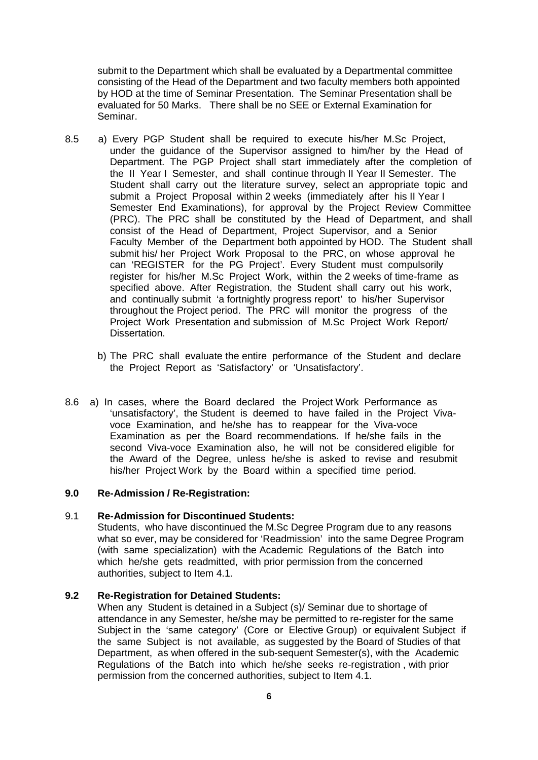submit to the Department which shall be evaluated by a Departmental committee consisting of the Head of the Department and two faculty members both appointed by HOD at the time of Seminar Presentation. The Seminar Presentation shall be evaluated for 50 Marks. There shall be no SEE or External Examination for Seminar.

8.5 a) Every PGP Student shall be required to execute his/her M.Sc Project, under the guidance of the Supervisor assigned to him/her by the Head of Department. The PGP Project shall start immediately after the completion of the II Year I Semester, and shall continue through II Year II Semester. The Student shall carry out the literature survey, select an appropriate topic and submit a Project Proposal within 2 weeks (immediately after his II Year I Semester End Examinations), for approval by the Project Review Committee (PRC). The PRC shall be constituted by the Head of Department, and shall consist of the Head of Department, Project Supervisor, and a Senior Faculty Member of the Department both appointed by HOD. The Student shall submit his/ her Project Work Proposal to the PRC, on whose approval he can 'REGISTER for the PG Project'. Every Student must compulsorily register for his/her M.Sc Project Work, within the 2 weeks of time-frame as specified above. After Registration, the Student shall carry out his work, and continually submit 'a fortnightly progress report' to his/her Supervisor throughout the Project period. The PRC will monitor the progress of the Project Work Presentation and submission of M.Sc Project Work Report/ Dissertation.

b) The PRC shall evaluate the entire performance of the Student and declare the Project Report as 'Satisfactory' or 'Unsatisfactory'.

8.6 a) In cases, where the Board declared the Project Work Performance as 'unsatisfactory', the Student is deemed to have failed in the Project Viva-voce Examination, and he/she has to reappear for the Viva-voce Examination as per the Board recommendations. If he/she fails in the second Viva-voce Examination also, he will not be considered eligible for the Award of the Degree, unless he/she is asked to revise and resubmit his/her Project Work by the Board within a specified time period.

## 9.0 Re-Admission / Re-Registration:

### 9.1 Re-Admission for Discontinued Students:

Students, who have discontinued the M.Sc Degree Program due to any reasons what so ever, may be considered for 'Readmission' into the same Degree Program (with same specialization) with the Academic Regulations of the Batch into which he/she gets readmitted, with prior permission from the concerned authorities, subject to Item 4.1.

### 9.2 Re-Registration for Detained Students:

When any Student is detained in a Subject (s)/ Seminar due to shortage of attendance in any Semester, he/she may be permitted to re-register for the same Subject in the 'same category' (Core or Elective Group) or equivalent Subject if the same Subject is not available, as suggested by the Board of Studies of that Department, as when offered in the sub-sequent Semester(s), with the Academic Regulations of the Batch into which he/she seeks re-registration , with prior permission from the concerned authorities, subject to Item 4.1.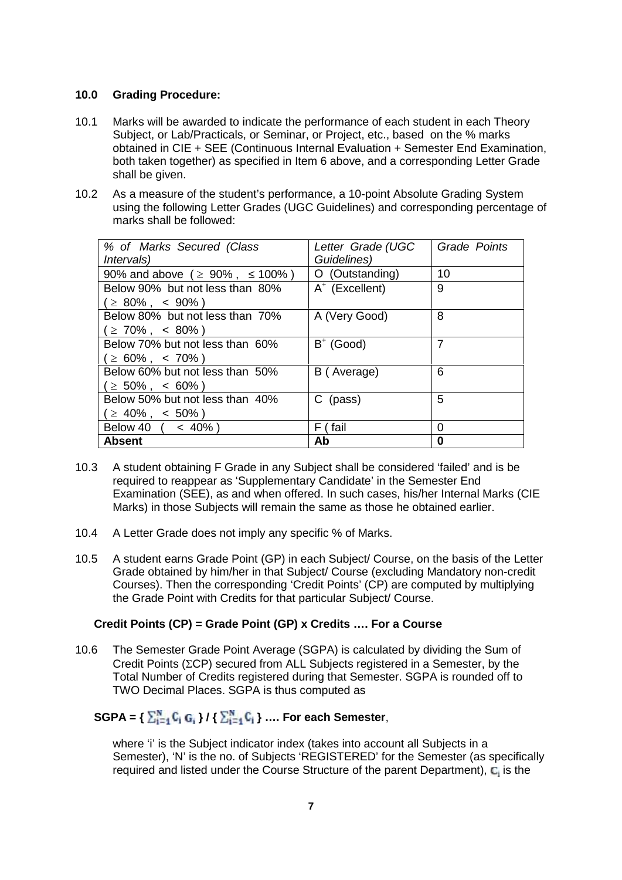**10.0 Grading Procedure:**

10.1 Marks will be awarded to indicate the performance of each student in each Theory Subject, or Lab/Practicals, or Seminar, or Project, etc., based on the % marks obtained in CIE + SEE (Continuous Internal Evaluation + Semester End Examination, both taken together) as specified in Item 6 above, and a corresponding Letter Grade shall be given.

10.2 As a measure of the student's performance, a 10-point Absolute Grading System using the following Letter Grades (UGC Guidelines) and corresponding percentage of marks shall be followed:

| *% of Marks Secured (Class Intervals)* | *Letter Grade (UGC Guidelines)* | *Grade Points* |
|---|---|---|
| 90% and above ( $\geq$ 90% , $\leq$ 100% ) | O (Outstanding) | 10 |
| Below 90% but not less than 80% ( $\geq$ 80% , < 90% ) | $A^+$ (Excellent) | 9 |
| Below 80% but not less than 70% ( $\geq$ 70% , < 80% ) | A (Very Good) | 8 |
| Below 70% but not less than 60% ( $\geq$ 60% , < 70% ) | $B^+$ (Good) | 7 |
| Below 60% but not less than 50% ( $\geq$ 50% , < 60% ) | B ( Average) | 6 |
| Below 50% but not less than 40% ( $\geq$ 40% , < 50% ) | C (pass) | 5 |
| Below 40 ( < 40% ) | F ( fail | 0 |
| **Absent** | **Ab** | **0** |

10.3 A student obtaining F Grade in any Subject shall be considered 'failed' and is be required to reappear as 'Supplementary Candidate' in the Semester End Examination (SEE), as and when offered. In such cases, his/her Internal Marks (CIE Marks) in those Subjects will remain the same as those he obtained earlier.

10.4 A Letter Grade does not imply any specific % of Marks.

10.5 A student earns Grade Point (GP) in each Subject/ Course, on the basis of the Letter Grade obtained by him/her in that Subject/ Course (excluding Mandatory non-credit Courses). Then the corresponding 'Credit Points' (CP) are computed by multiplying the Grade Point with Credits for that particular Subject/ Course.

**Credit Points (CP) = Grade Point (GP) x Credits …. For a Course**

10.6 The Semester Grade Point Average (SGPA) is calculated by dividing the Sum of Credit Points ($\Sigma$CP) secured from ALL Subjects registered in a Semester, by the Total Number of Credits registered during that Semester. SGPA is rounded off to TWO Decimal Places. SGPA is thus computed as

**SGPA = { $\sum_{i=1}^{N} C_i G_i$ } / { $\sum_{i=1}^{N} C_i$ } …. For each Semester**,

where 'i' is the Subject indicator index (takes into account all Subjects in a Semester), 'N' is the no. of Subjects 'REGISTERED' for the Semester (as specifically required and listed under the Course Structure of the parent Department), $C_i$ is the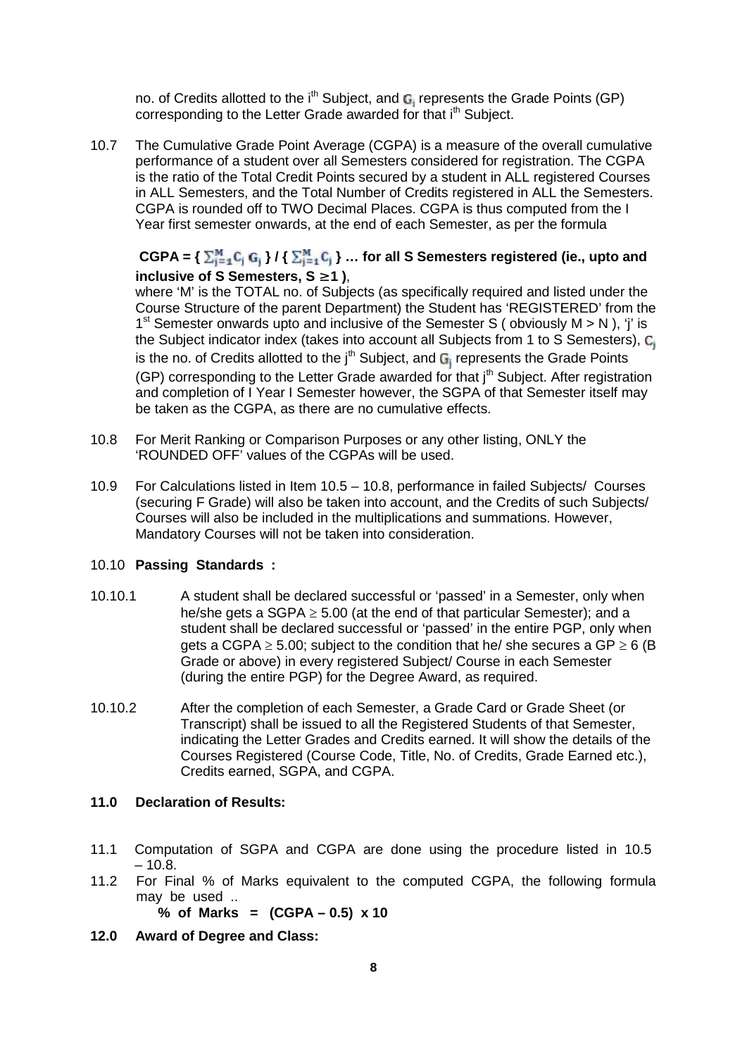no. of Credits allotted to the $i^{th}$ Subject, and $G_i$ represents the Grade Points (GP) corresponding to the Letter Grade awarded for that $i^{th}$ Subject.

10.7 The Cumulative Grade Point Average (CGPA) is a measure of the overall cumulative performance of a student over all Semesters considered for registration. The CGPA is the ratio of the Total Credit Points secured by a student in ALL registered Courses in ALL Semesters, and the Total Number of Credits registered in ALL the Semesters. CGPA is rounded off to TWO Decimal Places. CGPA is thus computed from the I Year first semester onwards, at the end of each Semester, as per the formula

**CGPA = $\{ \sum_{j=1}^{M} C_j G_j \} / \{ \sum_{j=1}^{M} C_j \}$ … for all S Semesters registered (ie., upto and inclusive of S Semesters, S $\geq$ 1 )**,

where 'M' is the TOTAL no. of Subjects (as specifically required and listed under the Course Structure of the parent Department) the Student has 'REGISTERED' from the $1^{st}$ Semester onwards upto and inclusive of the Semester S ( obviously M > N ), 'j' is the Subject indicator index (takes into account all Subjects from 1 to S Semesters), $C_j$ is the no. of Credits allotted to the $j^{th}$ Subject, and $G_j$ represents the Grade Points (GP) corresponding to the Letter Grade awarded for that $j^{th}$ Subject. After registration and completion of I Year I Semester however, the SGPA of that Semester itself may be taken as the CGPA, as there are no cumulative effects.

10.8 For Merit Ranking or Comparison Purposes or any other listing, ONLY the 'ROUNDED OFF' values of the CGPAs will be used.

10.9 For Calculations listed in Item 10.5 – 10.8, performance in failed Subjects/ Courses (securing F Grade) will also be taken into account, and the Credits of such Subjects/ Courses will also be included in the multiplications and summations. However, Mandatory Courses will not be taken into consideration.

10.10 **Passing Standards :**

10.10.1 A student shall be declared successful or 'passed' in a Semester, only when he/she gets a SGPA $\geq$ 5.00 (at the end of that particular Semester); and a student shall be declared successful or 'passed' in the entire PGP, only when gets a CGPA $\geq$ 5.00; subject to the condition that he/ she secures a GP $\geq$ 6 (B Grade or above) in every registered Subject/ Course in each Semester (during the entire PGP) for the Degree Award, as required.

10.10.2 After the completion of each Semester, a Grade Card or Grade Sheet (or Transcript) shall be issued to all the Registered Students of that Semester, indicating the Letter Grades and Credits earned. It will show the details of the Courses Registered (Course Code, Title, No. of Credits, Grade Earned etc.), Credits earned, SGPA, and CGPA.

**11.0 Declaration of Results:**

11.1 Computation of SGPA and CGPA are done using the procedure listed in 10.5 – 10.8.

11.2 For Final % of Marks equivalent to the computed CGPA, the following formula may be used ..

**% of Marks = (CGPA – 0.5) x 10**

**12.0 Award of Degree and Class:**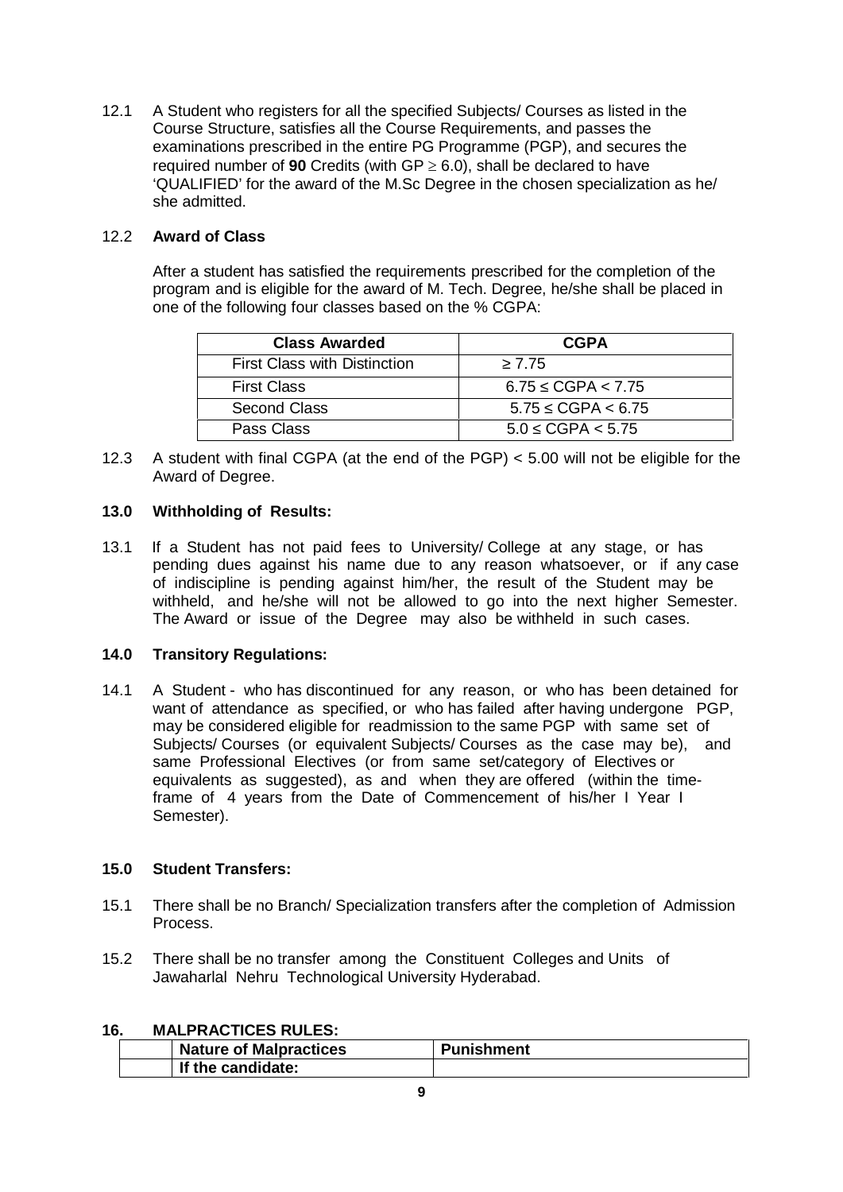12.1 A Student who registers for all the specified Subjects/ Courses as listed in the Course Structure, satisfies all the Course Requirements, and passes the examinations prescribed in the entire PG Programme (PGP), and secures the required number of **90** Credits (with GP $\geq$ 6.0), shall be declared to have 'QUALIFIED' for the award of the M.Sc Degree in the chosen specialization as he/ she admitted.

12.2 **Award of Class**

After a student has satisfied the requirements prescribed for the completion of the program and is eligible for the award of M. Tech. Degree, he/she shall be placed in one of the following four classes based on the % CGPA:

| Class Awarded | CGPA |
|---|---|
| First Class with Distinction | $\geq 7.75$ |
| First Class | $6.75 \leq$ CGPA $< 7.75$ |
| Second Class | $5.75 \leq$ CGPA $< 6.75$ |
| Pass Class | $5.0 \leq$ CGPA $< 5.75$ |

12.3 A student with final CGPA (at the end of the PGP) < 5.00 will not be eligible for the Award of Degree.

**13.0 Withholding of Results:**

13.1 If a Student has not paid fees to University/ College at any stage, or has pending dues against his name due to any reason whatsoever, or if any case of indiscipline is pending against him/her, the result of the Student may be withheld, and he/she will not be allowed to go into the next higher Semester. The Award or issue of the Degree may also be withheld in such cases.

**14.0 Transitory Regulations:**

14.1 A Student - who has discontinued for any reason, or who has been detained for want of attendance as specified, or who has failed after having undergone PGP, may be considered eligible for readmission to the same PGP with same set of Subjects/ Courses (or equivalent Subjects/ Courses as the case may be), and same Professional Electives (or from same set/category of Electives or equivalents as suggested), as and when they are offered (within the time-frame of 4 years from the Date of Commencement of his/her I Year I Semester).

**15.0 Student Transfers:**

15.1 There shall be no Branch/ Specialization transfers after the completion of Admission Process.

15.2 There shall be no transfer among the Constituent Colleges and Units of Jawaharlal Nehru Technological University Hyderabad.

**16. MALPRACTICES RULES:**

| | Nature of Malpractices | Punishment |
|---|---|---|
| | **If the candidate:** | |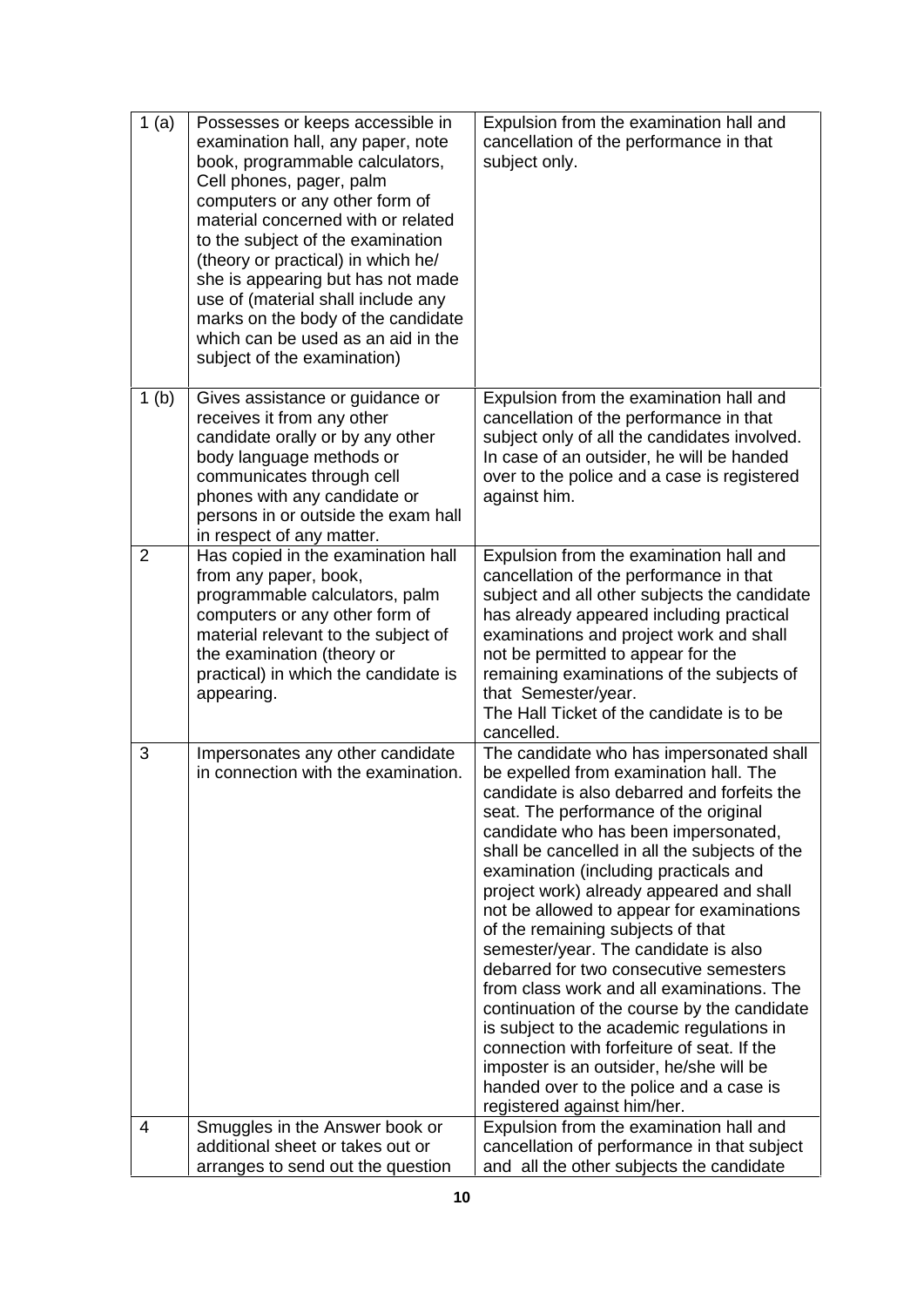| | | |
|---|---|---|
| 1 (a) | Possesses or keeps accessible in examination hall, any paper, note book, programmable calculators, Cell phones, pager, palm computers or any other form of material concerned with or related to the subject of the examination (theory or practical) in which he/ she is appearing but has not made use of (material shall include any marks on the body of the candidate which can be used as an aid in the subject of the examination) | Expulsion from the examination hall and cancellation of the performance in that subject only. |
| 1 (b) | Gives assistance or guidance or receives it from any other candidate orally or by any other body language methods or communicates through cell phones with any candidate or persons in or outside the exam hall in respect of any matter. | Expulsion from the examination hall and cancellation of the performance in that subject only of all the candidates involved. In case of an outsider, he will be handed over to the police and a case is registered against him. |
| 2 | Has copied in the examination hall from any paper, book, programmable calculators, palm computers or any other form of material relevant to the subject of the examination (theory or practical) in which the candidate is appearing. | Expulsion from the examination hall and cancellation of the performance in that subject and all other subjects the candidate has already appeared including practical examinations and project work and shall not be permitted to appear for the remaining examinations of the subjects of that Semester/year. The Hall Ticket of the candidate is to be cancelled. |
| 3 | Impersonates any other candidate in connection with the examination. | The candidate who has impersonated shall be expelled from examination hall. The candidate is also debarred and forfeits the seat. The performance of the original candidate who has been impersonated, shall be cancelled in all the subjects of the examination (including practicals and project work) already appeared and shall not be allowed to appear for examinations of the remaining subjects of that semester/year. The candidate is also debarred for two consecutive semesters from class work and all examinations. The continuation of the course by the candidate is subject to the academic regulations in connection with forfeiture of seat. If the imposter is an outsider, he/she will be handed over to the police and a case is registered against him/her. |
| 4 | Smuggles in the Answer book or additional sheet or takes out or arranges to send out the question | Expulsion from the examination hall and cancellation of performance in that subject and all the other subjects the candidate |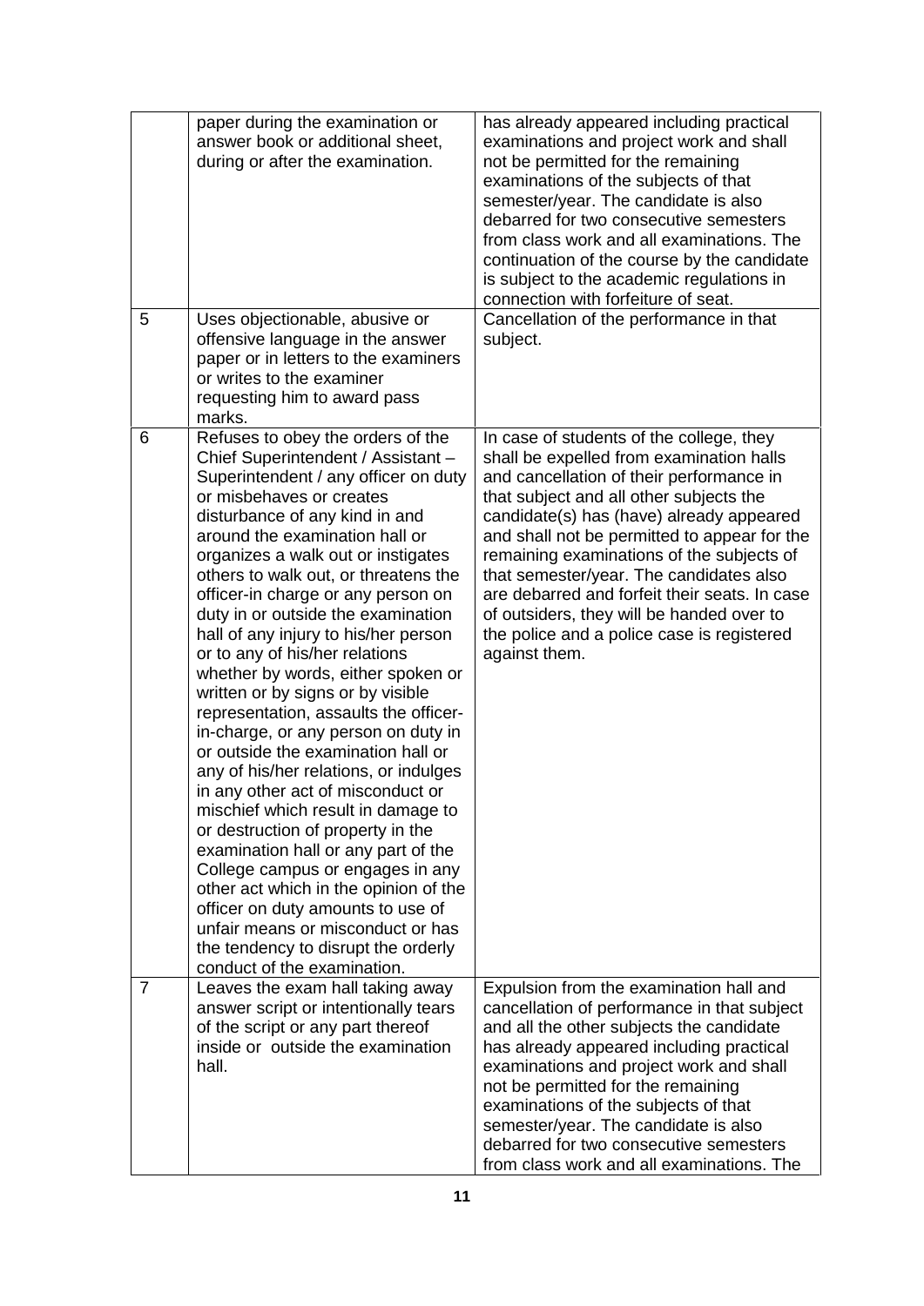| | | |
|---|---|---|
| | paper during the examination or answer book or additional sheet, during or after the examination. | has already appeared including practical examinations and project work and shall not be permitted for the remaining examinations of the subjects of that semester/year. The candidate is also debarred for two consecutive semesters from class work and all examinations. The continuation of the course by the candidate is subject to the academic regulations in connection with forfeiture of seat. |
| 5 | Uses objectionable, abusive or offensive language in the answer paper or in letters to the examiners or writes to the examiner requesting him to award pass marks. | Cancellation of the performance in that subject. |
| 6 | Refuses to obey the orders of the Chief Superintendent / Assistant – Superintendent / any officer on duty or misbehaves or creates disturbance of any kind in and around the examination hall or organizes a walk out or instigates others to walk out, or threatens the officer-in charge or any person on duty in or outside the examination hall of any injury to his/her person or to any of his/her relations whether by words, either spoken or written or by signs or by visible representation, assaults the officer-in-charge, or any person on duty in or outside the examination hall or any of his/her relations, or indulges in any other act of misconduct or mischief which result in damage to or destruction of property in the examination hall or any part of the College campus or engages in any other act which in the opinion of the officer on duty amounts to use of unfair means or misconduct or has the tendency to disrupt the orderly conduct of the examination. | In case of students of the college, they shall be expelled from examination halls and cancellation of their performance in that subject and all other subjects the candidate(s) has (have) already appeared and shall not be permitted to appear for the remaining examinations of the subjects of that semester/year. The candidates also are debarred and forfeit their seats. In case of outsiders, they will be handed over to the police and a police case is registered against them. |
| 7 | Leaves the exam hall taking away answer script or intentionally tears of the script or any part thereof inside or outside the examination hall. | Expulsion from the examination hall and cancellation of performance in that subject and all the other subjects the candidate has already appeared including practical examinations and project work and shall not be permitted for the remaining examinations of the subjects of that semester/year. The candidate is also debarred for two consecutive semesters from class work and all examinations. The |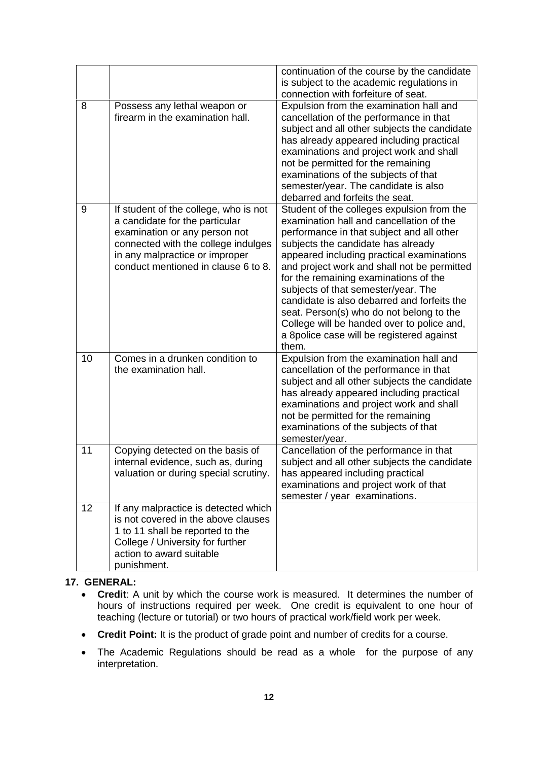| | | |
|---|---|---|
| | | continuation of the course by the candidate is subject to the academic regulations in connection with forfeiture of seat. |
| 8 | Possess any lethal weapon or firearm in the examination hall. | Expulsion from the examination hall and cancellation of the performance in that subject and all other subjects the candidate has already appeared including practical examinations and project work and shall not be permitted for the remaining examinations of the subjects of that semester/year. The candidate is also debarred and forfeits the seat. |
| 9 | If student of the college, who is not a candidate for the particular examination or any person not connected with the college indulges in any malpractice or improper conduct mentioned in clause 6 to 8. | Student of the colleges expulsion from the examination hall and cancellation of the performance in that subject and all other subjects the candidate has already appeared including practical examinations and project work and shall not be permitted for the remaining examinations of the subjects of that semester/year. The candidate is also debarred and forfeits the seat. Person(s) who do not belong to the College will be handed over to police and, a 8police case will be registered against them. |
| 10 | Comes in a drunken condition to the examination hall. | Expulsion from the examination hall and cancellation of the performance in that subject and all other subjects the candidate has already appeared including practical examinations and project work and shall not be permitted for the remaining examinations of the subjects of that semester/year. |
| 11 | Copying detected on the basis of internal evidence, such as, during valuation or during special scrutiny. | Cancellation of the performance in that subject and all other subjects the candidate has appeared including practical examinations and project work of that semester / year examinations. |
| 12 | If any malpractice is detected which is not covered in the above clauses 1 to 11 shall be reported to the College / University for further action to award suitable punishment. | |

**17. GENERAL:**

- **Credit**: A unit by which the course work is measured. It determines the number of hours of instructions required per week. One credit is equivalent to one hour of teaching (lecture or tutorial) or two hours of practical work/field work per week.
- **Credit Point:** It is the product of grade point and number of credits for a course.
- The Academic Regulations should be read as a whole for the purpose of any interpretation.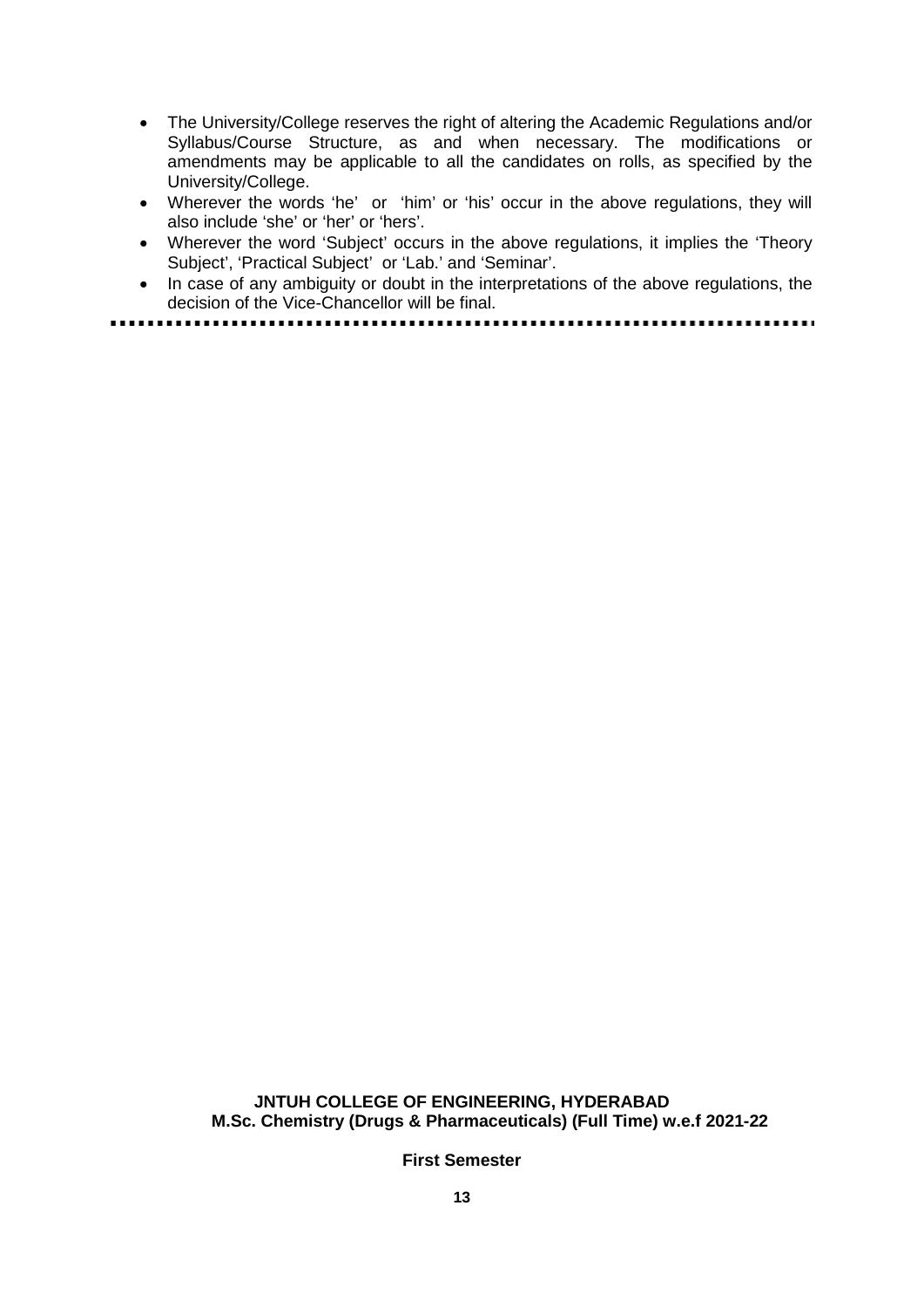- The University/College reserves the right of altering the Academic Regulations and/or Syllabus/Course Structure, as and when necessary. The modifications or amendments may be applicable to all the candidates on rolls, as specified by the University/College.
- Wherever the words 'he' or 'him' or 'his' occur in the above regulations, they will also include 'she' or 'her' or 'hers'.
- Wherever the word 'Subject' occurs in the above regulations, it implies the 'Theory Subject', 'Practical Subject' or 'Lab.' and 'Seminar'.
- In case of any ambiguity or doubt in the interpretations of the above regulations, the decision of the Vice-Chancellor will be final.

---

**JNTUH COLLEGE OF ENGINEERING, HYDERABAD**
**M.Sc. Chemistry (Drugs & Pharmaceuticals) (Full Time) w.e.f 2021-22**

**First Semester**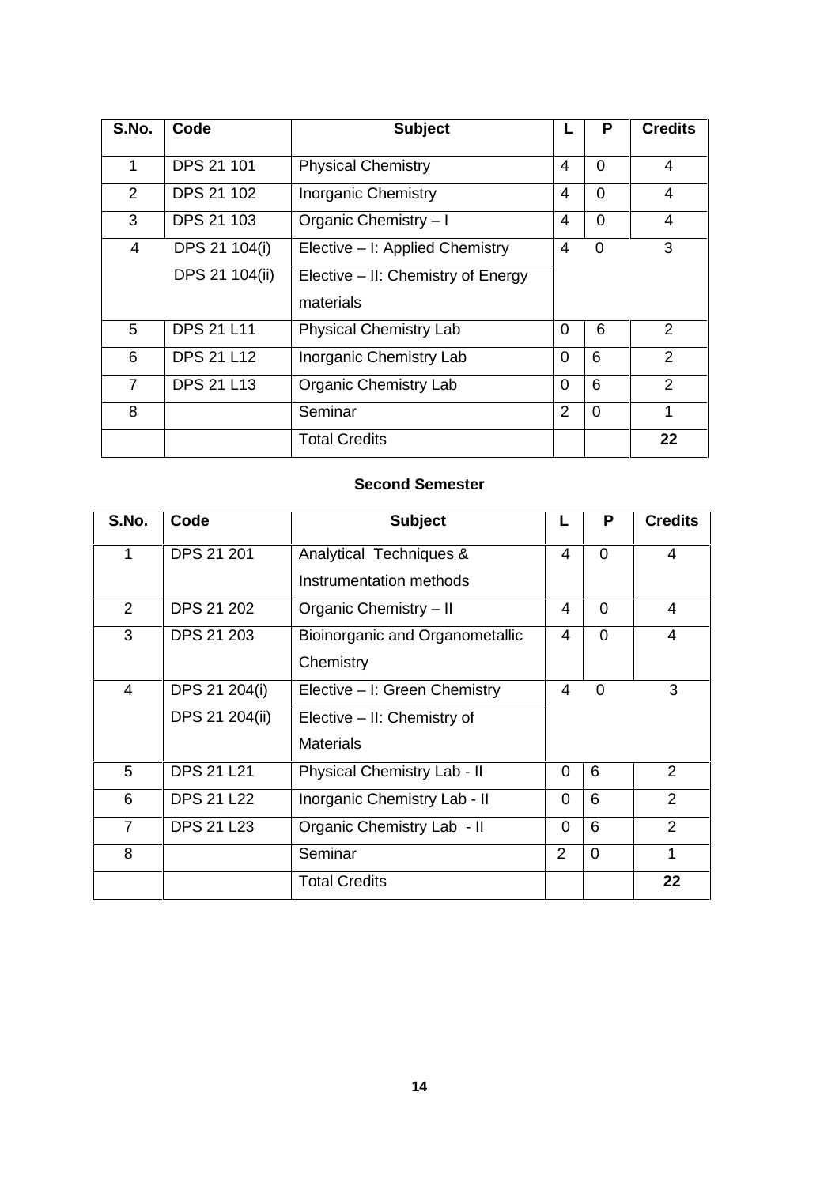| S.No. | Code | Subject | L | P | Credits |
|---|---|---|---|---|---|
| 1 | DPS 21 101 | Physical Chemistry | 4 | 0 | 4 |
| 2 | DPS 21 102 | Inorganic Chemistry | 4 | 0 | 4 |
| 3 | DPS 21 103 | Organic Chemistry – I | 4 | 0 | 4 |
| 4 | DPS 21 104(i) | Elective – I: Applied Chemistry | 4 | 0 | 3 |
| | DPS 21 104(ii) | Elective – II: Chemistry of Energy materials | | | |
| 5 | DPS 21 L11 | Physical Chemistry Lab | 0 | 6 | 2 |
| 6 | DPS 21 L12 | Inorganic Chemistry Lab | 0 | 6 | 2 |
| 7 | DPS 21 L13 | Organic Chemistry Lab | 0 | 6 | 2 |
| 8 | | Seminar | 2 | 0 | 1 |
| | | Total Credits | | | **22** |

### Second Semester

| S.No. | Code | Subject | L | P | Credits |
|---|---|---|---|---|---|
| 1 | DPS 21 201 | Analytical Techniques & Instrumentation methods | 4 | 0 | 4 |
| 2 | DPS 21 202 | Organic Chemistry – II | 4 | 0 | 4 |
| 3 | DPS 21 203 | Bioinorganic and Organometallic Chemistry | 4 | 0 | 4 |
| 4 | DPS 21 204(i) | Elective – I: Green Chemistry | 4 | 0 | 3 |
| | DPS 21 204(ii) | Elective – II: Chemistry of Materials | | | |
| 5 | DPS 21 L21 | Physical Chemistry Lab - II | 0 | 6 | 2 |
| 6 | DPS 21 L22 | Inorganic Chemistry Lab - II | 0 | 6 | 2 |
| 7 | DPS 21 L23 | Organic Chemistry Lab - II | 0 | 6 | 2 |
| 8 | | Seminar | 2 | 0 | 1 |
| | | Total Credits | | | **22** |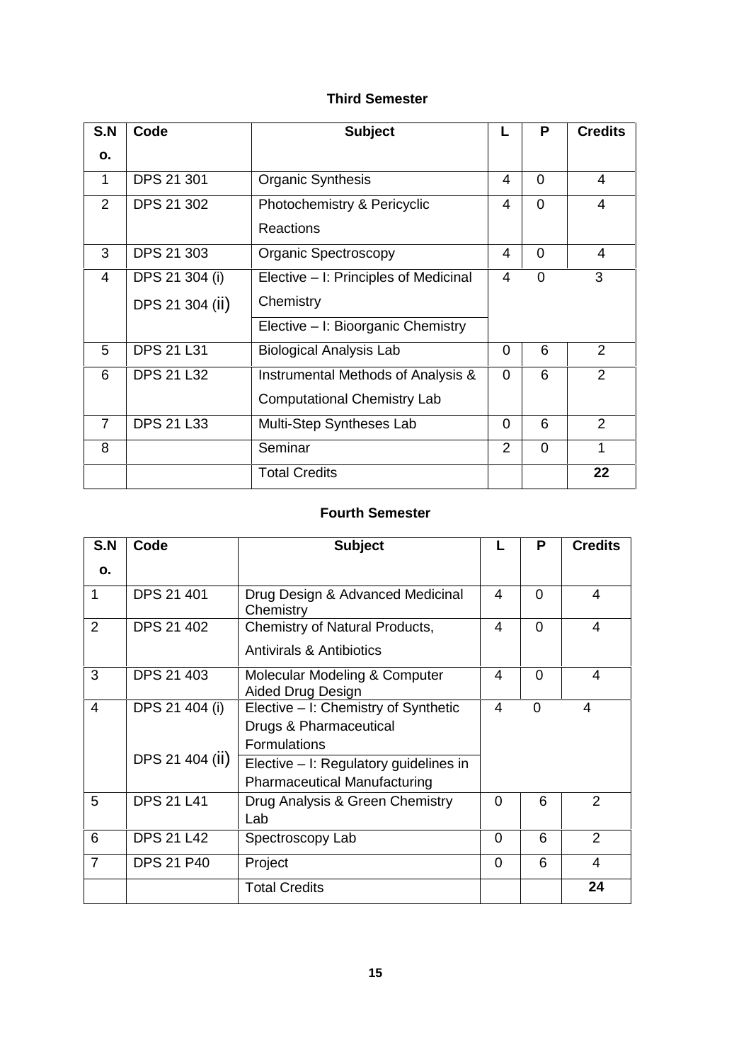### Third Semester

| S.No. | Code | Subject | L | P | Credits |
|---|---|---|---|---|---|
| 1 | DPS 21 301 | Organic Synthesis | 4 | 0 | 4 |
| 2 | DPS 21 302 | Photochemistry & Pericyclic Reactions | 4 | 0 | 4 |
| 3 | DPS 21 303 | Organic Spectroscopy | 4 | 0 | 4 |
| 4 | DPS 21 304 (i) | Elective – I: Principles of Medicinal Chemistry | 4 | 0 | 3 |
| | DPS 21 304 (ii) | Elective – I: Bioorganic Chemistry | | | |
| 5 | DPS 21 L31 | Biological Analysis Lab | 0 | 6 | 2 |
| 6 | DPS 21 L32 | Instrumental Methods of Analysis & Computational Chemistry Lab | 0 | 6 | 2 |
| 7 | DPS 21 L33 | Multi-Step Syntheses Lab | 0 | 6 | 2 |
| 8 | | Seminar | 2 | 0 | 1 |
| | | Total Credits | | | **22** |

### Fourth Semester

| S.No. | Code | Subject | L | P | Credits |
|---|---|---|---|---|---|
| 1 | DPS 21 401 | Drug Design & Advanced Medicinal Chemistry | 4 | 0 | 4 |
| 2 | DPS 21 402 | Chemistry of Natural Products, Antivirals & Antibiotics | 4 | 0 | 4 |
| 3 | DPS 21 403 | Molecular Modeling & Computer Aided Drug Design | 4 | 0 | 4 |
| 4 | DPS 21 404 (i) | Elective – I: Chemistry of Synthetic Drugs & Pharmaceutical Formulations | 4 | 0 | 4 |
| | DPS 21 404 (ii) | Elective – I: Regulatory guidelines in Pharmaceutical Manufacturing | | | |
| 5 | DPS 21 L41 | Drug Analysis & Green Chemistry Lab | 0 | 6 | 2 |
| 6 | DPS 21 L42 | Spectroscopy Lab | 0 | 6 | 2 |
| 7 | DPS 21 P40 | Project | 0 | 6 | 4 |
| | | Total Credits | | | **24** |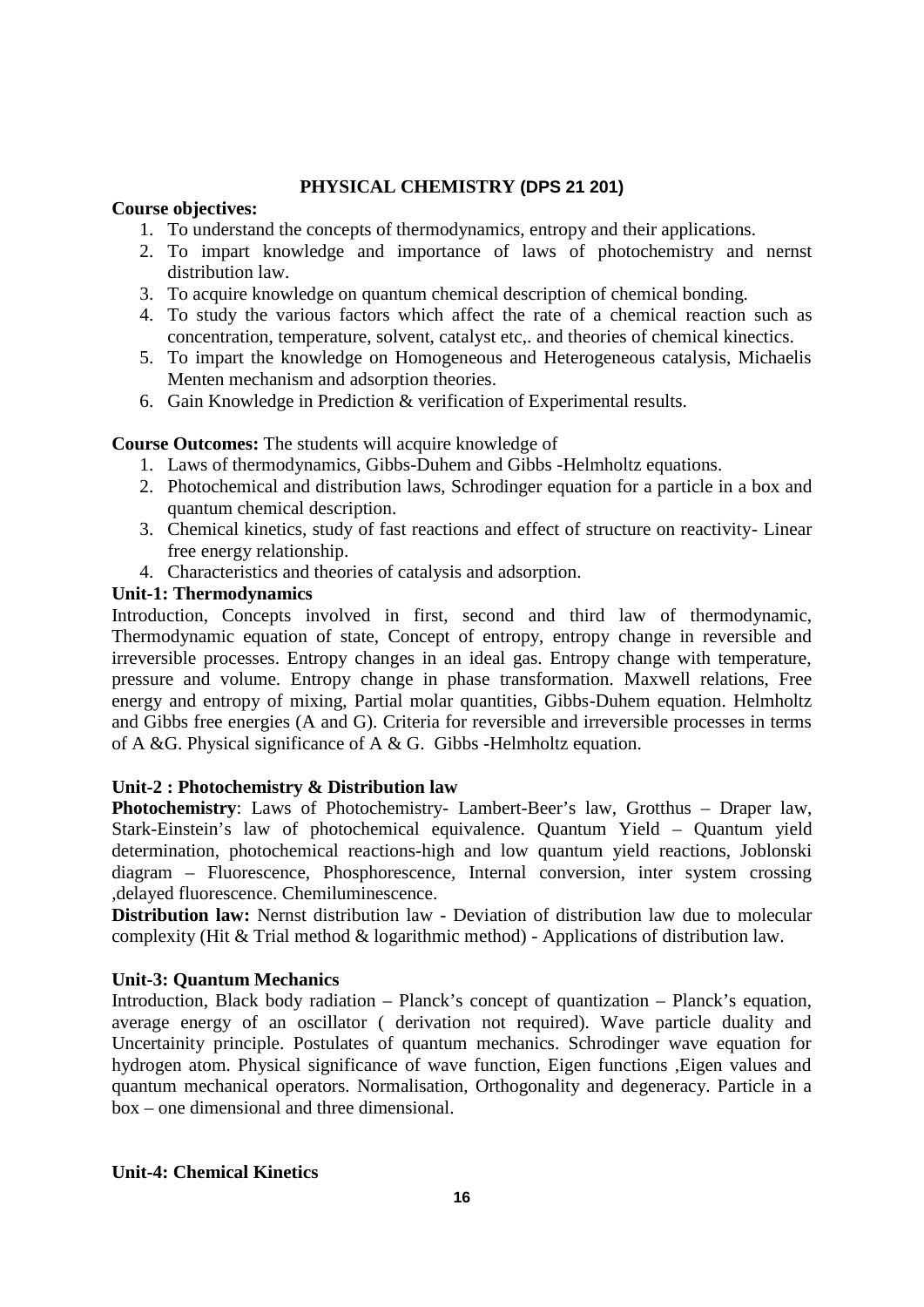## PHYSICAL CHEMISTRY (DPS 21 201)

**Course objectives:**

1. To understand the concepts of thermodynamics, entropy and their applications.
2. To impart knowledge and importance of laws of photochemistry and nernst distribution law.
3. To acquire knowledge on quantum chemical description of chemical bonding.
4. To study the various factors which affect the rate of a chemical reaction such as concentration, temperature, solvent, catalyst etc,. and theories of chemical kinectics.
5. To impart the knowledge on Homogeneous and Heterogeneous catalysis, Michaelis Menten mechanism and adsorption theories.
6. Gain Knowledge in Prediction & verification of Experimental results.

**Course Outcomes:** The students will acquire knowledge of

1. Laws of thermodynamics, Gibbs-Duhem and Gibbs -Helmholtz equations.
2. Photochemical and distribution laws, Schrodinger equation for a particle in a box and quantum chemical description.
3. Chemical kinetics, study of fast reactions and effect of structure on reactivity- Linear free energy relationship.
4. Characteristics and theories of catalysis and adsorption.

**Unit-1: Thermodynamics**

Introduction, Concepts involved in first, second and third law of thermodynamic, Thermodynamic equation of state, Concept of entropy, entropy change in reversible and irreversible processes. Entropy changes in an ideal gas. Entropy change with temperature, pressure and volume. Entropy change in phase transformation. Maxwell relations, Free energy and entropy of mixing, Partial molar quantities, Gibbs-Duhem equation. Helmholtz and Gibbs free energies (A and G). Criteria for reversible and irreversible processes in terms of A &G. Physical significance of A & G. Gibbs -Helmholtz equation.

**Unit-2 : Photochemistry & Distribution law**

**Photochemistry**: Laws of Photochemistry- Lambert-Beer's law, Grotthus – Draper law, Stark-Einstein's law of photochemical equivalence. Quantum Yield – Quantum yield determination, photochemical reactions-high and low quantum yield reactions, Joblonski diagram – Fluorescence, Phosphorescence, Internal conversion, inter system crossing ,delayed fluorescence. Chemiluminescence.

**Distribution law:** Nernst distribution law - Deviation of distribution law due to molecular complexity (Hit & Trial method & logarithmic method) - Applications of distribution law.

**Unit-3: Quantum Mechanics**

Introduction, Black body radiation – Planck's concept of quantization – Planck's equation, average energy of an oscillator ( derivation not required). Wave particle duality and Uncertainity principle. Postulates of quantum mechanics. Schrodinger wave equation for hydrogen atom. Physical significance of wave function, Eigen functions ,Eigen values and quantum mechanical operators. Normalisation, Orthogonality and degeneracy. Particle in a box – one dimensional and three dimensional.

**Unit-4: Chemical Kinetics**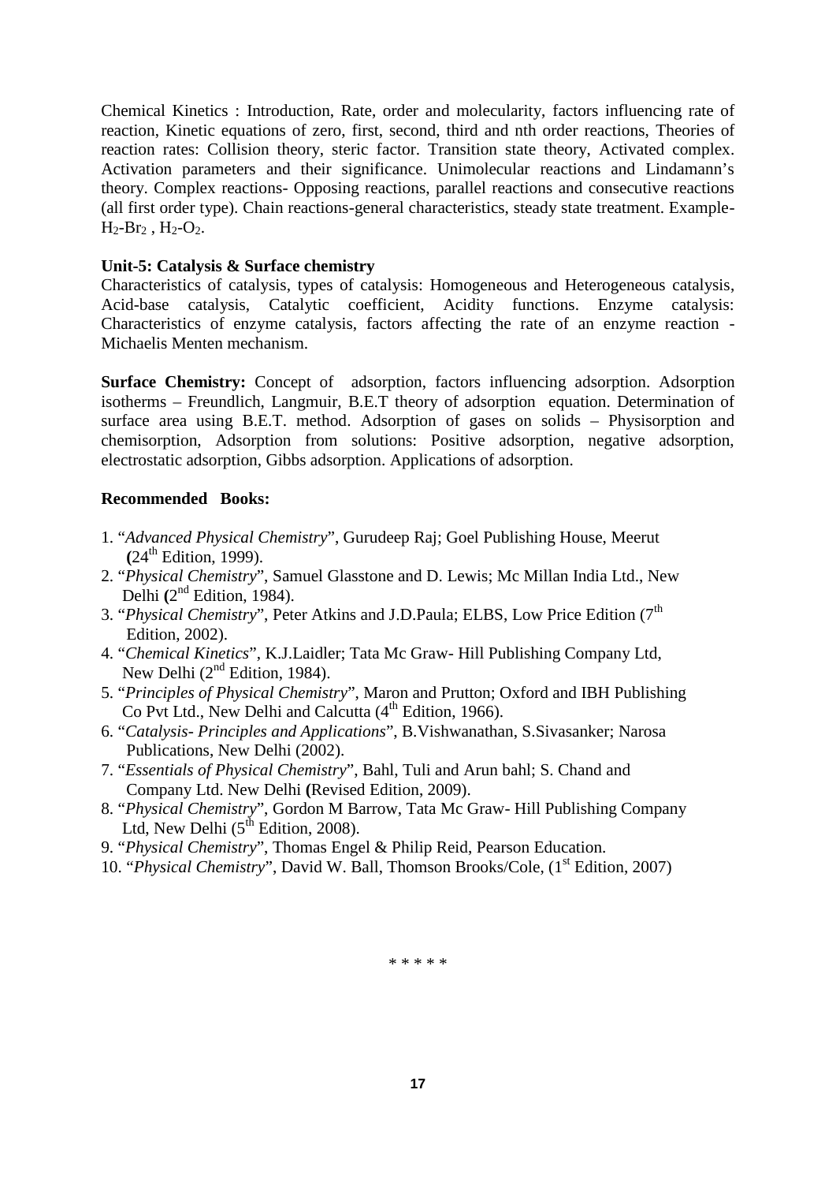Chemical Kinetics : Introduction, Rate, order and molecularity, factors influencing rate of reaction, Kinetic equations of zero, first, second, third and nth order reactions, Theories of reaction rates: Collision theory, steric factor. Transition state theory, Activated complex. Activation parameters and their significance. Unimolecular reactions and Lindamann's theory. Complex reactions- Opposing reactions, parallel reactions and consecutive reactions (all first order type). Chain reactions-general characteristics, steady state treatment. Example- $H_2$-$Br_2$ , $H_2$-$O_2$.

**Unit-5: Catalysis & Surface chemistry**

Characteristics of catalysis, types of catalysis: Homogeneous and Heterogeneous catalysis, Acid-base catalysis, Catalytic coefficient, Acidity functions. Enzyme catalysis: Characteristics of enzyme catalysis, factors affecting the rate of an enzyme reaction - Michaelis Menten mechanism.

**Surface Chemistry:** Concept of adsorption, factors influencing adsorption. Adsorption isotherms – Freundlich, Langmuir, B.E.T theory of adsorption equation. Determination of surface area using B.E.T. method. Adsorption of gases on solids – Physisorption and chemisorption, Adsorption from solutions: Positive adsorption, negative adsorption, electrostatic adsorption, Gibbs adsorption. Applications of adsorption.

**Recommended Books:**

1. "*Advanced Physical Chemistry*", Gurudeep Raj; Goel Publishing House, Meerut (24th Edition, 1999).
2. "*Physical Chemistry*", Samuel Glasstone and D. Lewis; Mc Millan India Ltd., New Delhi (2nd Edition, 1984).
3. "*Physical Chemistry*", Peter Atkins and J.D.Paula; ELBS, Low Price Edition (7th Edition, 2002).
4. "*Chemical Kinetics*", K.J.Laidler; Tata Mc Graw- Hill Publishing Company Ltd, New Delhi (2nd Edition, 1984).
5. "*Principles of Physical Chemistry*", Maron and Prutton; Oxford and IBH Publishing Co Pvt Ltd., New Delhi and Calcutta (4th Edition, 1966).
6. "*Catalysis- Principles and Applications*", B.Vishwanathan, S.Sivasanker; Narosa Publications, New Delhi (2002).
7. "*Essentials of Physical Chemistry*", Bahl, Tuli and Arun bahl; S. Chand and Company Ltd. New Delhi (Revised Edition, 2009).
8. "*Physical Chemistry*", Gordon M Barrow, Tata Mc Graw- Hill Publishing Company Ltd, New Delhi (5th Edition, 2008).
9. "*Physical Chemistry*", Thomas Engel & Philip Reid, Pearson Education.
10. "*Physical Chemistry*", David W. Ball, Thomson Brooks/Cole, (1st Edition, 2007)

\* \* \* \* \*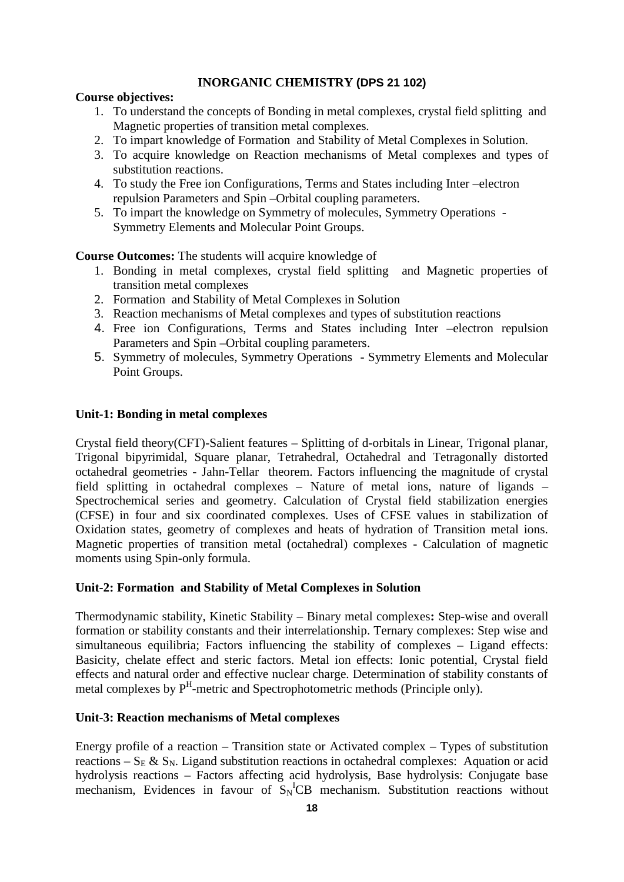## INORGANIC CHEMISTRY (DPS 21 102)

**Course objectives:**

1. To understand the concepts of Bonding in metal complexes, crystal field splitting and Magnetic properties of transition metal complexes.
2. To impart knowledge of Formation and Stability of Metal Complexes in Solution.
3. To acquire knowledge on Reaction mechanisms of Metal complexes and types of substitution reactions.
4. To study the Free ion Configurations, Terms and States including Inter –electron repulsion Parameters and Spin –Orbital coupling parameters.
5. To impart the knowledge on Symmetry of molecules, Symmetry Operations - Symmetry Elements and Molecular Point Groups.

**Course Outcomes:** The students will acquire knowledge of

1. Bonding in metal complexes, crystal field splitting and Magnetic properties of transition metal complexes
2. Formation and Stability of Metal Complexes in Solution
3. Reaction mechanisms of Metal complexes and types of substitution reactions
4. Free ion Configurations, Terms and States including Inter –electron repulsion Parameters and Spin –Orbital coupling parameters.
5. Symmetry of molecules, Symmetry Operations - Symmetry Elements and Molecular Point Groups.

**Unit-1: Bonding in metal complexes**

Crystal field theory(CFT)-Salient features – Splitting of d-orbitals in Linear, Trigonal planar, Trigonal bipyrimidal, Square planar, Tetrahedral, Octahedral and Tetragonally distorted octahedral geometries - Jahn-Tellar theorem. Factors influencing the magnitude of crystal field splitting in octahedral complexes – Nature of metal ions, nature of ligands – Spectrochemical series and geometry. Calculation of Crystal field stabilization energies (CFSE) in four and six coordinated complexes. Uses of CFSE values in stabilization of Oxidation states, geometry of complexes and heats of hydration of Transition metal ions. Magnetic properties of transition metal (octahedral) complexes - Calculation of magnetic moments using Spin-only formula.

**Unit-2: Formation and Stability of Metal Complexes in Solution**

Thermodynamic stability, Kinetic Stability – Binary metal complexes**:** Step-wise and overall formation or stability constants and their interrelationship. Ternary complexes: Step wise and simultaneous equilibria; Factors influencing the stability of complexes – Ligand effects: Basicity, chelate effect and steric factors. Metal ion effects: Ionic potential, Crystal field effects and natural order and effective nuclear charge. Determination of stability constants of metal complexes by $P^H$-metric and Spectrophotometric methods (Principle only).

**Unit-3: Reaction mechanisms of Metal complexes**

Energy profile of a reaction – Transition state or Activated complex – Types of substitution reactions – $S_E$ & $S_N$. Ligand substitution reactions in octahedral complexes: Aquation or acid hydrolysis reactions – Factors affecting acid hydrolysis, Base hydrolysis: Conjugate base mechanism, Evidences in favour of $S_N{}^ICB$ mechanism. Substitution reactions without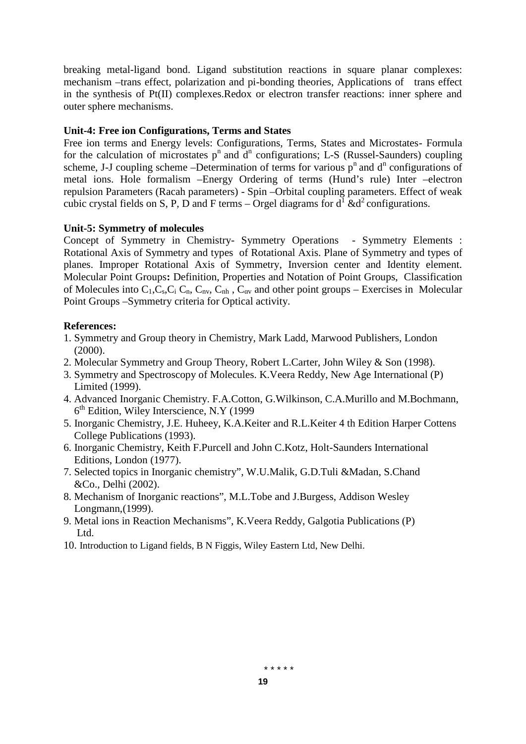breaking metal-ligand bond. Ligand substitution reactions in square planar complexes: mechanism –trans effect, polarization and pi-bonding theories, Applications of trans effect in the synthesis of Pt(II) complexes.Redox or electron transfer reactions: inner sphere and outer sphere mechanisms.

**Unit-4: Free ion Configurations, Terms and States**

Free ion terms and Energy levels: Configurations, Terms, States and Microstates- Formula for the calculation of microstates $p^n$ and $d^n$ configurations; L-S (Russel-Saunders) coupling scheme, J-J coupling scheme –Determination of terms for various $p^n$ and $d^n$ configurations of metal ions. Hole formalism –Energy Ordering of terms (Hund's rule) Inter –electron repulsion Parameters (Racah parameters) - Spin –Orbital coupling parameters. Effect of weak cubic crystal fields on S, P, D and F terms – Orgel diagrams for $d^1$ &$d^2$ configurations.

**Unit-5: Symmetry of molecules**

Concept of Symmetry in Chemistry- Symmetry Operations - Symmetry Elements : Rotational Axis of Symmetry and types of Rotational Axis. Plane of Symmetry and types of planes. Improper Rotational Axis of Symmetry, Inversion center and Identity element. Molecular Point Groups**:** Definition, Properties and Notation of Point Groups, Classification of Molecules into $C_1$,$C_s$,$C_i$ $C_n$, $C_{nv}$, $C_{nh}$ , $C_{\alpha v}$ and other point groups – Exercises in Molecular Point Groups –Symmetry criteria for Optical activity.

**References:**

1. Symmetry and Group theory in Chemistry, Mark Ladd, Marwood Publishers, London (2000).
2. Molecular Symmetry and Group Theory, Robert L.Carter, John Wiley & Son (1998).
3. Symmetry and Spectroscopy of Molecules. K.Veera Reddy, New Age International (P) Limited (1999).
4. Advanced Inorganic Chemistry. F.A.Cotton, G.Wilkinson, C.A.Murillo and M.Bochmann, 6th Edition, Wiley Interscience, N.Y (1999
5. Inorganic Chemistry, J.E. Huheey, K.A.Keiter and R.L.Keiter 4 th Edition Harper Cottens College Publications (1993).
6. Inorganic Chemistry, Keith F.Purcell and John C.Kotz, Holt-Saunders International Editions, London (1977).
7. Selected topics in Inorganic chemistry", W.U.Malik, G.D.Tuli &Madan, S.Chand &Co., Delhi (2002).
8. Mechanism of Inorganic reactions", M.L.Tobe and J.Burgess, Addison Wesley Longmann,(1999).
9. Metal ions in Reaction Mechanisms", K.Veera Reddy, Galgotia Publications (P) Ltd.
10. Introduction to Ligand fields, B N Figgis, Wiley Eastern Ltd, New Delhi.

\* \* \* \* \*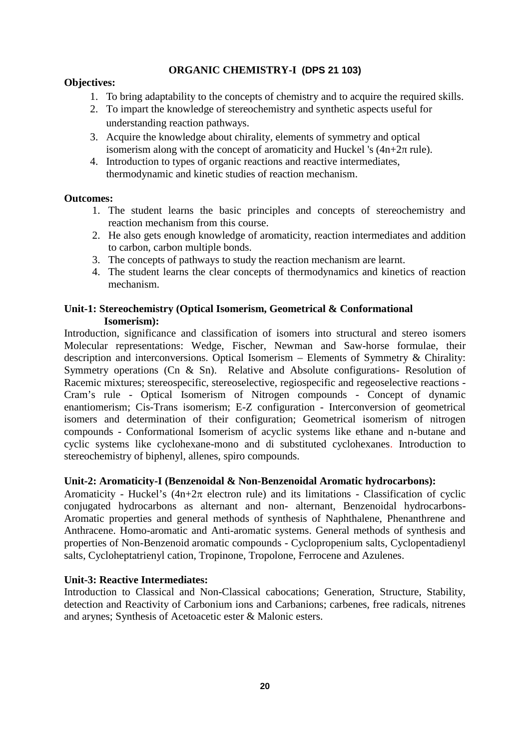## ORGANIC CHEMISTRY-I (DPS 21 103)

**Objectives:**

1. To bring adaptability to the concepts of chemistry and to acquire the required skills.
2. To impart the knowledge of stereochemistry and synthetic aspects useful for understanding reaction pathways.
3. Acquire the knowledge about chirality, elements of symmetry and optical isomerism along with the concept of aromaticity and Huckel 's ($4n+2\pi$ rule).
4. Introduction to types of organic reactions and reactive intermediates, thermodynamic and kinetic studies of reaction mechanism.

**Outcomes:**

1. The student learns the basic principles and concepts of stereochemistry and reaction mechanism from this course.
2. He also gets enough knowledge of aromaticity, reaction intermediates and addition to carbon, carbon multiple bonds.
3. The concepts of pathways to study the reaction mechanism are learnt.
4. The student learns the clear concepts of thermodynamics and kinetics of reaction mechanism.

**Unit-1: Stereochemistry (Optical Isomerism, Geometrical & Conformational Isomerism):**

Introduction, significance and classification of isomers into structural and stereo isomers Molecular representations: Wedge, Fischer, Newman and Saw-horse formulae, their description and interconversions. Optical Isomerism – Elements of Symmetry & Chirality: Symmetry operations (Cn & Sn). Relative and Absolute configurations- Resolution of Racemic mixtures; stereospecific, stereoselective, regiospecific and regeoselective reactions - Cram's rule - Optical Isomerism of Nitrogen compounds - Concept of dynamic enantiomerism; Cis-Trans isomerism; E-Z configuration - Interconversion of geometrical isomers and determination of their configuration; Geometrical isomerism of nitrogen compounds - Conformational Isomerism of acyclic systems like ethane and n-butane and cyclic systems like cyclohexane-mono and di substituted cyclohexanes. Introduction to stereochemistry of biphenyl, allenes, spiro compounds.

**Unit-2: Aromaticity-I (Benzenoidal & Non-Benzenoidal Aromatic hydrocarbons):**

Aromaticity - Huckel's ($4n+2\pi$ electron rule) and its limitations - Classification of cyclic conjugated hydrocarbons as alternant and non- alternant, Benzenoidal hydrocarbons- Aromatic properties and general methods of synthesis of Naphthalene, Phenanthrene and Anthracene. Homo-aromatic and Anti-aromatic systems. General methods of synthesis and properties of Non-Benzenoid aromatic compounds - Cyclopropenium salts, Cyclopentadienyl salts, Cycloheptatrienyl cation, Tropinone, Tropolone, Ferrocene and Azulenes.

**Unit-3: Reactive Intermediates:**

Introduction to Classical and Non-Classical cabocations; Generation, Structure, Stability, detection and Reactivity of Carbonium ions and Carbanions; carbenes, free radicals, nitrenes and arynes; Synthesis of Acetoacetic ester & Malonic esters.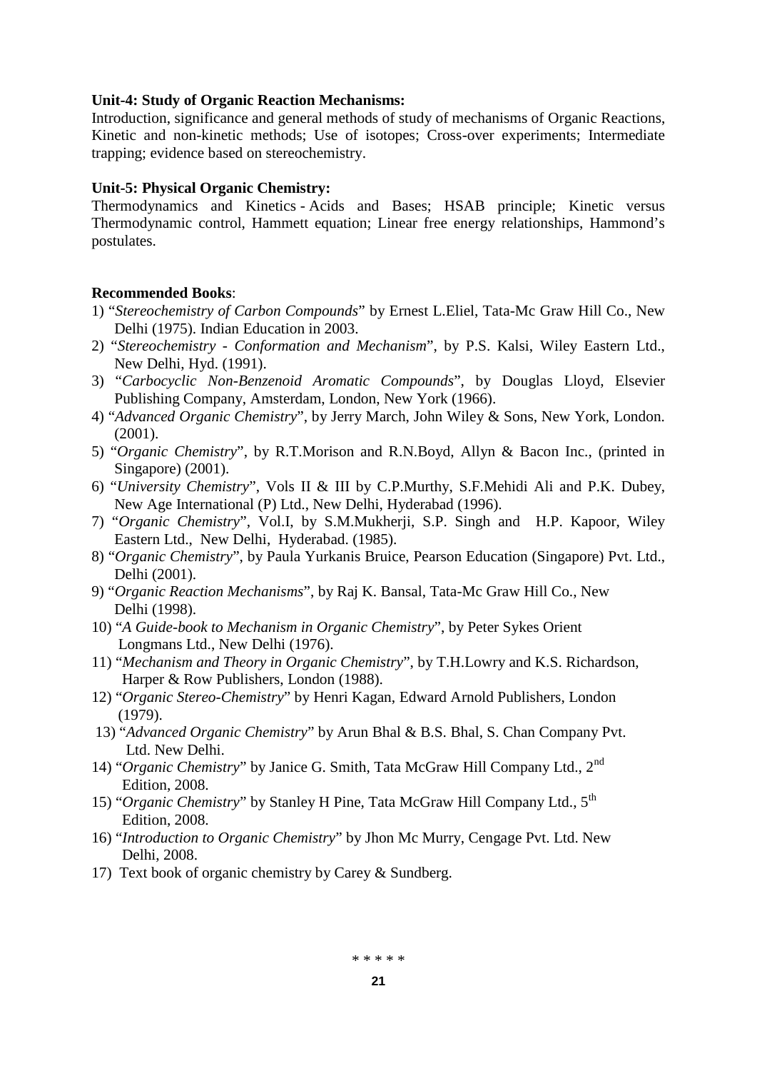**Unit-4: Study of Organic Reaction Mechanisms:**

Introduction, significance and general methods of study of mechanisms of Organic Reactions, Kinetic and non-kinetic methods; Use of isotopes; Cross-over experiments; Intermediate trapping; evidence based on stereochemistry.

**Unit-5: Physical Organic Chemistry:**

Thermodynamics and Kinetics - Acids and Bases; HSAB principle; Kinetic versus Thermodynamic control, Hammett equation; Linear free energy relationships, Hammond's postulates.

**Recommended Books**:

1) "*Stereochemistry of Carbon Compounds*" by Ernest L.Eliel, Tata-Mc Graw Hill Co., New Delhi (1975). Indian Education in 2003.
2) "*Stereochemistry - Conformation and Mechanism*", by P.S. Kalsi, Wiley Eastern Ltd., New Delhi, Hyd. (1991).
3) "*Carbocyclic Non-Benzenoid Aromatic Compounds*", by Douglas Lloyd, Elsevier Publishing Company, Amsterdam, London, New York (1966).
4) "*Advanced Organic Chemistry*", by Jerry March, John Wiley & Sons, New York, London. (2001).
5) "*Organic Chemistry*", by R.T.Morison and R.N.Boyd, Allyn & Bacon Inc., (printed in Singapore) (2001).
6) "*University Chemistry*", Vols II & III by C.P.Murthy, S.F.Mehidi Ali and P.K. Dubey, New Age International (P) Ltd., New Delhi, Hyderabad (1996).
7) "*Organic Chemistry*", Vol.I, by S.M.Mukherji, S.P. Singh and H.P. Kapoor, Wiley Eastern Ltd., New Delhi, Hyderabad. (1985).
8) "*Organic Chemistry*", by Paula Yurkanis Bruice, Pearson Education (Singapore) Pvt. Ltd., Delhi (2001).
9) "*Organic Reaction Mechanisms*", by Raj K. Bansal, Tata-Mc Graw Hill Co., New Delhi (1998).
10) "*A Guide-book to Mechanism in Organic Chemistry*", by Peter Sykes Orient Longmans Ltd., New Delhi (1976).
11) "*Mechanism and Theory in Organic Chemistry*", by T.H.Lowry and K.S. Richardson, Harper & Row Publishers, London (1988).
12) "*Organic Stereo-Chemistry*" by Henri Kagan, Edward Arnold Publishers, London (1979).
13) "*Advanced Organic Chemistry*" by Arun Bhal & B.S. Bhal, S. Chan Company Pvt. Ltd. New Delhi.
14) "*Organic Chemistry*" by Janice G. Smith, Tata McGraw Hill Company Ltd., 2nd Edition, 2008.
15) "*Organic Chemistry*" by Stanley H Pine, Tata McGraw Hill Company Ltd., 5th Edition, 2008.
16) "*Introduction to Organic Chemistry*" by Jhon Mc Murry, Cengage Pvt. Ltd. New Delhi, 2008.
17) Text book of organic chemistry by Carey & Sundberg.

\* \* \* \* \*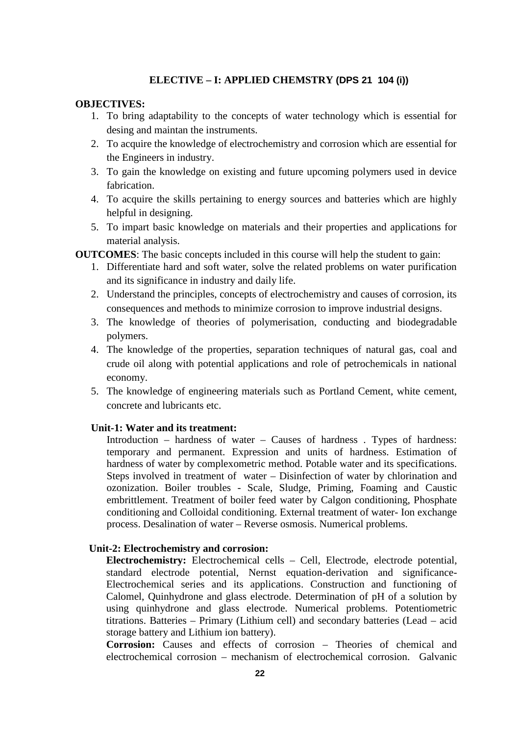## ELECTIVE – I: APPLIED CHEMSTRY (DPS 21 104 (i))

**OBJECTIVES:**

1. To bring adaptability to the concepts of water technology which is essential for desing and maintan the instruments.
2. To acquire the knowledge of electrochemistry and corrosion which are essential for the Engineers in industry.
3. To gain the knowledge on existing and future upcoming polymers used in device fabrication.
4. To acquire the skills pertaining to energy sources and batteries which are highly helpful in designing.
5. To impart basic knowledge on materials and their properties and applications for material analysis.

**OUTCOMES**: The basic concepts included in this course will help the student to gain:

1. Differentiate hard and soft water, solve the related problems on water purification and its significance in industry and daily life.
2. Understand the principles, concepts of electrochemistry and causes of corrosion, its consequences and methods to minimize corrosion to improve industrial designs.
3. The knowledge of theories of polymerisation, conducting and biodegradable polymers.
4. The knowledge of the properties, separation techniques of natural gas, coal and crude oil along with potential applications and role of petrochemicals in national economy.
5. The knowledge of engineering materials such as Portland Cement, white cement, concrete and lubricants etc.

**Unit-1: Water and its treatment:**

Introduction – hardness of water – Causes of hardness . Types of hardness: temporary and permanent. Expression and units of hardness. Estimation of hardness of water by complexometric method. Potable water and its specifications. Steps involved in treatment of water – Disinfection of water by chlorination and ozonization. Boiler troubles - Scale, Sludge, Priming, Foaming and Caustic embrittlement. Treatment of boiler feed water by Calgon conditioning, Phosphate conditioning and Colloidal conditioning. External treatment of water- Ion exchange process. Desalination of water – Reverse osmosis. Numerical problems.

**Unit-2: Electrochemistry and corrosion:**

**Electrochemistry:** Electrochemical cells – Cell, Electrode, electrode potential, standard electrode potential, Nernst equation-derivation and significance-Electrochemical series and its applications. Construction and functioning of Calomel, Quinhydrone and glass electrode. Determination of pH of a solution by using quinhydrone and glass electrode. Numerical problems. Potentiometric titrations. Batteries – Primary (Lithium cell) and secondary batteries (Lead – acid storage battery and Lithium ion battery).

**Corrosion:** Causes and effects of corrosion – Theories of chemical and electrochemical corrosion – mechanism of electrochemical corrosion. Galvanic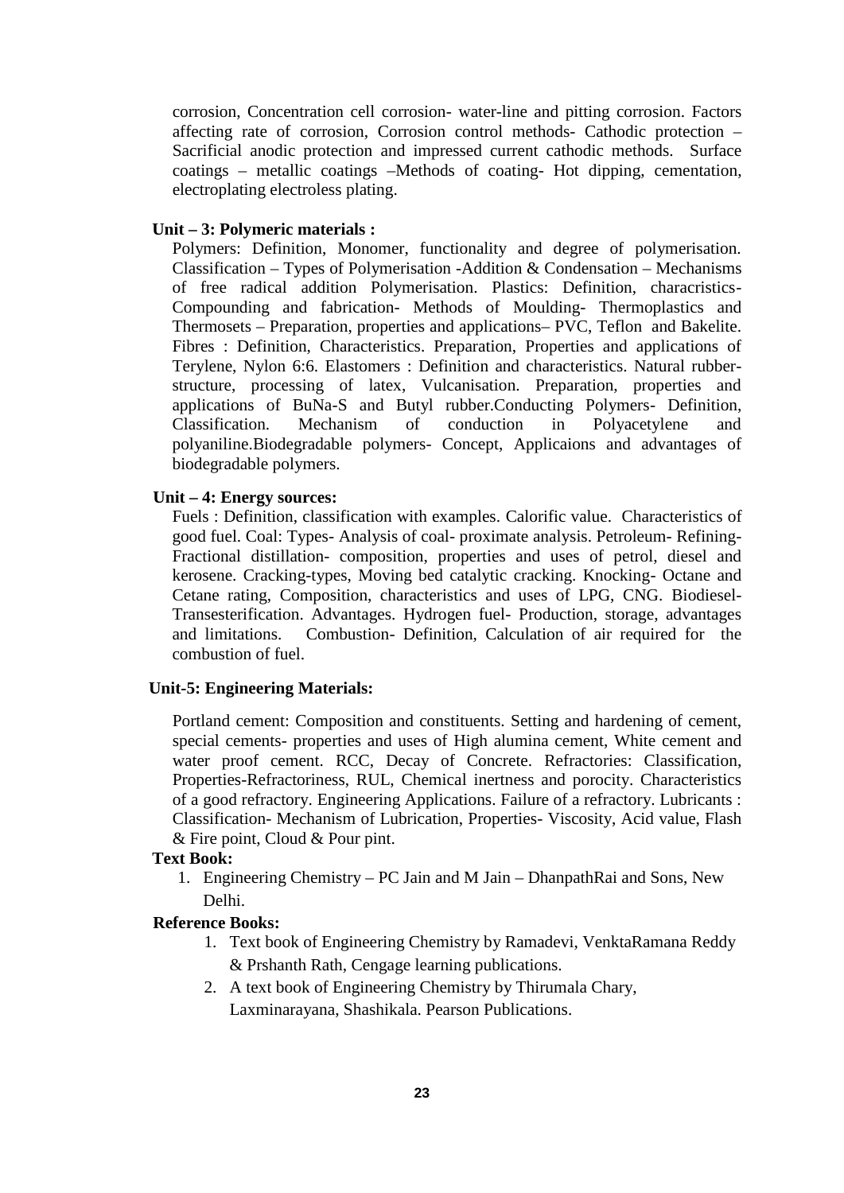corrosion, Concentration cell corrosion- water-line and pitting corrosion. Factors affecting rate of corrosion, Corrosion control methods- Cathodic protection – Sacrificial anodic protection and impressed current cathodic methods. Surface coatings – metallic coatings –Methods of coating- Hot dipping, cementation, electroplating electroless plating.

**Unit – 3: Polymeric materials :**

Polymers: Definition, Monomer, functionality and degree of polymerisation. Classification – Types of Polymerisation -Addition & Condensation – Mechanisms of free radical addition Polymerisation. Plastics: Definition, characristics- Compounding and fabrication- Methods of Moulding- Thermoplastics and Thermosets – Preparation, properties and applications– PVC, Teflon and Bakelite. Fibres : Definition, Characteristics. Preparation, Properties and applications of Terylene, Nylon 6:6. Elastomers : Definition and characteristics. Natural rubber- structure, processing of latex, Vulcanisation. Preparation, properties and applications of BuNa-S and Butyl rubber.Conducting Polymers- Definition, Classification. Mechanism of conduction in Polyacetylene and polyaniline.Biodegradable polymers- Concept, Applicaions and advantages of biodegradable polymers.

**Unit – 4: Energy sources:**

Fuels : Definition, classification with examples. Calorific value. Characteristics of good fuel. Coal: Types- Analysis of coal- proximate analysis. Petroleum- Refining- Fractional distillation- composition, properties and uses of petrol, diesel and kerosene. Cracking-types, Moving bed catalytic cracking. Knocking- Octane and Cetane rating, Composition, characteristics and uses of LPG, CNG. Biodiesel- Transesterification. Advantages. Hydrogen fuel- Production, storage, advantages and limitations. Combustion- Definition, Calculation of air required for the combustion of fuel.

**Unit-5: Engineering Materials:**

Portland cement: Composition and constituents. Setting and hardening of cement, special cements- properties and uses of High alumina cement, White cement and water proof cement. RCC, Decay of Concrete. Refractories: Classification, Properties-Refractoriness, RUL, Chemical inertness and porocity. Characteristics of a good refractory. Engineering Applications. Failure of a refractory. Lubricants : Classification- Mechanism of Lubrication, Properties- Viscosity, Acid value, Flash & Fire point, Cloud & Pour pint.

**Text Book:**

1. Engineering Chemistry – PC Jain and M Jain – DhanpathRai and Sons, New Delhi.

**Reference Books:**

1. Text book of Engineering Chemistry by Ramadevi, VenktaRamana Reddy & Prshanth Rath, Cengage learning publications.
2. A text book of Engineering Chemistry by Thirumala Chary, Laxminarayana, Shashikala. Pearson Publications.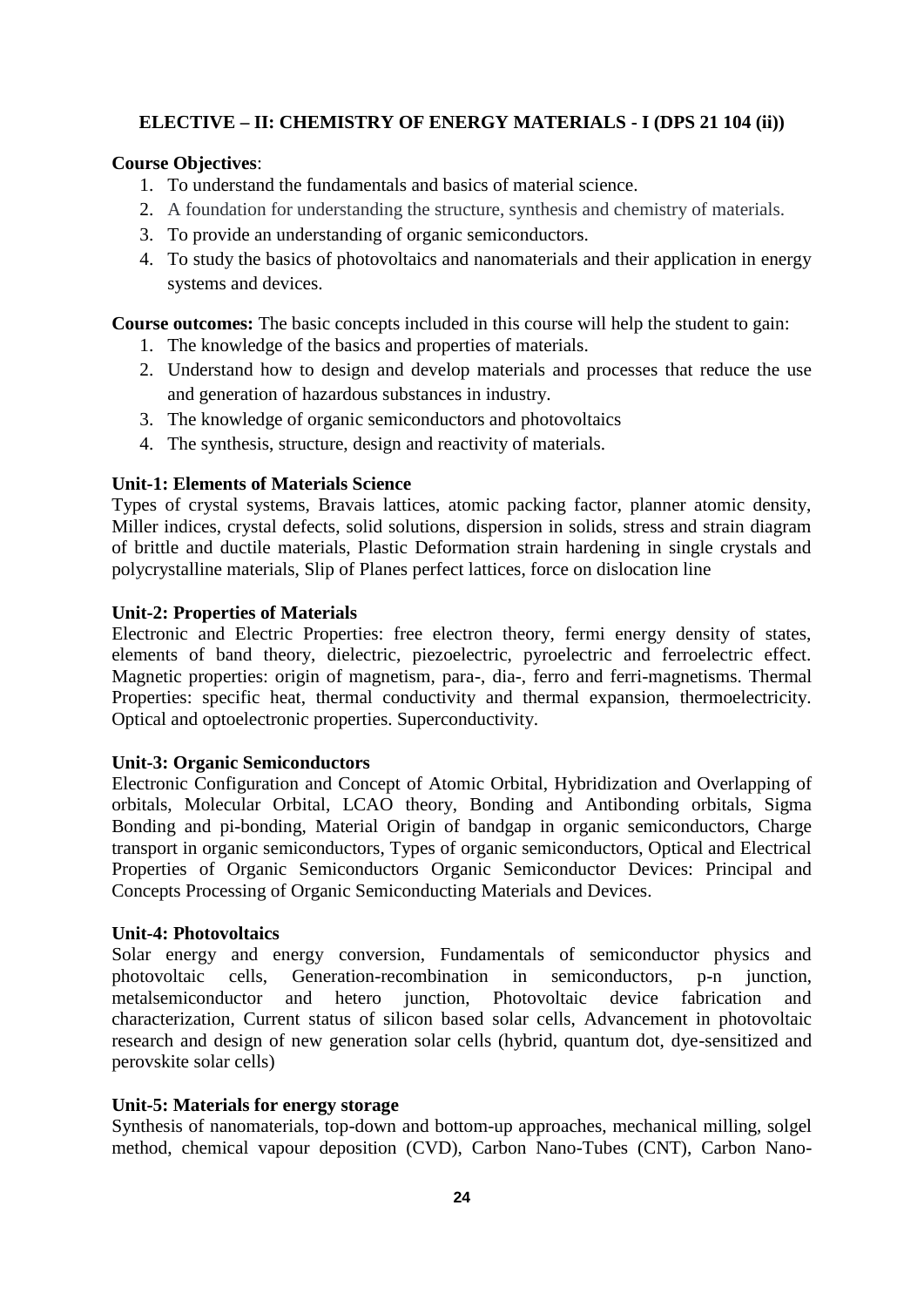### ELECTIVE – II: CHEMISTRY OF ENERGY MATERIALS - I (DPS 21 104 (ii))

**Course Objectives**:

1. To understand the fundamentals and basics of material science.
2. A foundation for understanding the structure, synthesis and chemistry of materials.
3. To provide an understanding of organic semiconductors.
4. To study the basics of photovoltaics and nanomaterials and their application in energy systems and devices.

**Course outcomes:** The basic concepts included in this course will help the student to gain:

1. The knowledge of the basics and properties of materials.
2. Understand how to design and develop materials and processes that reduce the use and generation of hazardous substances in industry.
3. The knowledge of organic semiconductors and photovoltaics
4. The synthesis, structure, design and reactivity of materials.

**Unit-1: Elements of Materials Science**

Types of crystal systems, Bravais lattices, atomic packing factor, planner atomic density, Miller indices, crystal defects, solid solutions, dispersion in solids, stress and strain diagram of brittle and ductile materials, Plastic Deformation strain hardening in single crystals and polycrystalline materials, Slip of Planes perfect lattices, force on dislocation line

**Unit-2: Properties of Materials**

Electronic and Electric Properties: free electron theory, fermi energy density of states, elements of band theory, dielectric, piezoelectric, pyroelectric and ferroelectric effect. Magnetic properties: origin of magnetism, para-, dia-, ferro and ferri-magnetisms. Thermal Properties: specific heat, thermal conductivity and thermal expansion, thermoelectricity. Optical and optoelectronic properties. Superconductivity.

**Unit-3: Organic Semiconductors**

Electronic Configuration and Concept of Atomic Orbital, Hybridization and Overlapping of orbitals, Molecular Orbital, LCAO theory, Bonding and Antibonding orbitals, Sigma Bonding and pi-bonding, Material Origin of bandgap in organic semiconductors, Charge transport in organic semiconductors, Types of organic semiconductors, Optical and Electrical Properties of Organic Semiconductors Organic Semiconductor Devices: Principal and Concepts Processing of Organic Semiconducting Materials and Devices.

**Unit-4: Photovoltaics**

Solar energy and energy conversion, Fundamentals of semiconductor physics and photovoltaic cells, Generation-recombination in semiconductors, p-n junction, metalsemiconductor and hetero junction, Photovoltaic device fabrication and characterization, Current status of silicon based solar cells, Advancement in photovoltaic research and design of new generation solar cells (hybrid, quantum dot, dye-sensitized and perovskite solar cells)

**Unit-5: Materials for energy storage**

Synthesis of nanomaterials, top-down and bottom-up approaches, mechanical milling, solgel method, chemical vapour deposition (CVD), Carbon Nano-Tubes (CNT), Carbon Nano-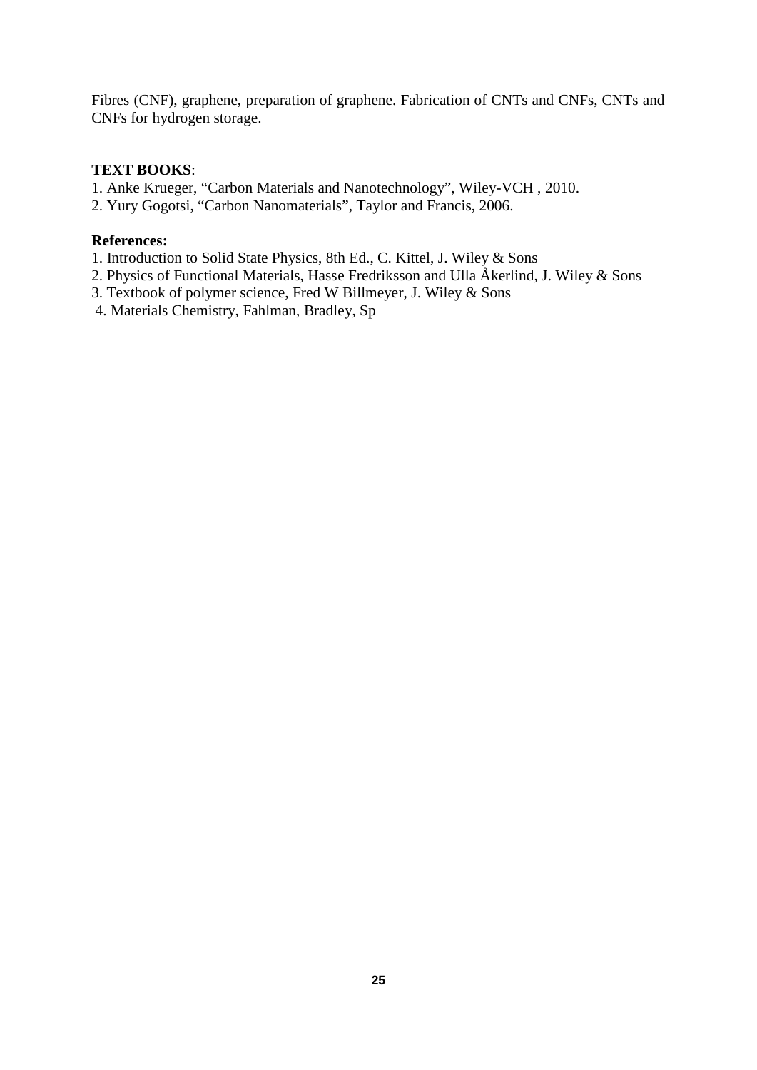Fibres (CNF), graphene, preparation of graphene. Fabrication of CNTs and CNFs, CNTs and CNFs for hydrogen storage.

**TEXT BOOKS**:

1. Anke Krueger, "Carbon Materials and Nanotechnology", Wiley-VCH , 2010.
2. Yury Gogotsi, "Carbon Nanomaterials", Taylor and Francis, 2006.

**References:**

1. Introduction to Solid State Physics, 8th Ed., C. Kittel, J. Wiley & Sons
2. Physics of Functional Materials, Hasse Fredriksson and Ulla Åkerlind, J. Wiley & Sons
3. Textbook of polymer science, Fred W Billmeyer, J. Wiley & Sons
4. Materials Chemistry, Fahlman, Bradley, Sp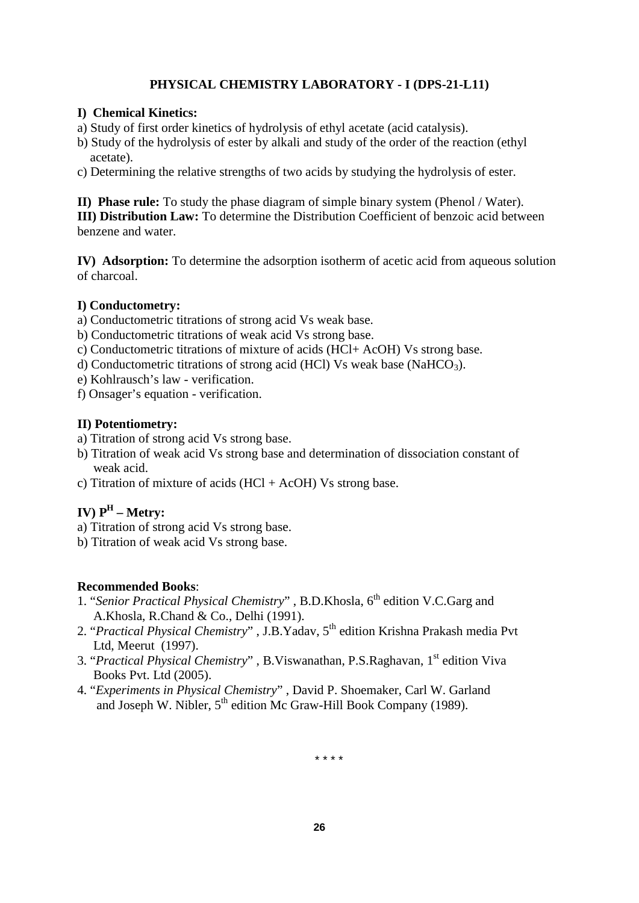## PHYSICAL CHEMISTRY LABORATORY - I (DPS-21-L11)

**I) Chemical Kinetics:**

a) Study of first order kinetics of hydrolysis of ethyl acetate (acid catalysis).

b) Study of the hydrolysis of ester by alkali and study of the order of the reaction (ethyl acetate).

c) Determining the relative strengths of two acids by studying the hydrolysis of ester.

**II) Phase rule:** To study the phase diagram of simple binary system (Phenol / Water).

**III) Distribution Law:** To determine the Distribution Coefficient of benzoic acid between benzene and water.

**IV) Adsorption:** To determine the adsorption isotherm of acetic acid from aqueous solution of charcoal.

**I) Conductometry:**

a) Conductometric titrations of strong acid Vs weak base.

b) Conductometric titrations of weak acid Vs strong base.

c) Conductometric titrations of mixture of acids (HCl+ AcOH) Vs strong base.

d) Conductometric titrations of strong acid (HCl) Vs weak base ($NaHCO_3$).

e) Kohlrausch's law - verification.

f) Onsager's equation - verification.

**II) Potentiometry:**

a) Titration of strong acid Vs strong base.

b) Titration of weak acid Vs strong base and determination of dissociation constant of weak acid.

c) Titration of mixture of acids (HCl + AcOH) Vs strong base.

**IV) $P^H$ – Metry:**

a) Titration of strong acid Vs strong base.

b) Titration of weak acid Vs strong base.

**Recommended Books**:

1. "*Senior Practical Physical Chemistry*" , B.D.Khosla, 6th edition V.C.Garg and A.Khosla, R.Chand & Co., Delhi (1991).
2. "*Practical Physical Chemistry*" , J.B.Yadav, 5th edition Krishna Prakash media Pvt Ltd, Meerut (1997).
3. "*Practical Physical Chemistry*" , B.Viswanathan, P.S.Raghavan, 1st edition Viva Books Pvt. Ltd (2005).
4. "*Experiments in Physical Chemistry*" , David P. Shoemaker, Carl W. Garland and Joseph W. Nibler, 5th edition Mc Graw-Hill Book Company (1989).

\* \* \* \*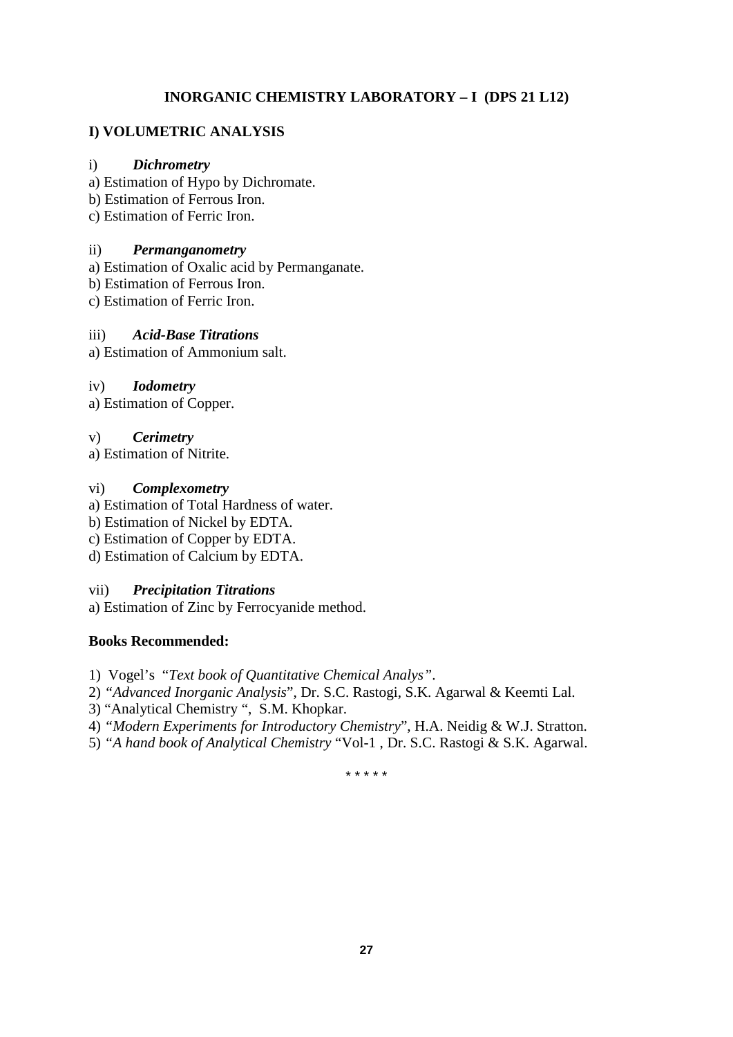## INORGANIC CHEMISTRY LABORATORY – I (DPS 21 L12)

### I) VOLUMETRIC ANALYSIS

i) ***Dichrometry***

a) Estimation of Hypo by Dichromate.
b) Estimation of Ferrous Iron.
c) Estimation of Ferric Iron.

ii) ***Permanganometry***

a) Estimation of Oxalic acid by Permanganate.
b) Estimation of Ferrous Iron.
c) Estimation of Ferric Iron.

iii) ***Acid-Base Titrations***

a) Estimation of Ammonium salt.

iv) ***Iodometry***

a) Estimation of Copper.

v) ***Cerimetry***

a) Estimation of Nitrite.

vi) ***Complexometry***

a) Estimation of Total Hardness of water.
b) Estimation of Nickel by EDTA.
c) Estimation of Copper by EDTA.
d) Estimation of Calcium by EDTA.

vii) ***Precipitation Titrations***

a) Estimation of Zinc by Ferrocyanide method.

**Books Recommended:**

1) Vogel's *"Text book of Quantitative Chemical Analys"*.
2) *"Advanced Inorganic Analysis*", Dr. S.C. Rastogi, S.K. Agarwal & Keemti Lal.
3) "Analytical Chemistry ", S.M. Khopkar.
4) *"Modern Experiments for Introductory Chemistry*", H.A. Neidig & W.J. Stratton.
5) *"A hand book of Analytical Chemistry* "Vol-1 , Dr. S.C. Rastogi & S.K. Agarwal.

\* \* \* \* \*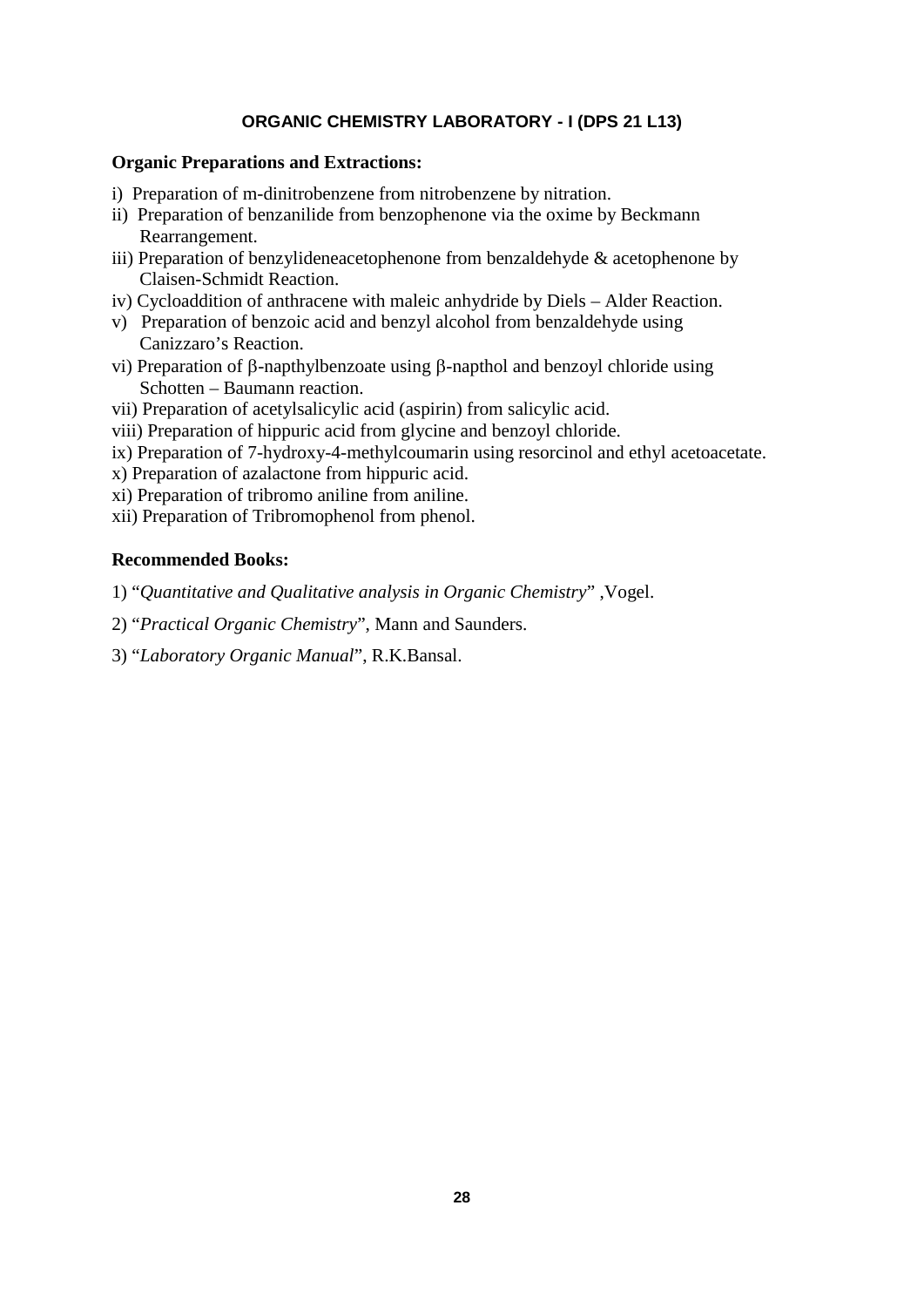## ORGANIC CHEMISTRY LABORATORY - I (DPS 21 L13)

**Organic Preparations and Extractions:**

i) Preparation of m-dinitrobenzene from nitrobenzene by nitration.
ii) Preparation of benzanilide from benzophenone via the oxime by Beckmann Rearrangement.
iii) Preparation of benzylideneacetophenone from benzaldehyde & acetophenone by Claisen-Schmidt Reaction.
iv) Cycloaddition of anthracene with maleic anhydride by Diels – Alder Reaction.
v) Preparation of benzoic acid and benzyl alcohol from benzaldehyde using Canizzaro's Reaction.
vi) Preparation of β-napthylbenzoate using β-napthol and benzoyl chloride using Schotten – Baumann reaction.
vii) Preparation of acetylsalicylic acid (aspirin) from salicylic acid.
viii) Preparation of hippuric acid from glycine and benzoyl chloride.
ix) Preparation of 7-hydroxy-4-methylcoumarin using resorcinol and ethyl acetoacetate.
x) Preparation of azalactone from hippuric acid.
xi) Preparation of tribromo aniline from aniline.
xii) Preparation of Tribromophenol from phenol.

**Recommended Books:**

1) "*Quantitative and Qualitative analysis in Organic Chemistry*" ,Vogel.

2) "*Practical Organic Chemistry*", Mann and Saunders.

3) "*Laboratory Organic Manual*", R.K.Bansal.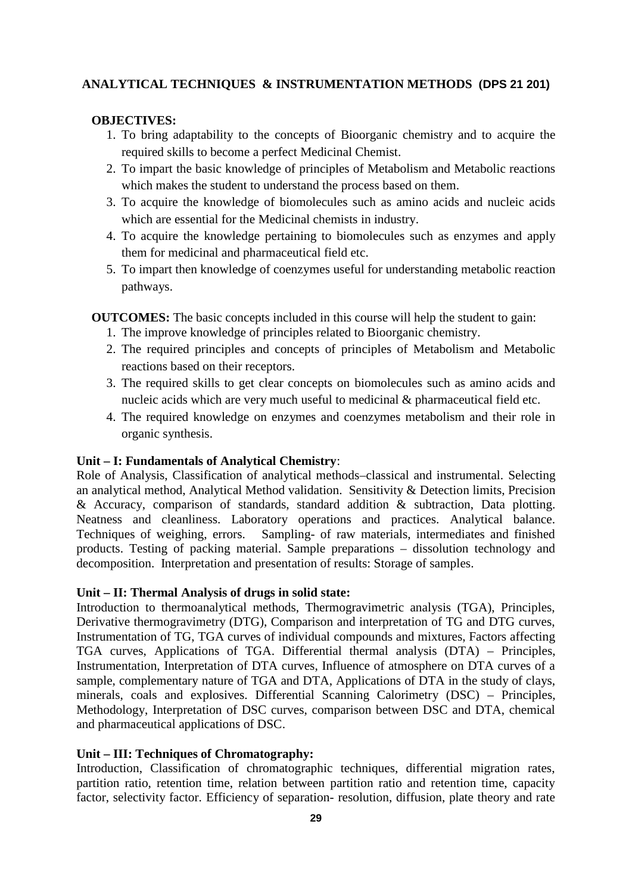## ANALYTICAL TECHNIQUES & INSTRUMENTATION METHODS (DPS 21 201)

**OBJECTIVES:**

1. To bring adaptability to the concepts of Bioorganic chemistry and to acquire the required skills to become a perfect Medicinal Chemist.
2. To impart the basic knowledge of principles of Metabolism and Metabolic reactions which makes the student to understand the process based on them.
3. To acquire the knowledge of biomolecules such as amino acids and nucleic acids which are essential for the Medicinal chemists in industry.
4. To acquire the knowledge pertaining to biomolecules such as enzymes and apply them for medicinal and pharmaceutical field etc.
5. To impart then knowledge of coenzymes useful for understanding metabolic reaction pathways.

**OUTCOMES:** The basic concepts included in this course will help the student to gain:

1. The improve knowledge of principles related to Bioorganic chemistry.
2. The required principles and concepts of principles of Metabolism and Metabolic reactions based on their receptors.
3. The required skills to get clear concepts on biomolecules such as amino acids and nucleic acids which are very much useful to medicinal & pharmaceutical field etc.
4. The required knowledge on enzymes and coenzymes metabolism and their role in organic synthesis.

**Unit – I: Fundamentals of Analytical Chemistry**:
Role of Analysis, Classification of analytical methods–classical and instrumental. Selecting an analytical method, Analytical Method validation. Sensitivity & Detection limits, Precision & Accuracy, comparison of standards, standard addition & subtraction, Data plotting. Neatness and cleanliness. Laboratory operations and practices. Analytical balance. Techniques of weighing, errors. Sampling- of raw materials, intermediates and finished products. Testing of packing material. Sample preparations – dissolution technology and decomposition. Interpretation and presentation of results: Storage of samples.

**Unit – II: Thermal Analysis of drugs in solid state:**
Introduction to thermoanalytical methods, Thermogravimetric analysis (TGA), Principles, Derivative thermogravimetry (DTG), Comparison and interpretation of TG and DTG curves, Instrumentation of TG, TGA curves of individual compounds and mixtures, Factors affecting TGA curves, Applications of TGA. Differential thermal analysis (DTA) – Principles, Instrumentation, Interpretation of DTA curves, Influence of atmosphere on DTA curves of a sample, complementary nature of TGA and DTA, Applications of DTA in the study of clays, minerals, coals and explosives. Differential Scanning Calorimetry (DSC) – Principles, Methodology, Interpretation of DSC curves, comparison between DSC and DTA, chemical and pharmaceutical applications of DSC.

**Unit – III: Techniques of Chromatography:**
Introduction, Classification of chromatographic techniques, differential migration rates, partition ratio, retention time, relation between partition ratio and retention time, capacity factor, selectivity factor. Efficiency of separation- resolution, diffusion, plate theory and rate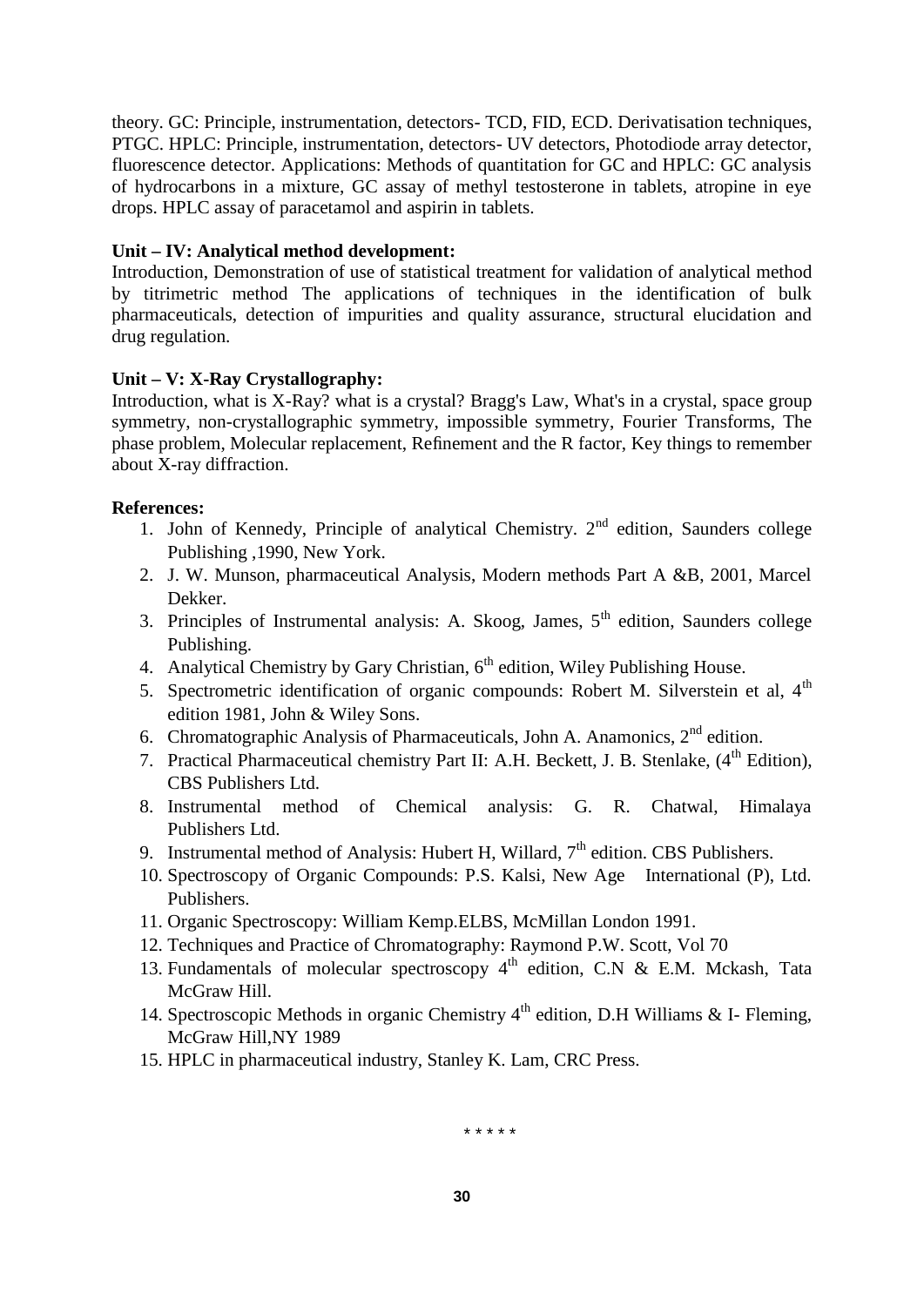theory. GC: Principle, instrumentation, detectors- TCD, FID, ECD. Derivatisation techniques, PTGC. HPLC: Principle, instrumentation, detectors- UV detectors, Photodiode array detector, fluorescence detector. Applications: Methods of quantitation for GC and HPLC: GC analysis of hydrocarbons in a mixture, GC assay of methyl testosterone in tablets, atropine in eye drops. HPLC assay of paracetamol and aspirin in tablets.

**Unit – IV: Analytical method development:**

Introduction, Demonstration of use of statistical treatment for validation of analytical method by titrimetric method The applications of techniques in the identification of bulk pharmaceuticals, detection of impurities and quality assurance, structural elucidation and drug regulation.

**Unit – V: X-Ray Crystallography:**

Introduction, what is X-Ray? what is a crystal? Bragg's Law, What's in a crystal, space group symmetry, non-crystallographic symmetry, impossible symmetry, Fourier Transforms, The phase problem, Molecular replacement, Refinement and the R factor, Key things to remember about X-ray diffraction.

**References:**

1. John of Kennedy, Principle of analytical Chemistry. 2nd edition, Saunders college Publishing ,1990, New York.
2. J. W. Munson, pharmaceutical Analysis, Modern methods Part A &B, 2001, Marcel Dekker.
3. Principles of Instrumental analysis: A. Skoog, James, 5th edition, Saunders college Publishing.
4. Analytical Chemistry by Gary Christian, 6th edition, Wiley Publishing House.
5. Spectrometric identification of organic compounds: Robert M. Silverstein et al, 4th edition 1981, John & Wiley Sons.
6. Chromatographic Analysis of Pharmaceuticals, John A. Anamonics, 2nd edition.
7. Practical Pharmaceutical chemistry Part II: A.H. Beckett, J. B. Stenlake, (4th Edition), CBS Publishers Ltd.
8. Instrumental method of Chemical analysis: G. R. Chatwal, Himalaya Publishers Ltd.
9. Instrumental method of Analysis: Hubert H, Willard, 7th edition. CBS Publishers.
10. Spectroscopy of Organic Compounds: P.S. Kalsi, New Age International (P), Ltd. Publishers.
11. Organic Spectroscopy: William Kemp.ELBS, McMillan London 1991.
12. Techniques and Practice of Chromatography: Raymond P.W. Scott, Vol 70
13. Fundamentals of molecular spectroscopy 4th edition, C.N & E.M. Mckash, Tata McGraw Hill.
14. Spectroscopic Methods in organic Chemistry 4th edition, D.H Williams & I- Fleming, McGraw Hill,NY 1989
15. HPLC in pharmaceutical industry, Stanley K. Lam, CRC Press.

\* \* \* \* \*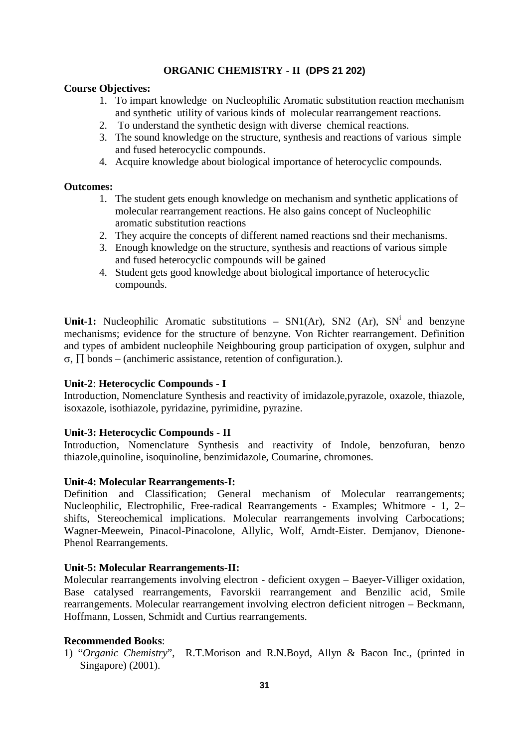## ORGANIC CHEMISTRY - II (DPS 21 202)

**Course Objectives:**

1. To impart knowledge on Nucleophilic Aromatic substitution reaction mechanism and synthetic utility of various kinds of molecular rearrangement reactions.
2. To understand the synthetic design with diverse chemical reactions.
3. The sound knowledge on the structure, synthesis and reactions of various simple and fused heterocyclic compounds.
4. Acquire knowledge about biological importance of heterocyclic compounds.

**Outcomes:**

1. The student gets enough knowledge on mechanism and synthetic applications of molecular rearrangement reactions. He also gains concept of Nucleophilic aromatic substitution reactions
2. They acquire the concepts of different named reactions snd their mechanisms.
3. Enough knowledge on the structure, synthesis and reactions of various simple and fused heterocyclic compounds will be gained
4. Student gets good knowledge about biological importance of heterocyclic compounds.

**Unit-1:** Nucleophilic Aromatic substitutions – SN1(Ar), SN2 (Ar), $SN^i$ and benzyne mechanisms; evidence for the structure of benzyne. Von Richter rearrangement. Definition and types of ambident nucleophile Neighbouring group participation of oxygen, sulphur and σ, ∏ bonds – (anchimeric assistance, retention of configuration.).

**Unit-2**: **Heterocyclic Compounds - I**

Introduction, Nomenclature Synthesis and reactivity of imidazole,pyrazole, oxazole, thiazole, isoxazole, isothiazole, pyridazine, pyrimidine, pyrazine.

**Unit-3: Heterocyclic Compounds - II**

Introduction, Nomenclature Synthesis and reactivity of Indole, benzofuran, benzo thiazole,quinoline, isoquinoline, benzimidazole, Coumarine, chromones.

**Unit-4: Molecular Rearrangements-I:**

Definition and Classification; General mechanism of Molecular rearrangements; Nucleophilic, Electrophilic, Free-radical Rearrangements - Examples; Whitmore - 1, 2–shifts, Stereochemical implications. Molecular rearrangements involving Carbocations; Wagner-Meewein, Pinacol-Pinacolone, Allylic, Wolf, Arndt-Eister. Demjanov, Dienone-Phenol Rearrangements.

**Unit-5: Molecular Rearrangements-II:**

Molecular rearrangements involving electron - deficient oxygen – Baeyer-Villiger oxidation, Base catalysed rearrangements, Favorskii rearrangement and Benzilic acid, Smile rearrangements. Molecular rearrangement involving electron deficient nitrogen – Beckmann, Hoffmann, Lossen, Schmidt and Curtius rearrangements.

**Recommended Books**:

1) "*Organic Chemistry*", R.T.Morison and R.N.Boyd, Allyn & Bacon Inc., (printed in Singapore) (2001).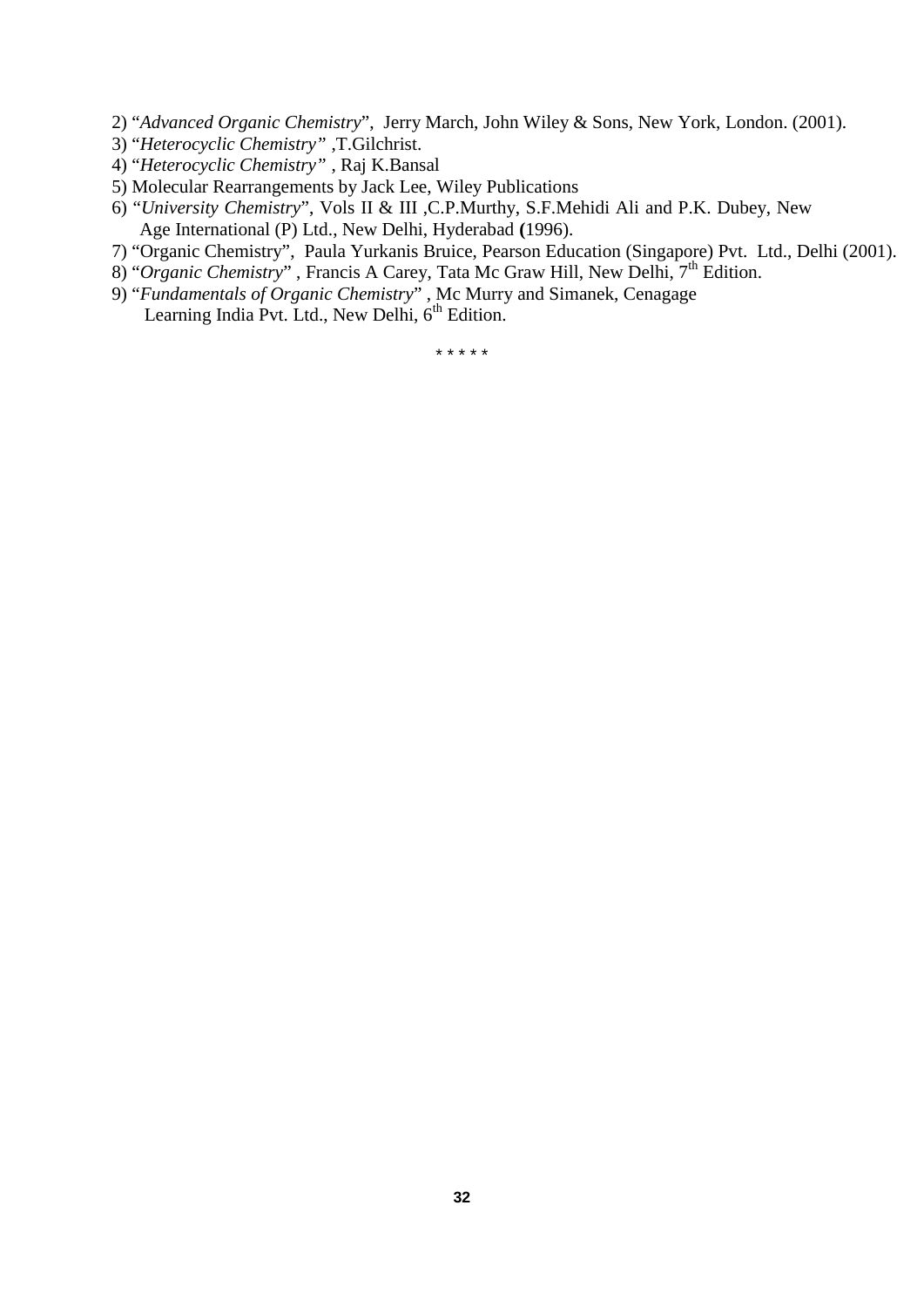2) "*Advanced Organic Chemistry*", Jerry March, John Wiley & Sons, New York, London. (2001).
3) "*Heterocyclic Chemistry*" ,T.Gilchrist.
4) "*Heterocyclic Chemistry*" , Raj K.Bansal
5) Molecular Rearrangements by Jack Lee, Wiley Publications
6) "*University Chemistry*", Vols II & III ,C.P.Murthy, S.F.Mehidi Ali and P.K. Dubey, New Age International (P) Ltd., New Delhi, Hyderabad (1996).
7) "Organic Chemistry", Paula Yurkanis Bruice, Pearson Education (Singapore) Pvt. Ltd., Delhi (2001).
8) "*Organic Chemistry*" , Francis A Carey, Tata Mc Graw Hill, New Delhi, 7th Edition.
9) "*Fundamentals of Organic Chemistry*" , Mc Murry and Simanek, Cenagage Learning India Pvt. Ltd., New Delhi, 6th Edition.

\* \* \* \* \*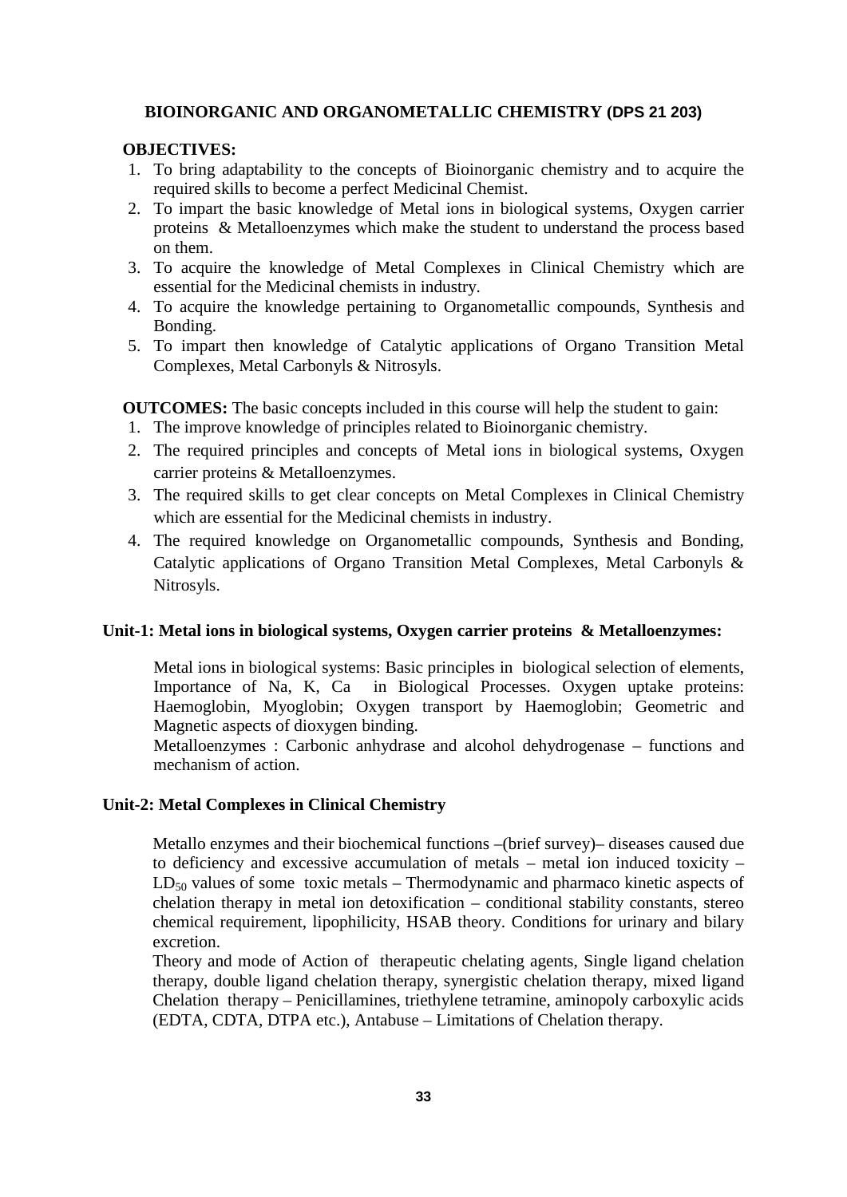## BIOINORGANIC AND ORGANOMETALLIC CHEMISTRY (DPS 21 203)

**OBJECTIVES:**

1. To bring adaptability to the concepts of Bioinorganic chemistry and to acquire the required skills to become a perfect Medicinal Chemist.
2. To impart the basic knowledge of Metal ions in biological systems, Oxygen carrier proteins & Metalloenzymes which make the student to understand the process based on them.
3. To acquire the knowledge of Metal Complexes in Clinical Chemistry which are essential for the Medicinal chemists in industry.
4. To acquire the knowledge pertaining to Organometallic compounds, Synthesis and Bonding.
5. To impart then knowledge of Catalytic applications of Organo Transition Metal Complexes, Metal Carbonyls & Nitrosyls.

**OUTCOMES:** The basic concepts included in this course will help the student to gain:

1. The improve knowledge of principles related to Bioinorganic chemistry.
2. The required principles and concepts of Metal ions in biological systems, Oxygen carrier proteins & Metalloenzymes.
3. The required skills to get clear concepts on Metal Complexes in Clinical Chemistry which are essential for the Medicinal chemists in industry.
4. The required knowledge on Organometallic compounds, Synthesis and Bonding, Catalytic applications of Organo Transition Metal Complexes, Metal Carbonyls & Nitrosyls.

### Unit-1: Metal ions in biological systems, Oxygen carrier proteins & Metalloenzymes:

Metal ions in biological systems: Basic principles in biological selection of elements, Importance of Na, K, Ca in Biological Processes. Oxygen uptake proteins: Haemoglobin, Myoglobin; Oxygen transport by Haemoglobin; Geometric and Magnetic aspects of dioxygen binding.

Metalloenzymes : Carbonic anhydrase and alcohol dehydrogenase – functions and mechanism of action.

### Unit-2: Metal Complexes in Clinical Chemistry

Metallo enzymes and their biochemical functions –(brief survey)– diseases caused due to deficiency and excessive accumulation of metals – metal ion induced toxicity – $LD_{50}$ values of some toxic metals – Thermodynamic and pharmaco kinetic aspects of chelation therapy in metal ion detoxification – conditional stability constants, stereo chemical requirement, lipophilicity, HSAB theory. Conditions for urinary and bilary excretion.

Theory and mode of Action of therapeutic chelating agents, Single ligand chelation therapy, double ligand chelation therapy, synergistic chelation therapy, mixed ligand Chelation therapy – Penicillamines, triethylene tetramine, aminopoly carboxylic acids (EDTA, CDTA, DTPA etc.), Antabuse – Limitations of Chelation therapy.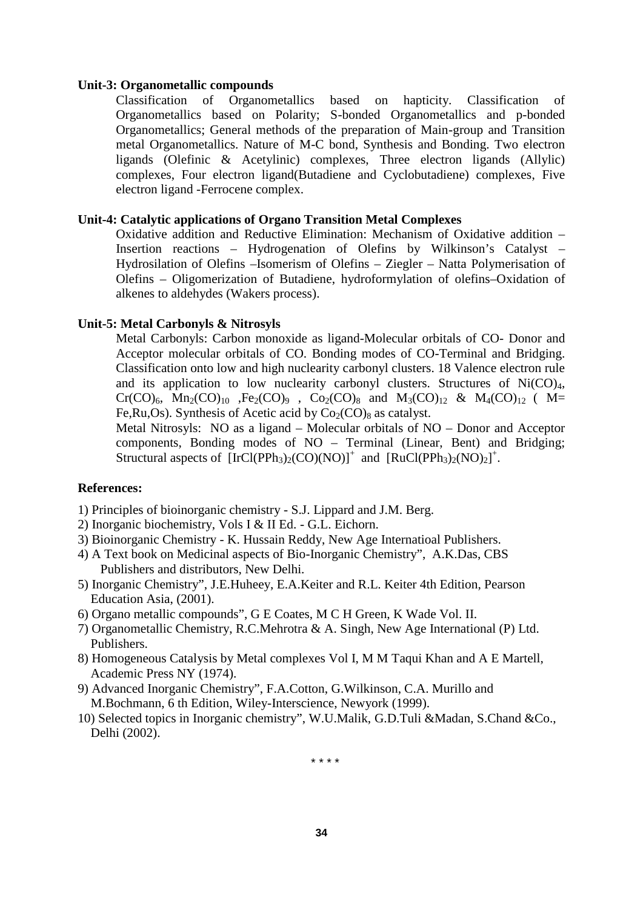**Unit-3: Organometallic compounds**

Classification of Organometallics based on hapticity. Classification of Organometallics based on Polarity; S-bonded Organometallics and p-bonded Organometallics; General methods of the preparation of Main-group and Transition metal Organometallics. Nature of M-C bond, Synthesis and Bonding. Two electron ligands (Olefinic & Acetylinic) complexes, Three electron ligands (Allylic) complexes, Four electron ligand(Butadiene and Cyclobutadiene) complexes, Five electron ligand -Ferrocene complex.

**Unit-4: Catalytic applications of Organo Transition Metal Complexes**

Oxidative addition and Reductive Elimination: Mechanism of Oxidative addition – Insertion reactions – Hydrogenation of Olefins by Wilkinson's Catalyst – Hydrosilation of Olefins –Isomerism of Olefins – Ziegler – Natta Polymerisation of Olefins – Oligomerization of Butadiene, hydroformylation of olefins–Oxidation of alkenes to aldehydes (Wakers process).

**Unit-5: Metal Carbonyls & Nitrosyls**

Metal Carbonyls: Carbon monoxide as ligand-Molecular orbitals of CO- Donor and Acceptor molecular orbitals of CO. Bonding modes of CO-Terminal and Bridging. Classification onto low and high nuclearity carbonyl clusters. 18 Valence electron rule and its application to low nuclearity carbonyl clusters. Structures of $Ni(CO)_4$, $Cr(CO)_6$, $Mn_2(CO)_{10}$ ,$Fe_2(CO)_9$ , $Co_2(CO)_8$ and $M_3(CO)_{12}$ & $M_4(CO)_{12}$ ( M= Fe,Ru,Os). Synthesis of Acetic acid by $Co_2(CO)_8$ as catalyst.

Metal Nitrosyls: NO as a ligand – Molecular orbitals of NO – Donor and Acceptor components, Bonding modes of NO – Terminal (Linear, Bent) and Bridging; Structural aspects of $[IrCl(PPh_3)_2(CO)(NO)]^+$ and $[RuCl(PPh_3)_2(NO)_2]^+$.

**References:**

1) Principles of bioinorganic chemistry - S.J. Lippard and J.M. Berg.
2) Inorganic biochemistry, Vols I & II Ed. - G.L. Eichorn.
3) Bioinorganic Chemistry - K. Hussain Reddy, New Age Internatioal Publishers.
4) A Text book on Medicinal aspects of Bio-Inorganic Chemistry", A.K.Das, CBS Publishers and distributors, New Delhi.
5) Inorganic Chemistry", J.E.Huheey, E.A.Keiter and R.L. Keiter 4th Edition, Pearson Education Asia, (2001).
6) Organo metallic compounds", G E Coates, M C H Green, K Wade Vol. II.
7) Organometallic Chemistry, R.C.Mehrotra & A. Singh, New Age International (P) Ltd. Publishers.
8) Homogeneous Catalysis by Metal complexes Vol I, M M Taqui Khan and A E Martell, Academic Press NY (1974).
9) Advanced Inorganic Chemistry", F.A.Cotton, G.Wilkinson, C.A. Murillo and M.Bochmann, 6 th Edition, Wiley-Interscience, Newyork (1999).
10) Selected topics in Inorganic chemistry", W.U.Malik, G.D.Tuli &Madan, S.Chand &Co., Delhi (2002).

\* \* \* \*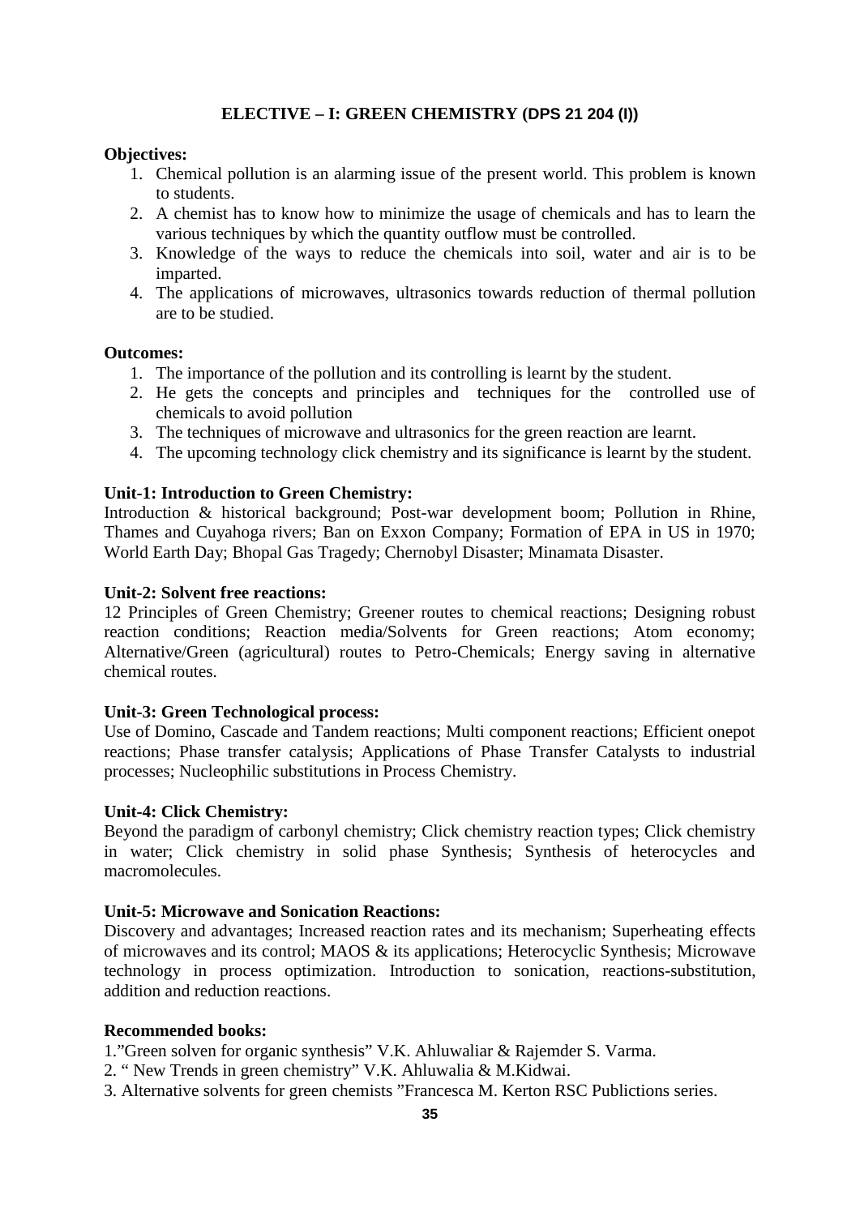## ELECTIVE – I: GREEN CHEMISTRY (DPS 21 204 (I))

**Objectives:**

1. Chemical pollution is an alarming issue of the present world. This problem is known to students.
2. A chemist has to know how to minimize the usage of chemicals and has to learn the various techniques by which the quantity outflow must be controlled.
3. Knowledge of the ways to reduce the chemicals into soil, water and air is to be imparted.
4. The applications of microwaves, ultrasonics towards reduction of thermal pollution are to be studied.

**Outcomes:**

1. The importance of the pollution and its controlling is learnt by the student.
2. He gets the concepts and principles and techniques for the controlled use of chemicals to avoid pollution
3. The techniques of microwave and ultrasonics for the green reaction are learnt.
4. The upcoming technology click chemistry and its significance is learnt by the student.

**Unit-1: Introduction to Green Chemistry:**

Introduction & historical background; Post-war development boom; Pollution in Rhine, Thames and Cuyahoga rivers; Ban on Exxon Company; Formation of EPA in US in 1970; World Earth Day; Bhopal Gas Tragedy; Chernobyl Disaster; Minamata Disaster.

**Unit-2: Solvent free reactions:**

12 Principles of Green Chemistry; Greener routes to chemical reactions; Designing robust reaction conditions; Reaction media/Solvents for Green reactions; Atom economy; Alternative/Green (agricultural) routes to Petro-Chemicals; Energy saving in alternative chemical routes.

**Unit-3: Green Technological process:**

Use of Domino, Cascade and Tandem reactions; Multi component reactions; Efficient onepot reactions; Phase transfer catalysis; Applications of Phase Transfer Catalysts to industrial processes; Nucleophilic substitutions in Process Chemistry.

**Unit-4: Click Chemistry:**

Beyond the paradigm of carbonyl chemistry; Click chemistry reaction types; Click chemistry in water; Click chemistry in solid phase Synthesis; Synthesis of heterocycles and macromolecules.

**Unit-5: Microwave and Sonication Reactions:**

Discovery and advantages; Increased reaction rates and its mechanism; Superheating effects of microwaves and its control; MAOS & its applications; Heterocyclic Synthesis; Microwave technology in process optimization. Introduction to sonication, reactions-substitution, addition and reduction reactions.

**Recommended books:**

1."Green solven for organic synthesis" V.K. Ahluwaliar & Rajemder S. Varma.

2. " New Trends in green chemistry" V.K. Ahluwalia & M.Kidwai.

3. Alternative solvents for green chemists "Francesca M. Kerton RSC Publictions series.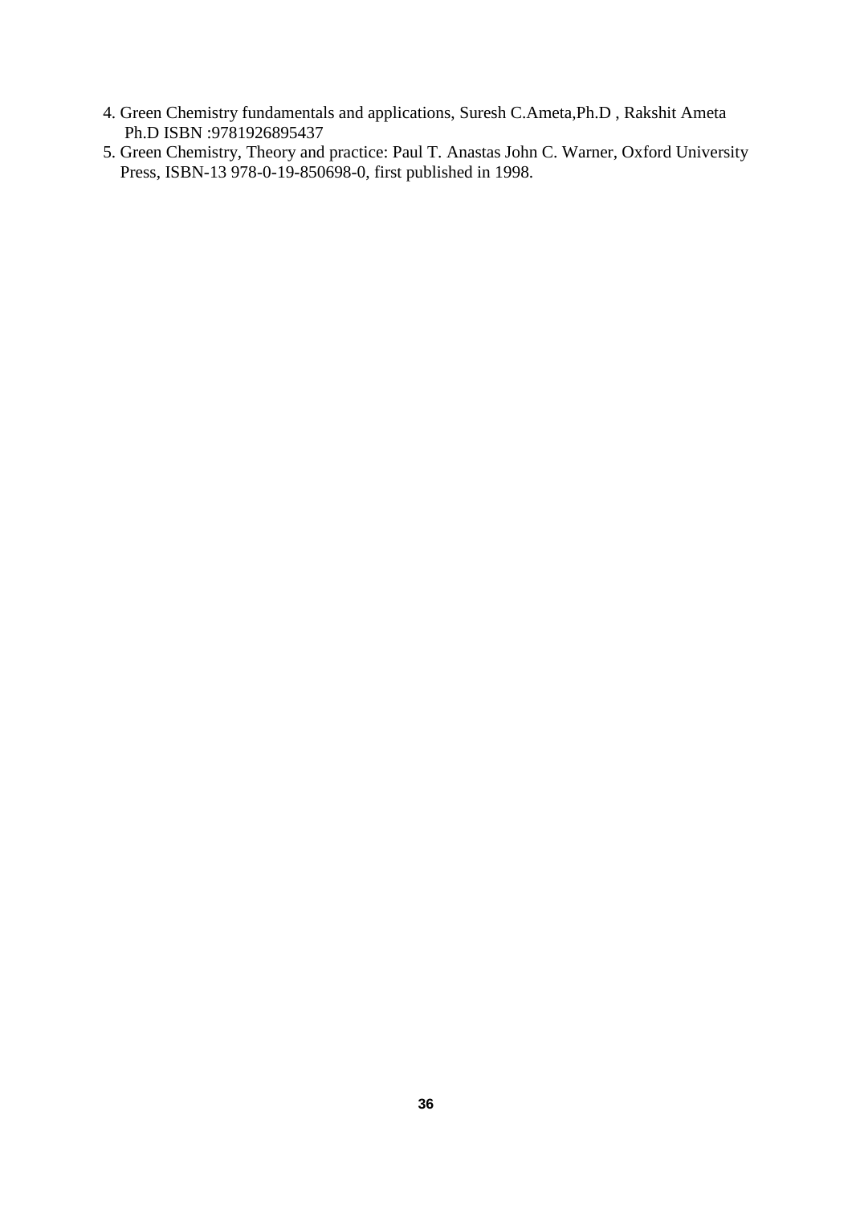4. Green Chemistry fundamentals and applications, Suresh C.Ameta,Ph.D , Rakshit Ameta Ph.D ISBN :9781926895437
5. Green Chemistry, Theory and practice: Paul T. Anastas John C. Warner, Oxford University Press, ISBN-13 978-0-19-850698-0, first published in 1998.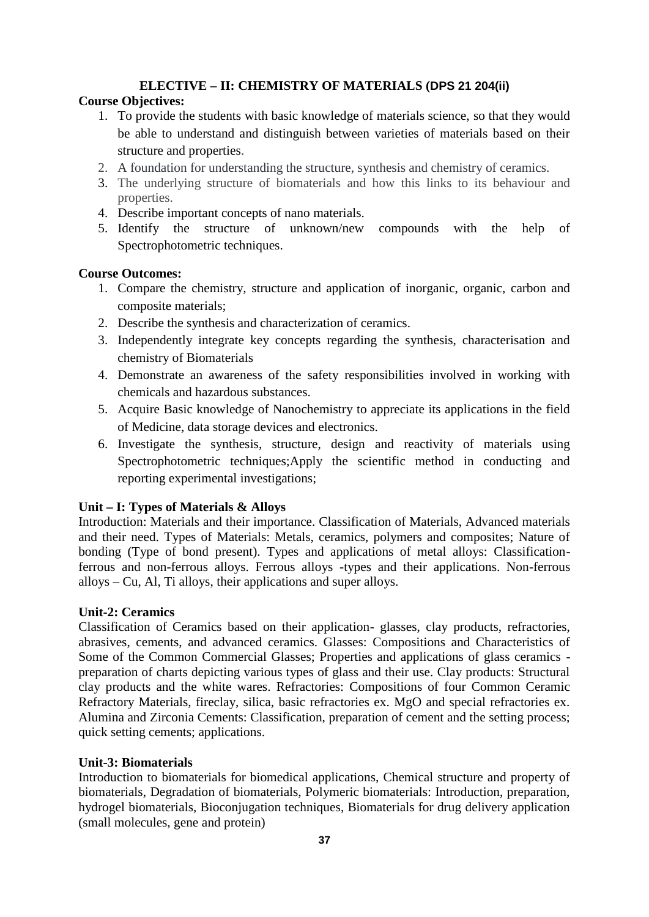## ELECTIVE – II: CHEMISTRY OF MATERIALS (DPS 21 204(ii)

**Course Objectives:**

1. To provide the students with basic knowledge of materials science, so that they would be able to understand and distinguish between varieties of materials based on their structure and properties.
2. A foundation for understanding the structure, synthesis and chemistry of ceramics.
3. The underlying structure of biomaterials and how this links to its behaviour and properties.
4. Describe important concepts of nano materials.
5. Identify the structure of unknown/new compounds with the help of Spectrophotometric techniques.

**Course Outcomes:**

1. Compare the chemistry, structure and application of inorganic, organic, carbon and composite materials;
2. Describe the synthesis and characterization of ceramics.
3. Independently integrate key concepts regarding the synthesis, characterisation and chemistry of Biomaterials
4. Demonstrate an awareness of the safety responsibilities involved in working with chemicals and hazardous substances.
5. Acquire Basic knowledge of Nanochemistry to appreciate its applications in the field of Medicine, data storage devices and electronics.
6. Investigate the synthesis, structure, design and reactivity of materials using Spectrophotometric techniques;Apply the scientific method in conducting and reporting experimental investigations;

**Unit – I: Types of Materials & Alloys**

Introduction: Materials and their importance. Classification of Materials, Advanced materials and their need. Types of Materials: Metals, ceramics, polymers and composites; Nature of bonding (Type of bond present). Types and applications of metal alloys: Classification- ferrous and non-ferrous alloys. Ferrous alloys -types and their applications. Non-ferrous alloys – Cu, Al, Ti alloys, their applications and super alloys.

**Unit-2: Ceramics**

Classification of Ceramics based on their application- glasses, clay products, refractories, abrasives, cements, and advanced ceramics. Glasses: Compositions and Characteristics of Some of the Common Commercial Glasses; Properties and applications of glass ceramics - preparation of charts depicting various types of glass and their use. Clay products: Structural clay products and the white wares. Refractories: Compositions of four Common Ceramic Refractory Materials, fireclay, silica, basic refractories ex. MgO and special refractories ex. Alumina and Zirconia Cements: Classification, preparation of cement and the setting process; quick setting cements; applications.

**Unit-3: Biomaterials**

Introduction to biomaterials for biomedical applications, Chemical structure and property of biomaterials, Degradation of biomaterials, Polymeric biomaterials: Introduction, preparation, hydrogel biomaterials, Bioconjugation techniques, Biomaterials for drug delivery application (small molecules, gene and protein)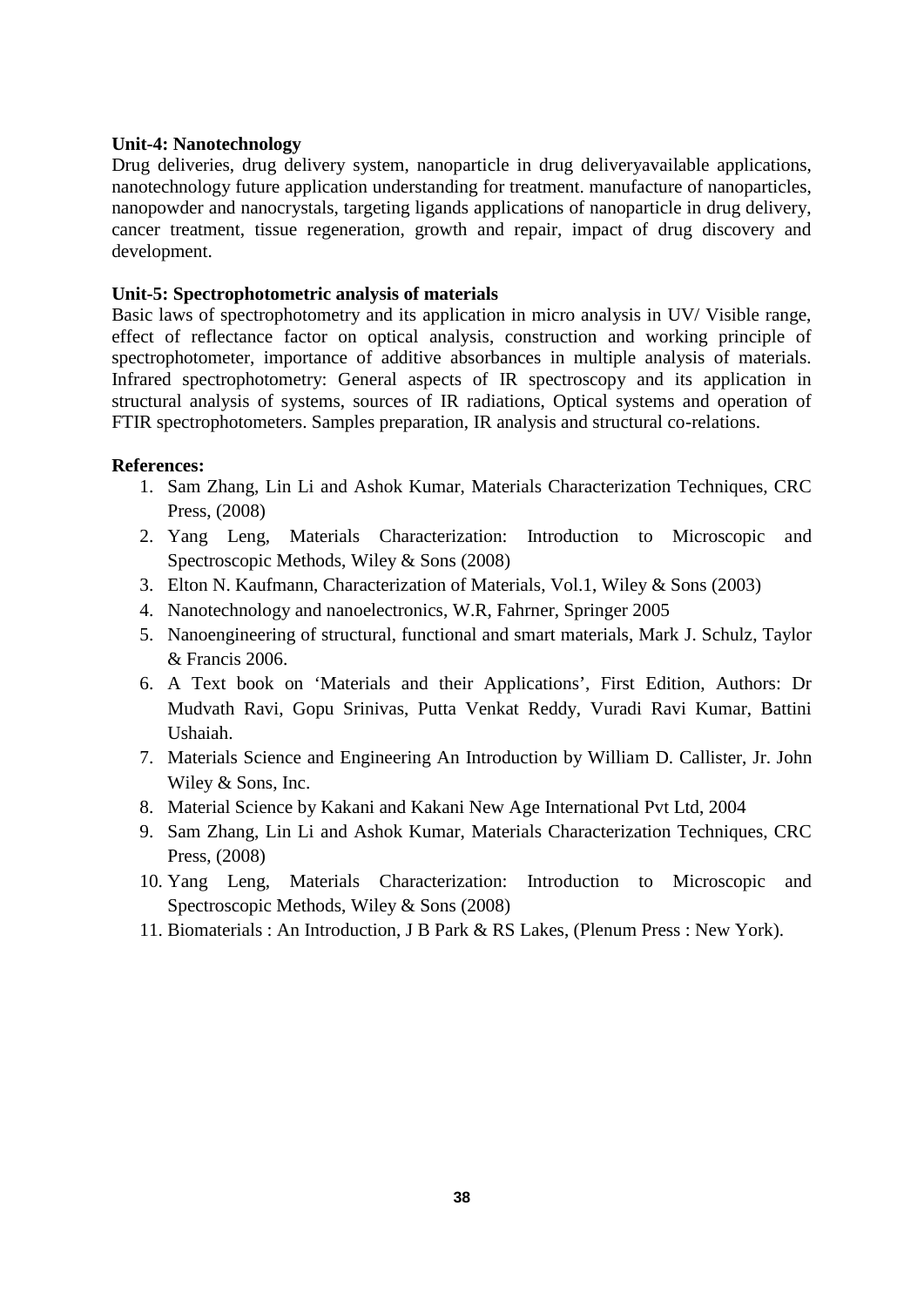**Unit-4: Nanotechnology**

Drug deliveries, drug delivery system, nanoparticle in drug deliveryavailable applications, nanotechnology future application understanding for treatment. manufacture of nanoparticles, nanopowder and nanocrystals, targeting ligands applications of nanoparticle in drug delivery, cancer treatment, tissue regeneration, growth and repair, impact of drug discovery and development.

**Unit-5: Spectrophotometric analysis of materials**

Basic laws of spectrophotometry and its application in micro analysis in UV/ Visible range, effect of reflectance factor on optical analysis, construction and working principle of spectrophotometer, importance of additive absorbances in multiple analysis of materials. Infrared spectrophotometry: General aspects of IR spectroscopy and its application in structural analysis of systems, sources of IR radiations, Optical systems and operation of FTIR spectrophotometers. Samples preparation, IR analysis and structural co-relations.

**References:**

1. Sam Zhang, Lin Li and Ashok Kumar, Materials Characterization Techniques, CRC Press, (2008)
2. Yang Leng, Materials Characterization: Introduction to Microscopic and Spectroscopic Methods, Wiley & Sons (2008)
3. Elton N. Kaufmann, Characterization of Materials, Vol.1, Wiley & Sons (2003)
4. Nanotechnology and nanoelectronics, W.R, Fahrner, Springer 2005
5. Nanoengineering of structural, functional and smart materials, Mark J. Schulz, Taylor & Francis 2006.
6. A Text book on 'Materials and their Applications', First Edition, Authors: Dr Mudvath Ravi, Gopu Srinivas, Putta Venkat Reddy, Vuradi Ravi Kumar, Battini Ushaiah.
7. Materials Science and Engineering An Introduction by William D. Callister, Jr. John Wiley & Sons, Inc.
8. Material Science by Kakani and Kakani New Age International Pvt Ltd, 2004
9. Sam Zhang, Lin Li and Ashok Kumar, Materials Characterization Techniques, CRC Press, (2008)
10. Yang Leng, Materials Characterization: Introduction to Microscopic and Spectroscopic Methods, Wiley & Sons (2008)
11. Biomaterials : An Introduction, J B Park & RS Lakes, (Plenum Press : New York).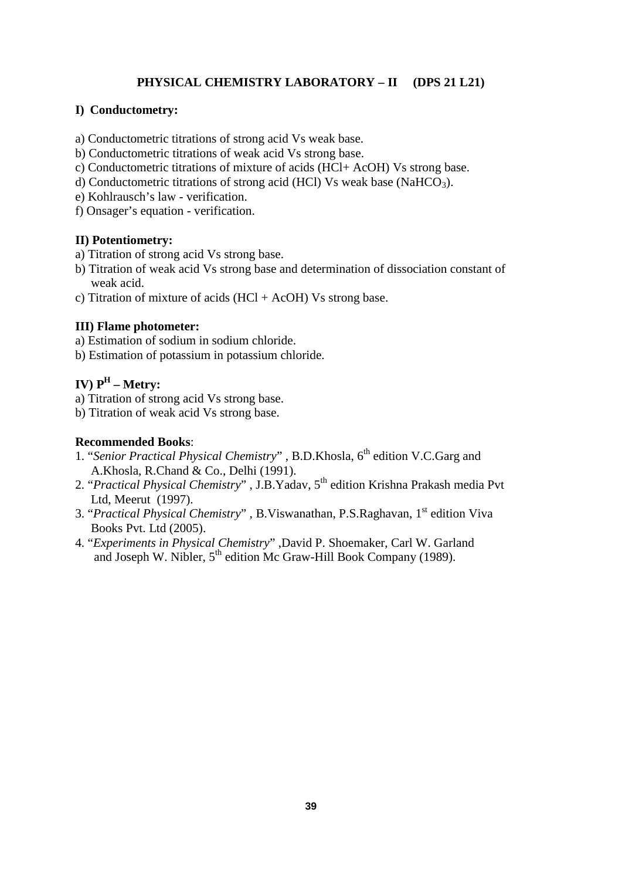## PHYSICAL CHEMISTRY LABORATORY – II (DPS 21 L21)

### I) Conductometry:

a) Conductometric titrations of strong acid Vs weak base.
b) Conductometric titrations of weak acid Vs strong base.
c) Conductometric titrations of mixture of acids (HCl+ AcOH) Vs strong base.
d) Conductometric titrations of strong acid (HCl) Vs weak base ($NaHCO_3$).
e) Kohlrausch's law - verification.
f) Onsager's equation - verification.

### II) Potentiometry:

a) Titration of strong acid Vs strong base.
b) Titration of weak acid Vs strong base and determination of dissociation constant of weak acid.
c) Titration of mixture of acids (HCl + AcOH) Vs strong base.

### III) Flame photometer:

a) Estimation of sodium in sodium chloride.
b) Estimation of potassium in potassium chloride.

### IV) $P^H$ – Metry:

a) Titration of strong acid Vs strong base.
b) Titration of weak acid Vs strong base.

**Recommended Books**:

1. "*Senior Practical Physical Chemistry*" , B.D.Khosla, 6th edition V.C.Garg and A.Khosla, R.Chand & Co., Delhi (1991).
2. "*Practical Physical Chemistry*" , J.B.Yadav, 5th edition Krishna Prakash media Pvt Ltd, Meerut (1997).
3. "*Practical Physical Chemistry*" , B.Viswanathan, P.S.Raghavan, 1st edition Viva Books Pvt. Ltd (2005).
4. "*Experiments in Physical Chemistry*" ,David P. Shoemaker, Carl W. Garland and Joseph W. Nibler, 5th edition Mc Graw-Hill Book Company (1989).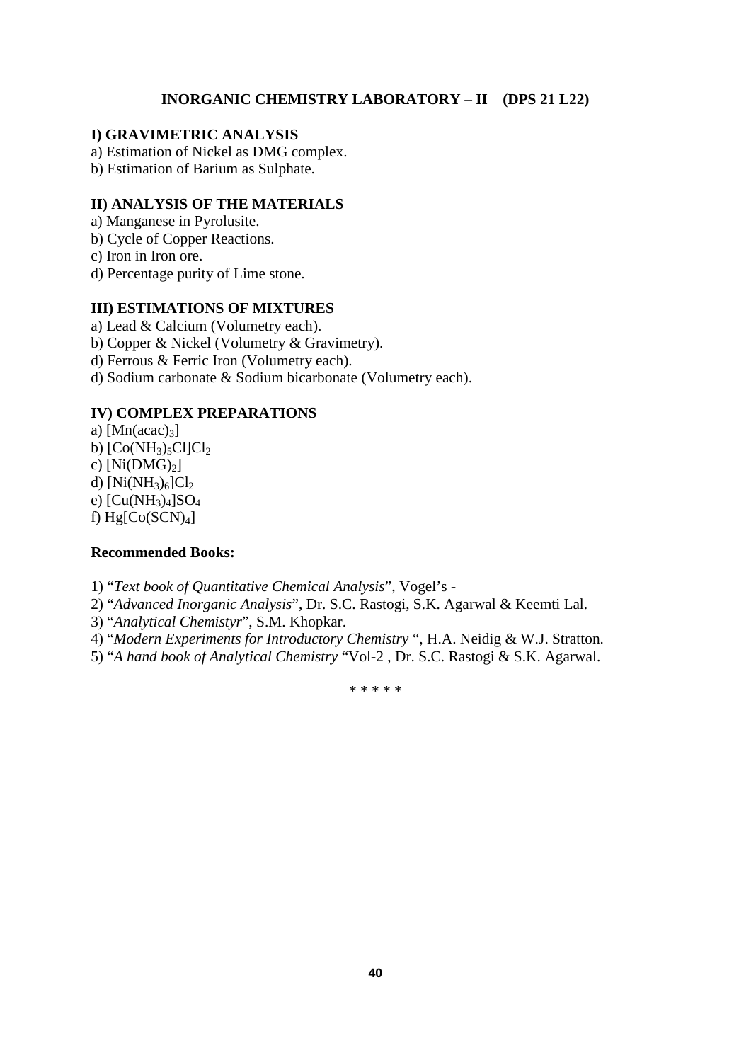## INORGANIC CHEMISTRY LABORATORY – II (DPS 21 L22)

**I) GRAVIMETRIC ANALYSIS**

a) Estimation of Nickel as DMG complex.
b) Estimation of Barium as Sulphate.

**II) ANALYSIS OF THE MATERIALS**

a) Manganese in Pyrolusite.
b) Cycle of Copper Reactions.
c) Iron in Iron ore.
d) Percentage purity of Lime stone.

**III) ESTIMATIONS OF MIXTURES**

a) Lead & Calcium (Volumetry each).
b) Copper & Nickel (Volumetry & Gravimetry).
d) Ferrous & Ferric Iron (Volumetry each).
d) Sodium carbonate & Sodium bicarbonate (Volumetry each).

**IV) COMPLEX PREPARATIONS**

a) $[Mn(acac)_3]$
b) $[Co(NH_3)_5Cl]Cl_2$
c) $[Ni(DMG)_2]$
d) $[Ni(NH_3)_6]Cl_2$
e) $[Cu(NH_3)_4]SO_4$
f) $Hg[Co(SCN)_4]$

**Recommended Books:**

1) "*Text book of Quantitative Chemical Analysis*", Vogel's -
2) "*Advanced Inorganic Analysis*", Dr. S.C. Rastogi, S.K. Agarwal & Keemti Lal.
3) "*Analytical Chemistyr*", S.M. Khopkar.
4) "*Modern Experiments for Introductory Chemistry* ", H.A. Neidig & W.J. Stratton.
5) "*A hand book of Analytical Chemistry* "Vol-2 , Dr. S.C. Rastogi & S.K. Agarwal.

\* \* \* \* \*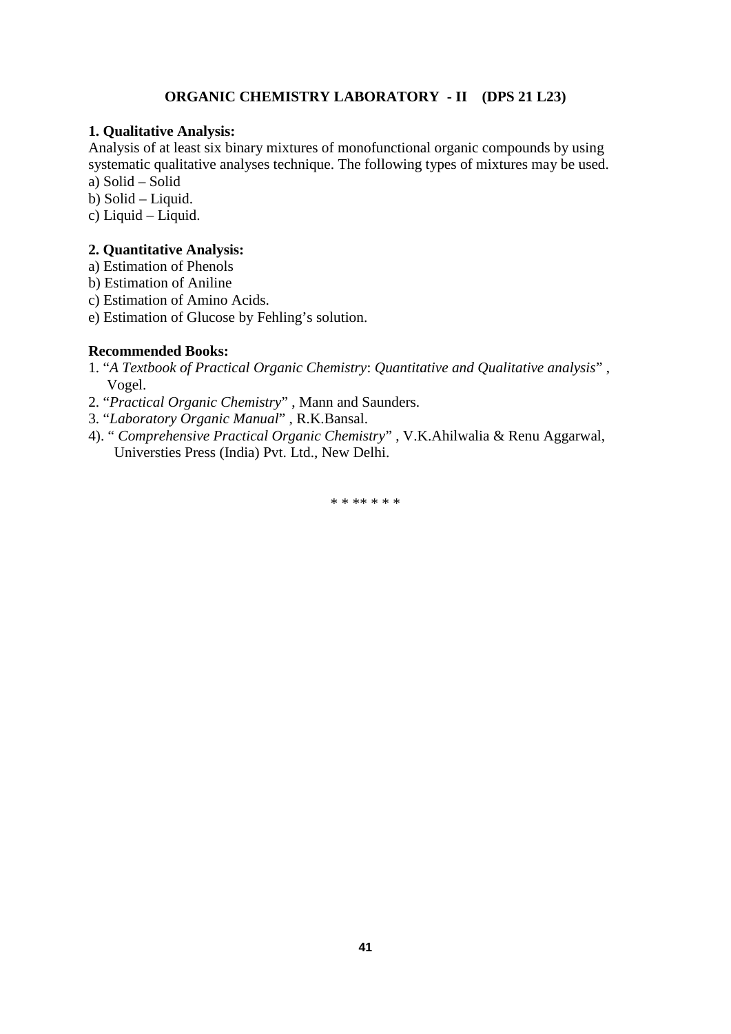## ORGANIC CHEMISTRY LABORATORY - II (DPS 21 L23)

**1. Qualitative Analysis:**

Analysis of at least six binary mixtures of monofunctional organic compounds by using systematic qualitative analyses technique. The following types of mixtures may be used.

a) Solid – Solid
b) Solid – Liquid.
c) Liquid – Liquid.

**2. Quantitative Analysis:**

a) Estimation of Phenols
b) Estimation of Aniline
c) Estimation of Amino Acids.
e) Estimation of Glucose by Fehling's solution.

**Recommended Books:**

1. "*A Textbook of Practical Organic Chemistry*: *Quantitative and Qualitative analysis*" , Vogel.
2. "*Practical Organic Chemistry*" , Mann and Saunders.
3. "*Laboratory Organic Manual*" , R.K.Bansal.
4). " *Comprehensive Practical Organic Chemistry*" , V.K.Ahilwalia & Renu Aggarwal, Universties Press (India) Pvt. Ltd., New Delhi.

* * ** * * *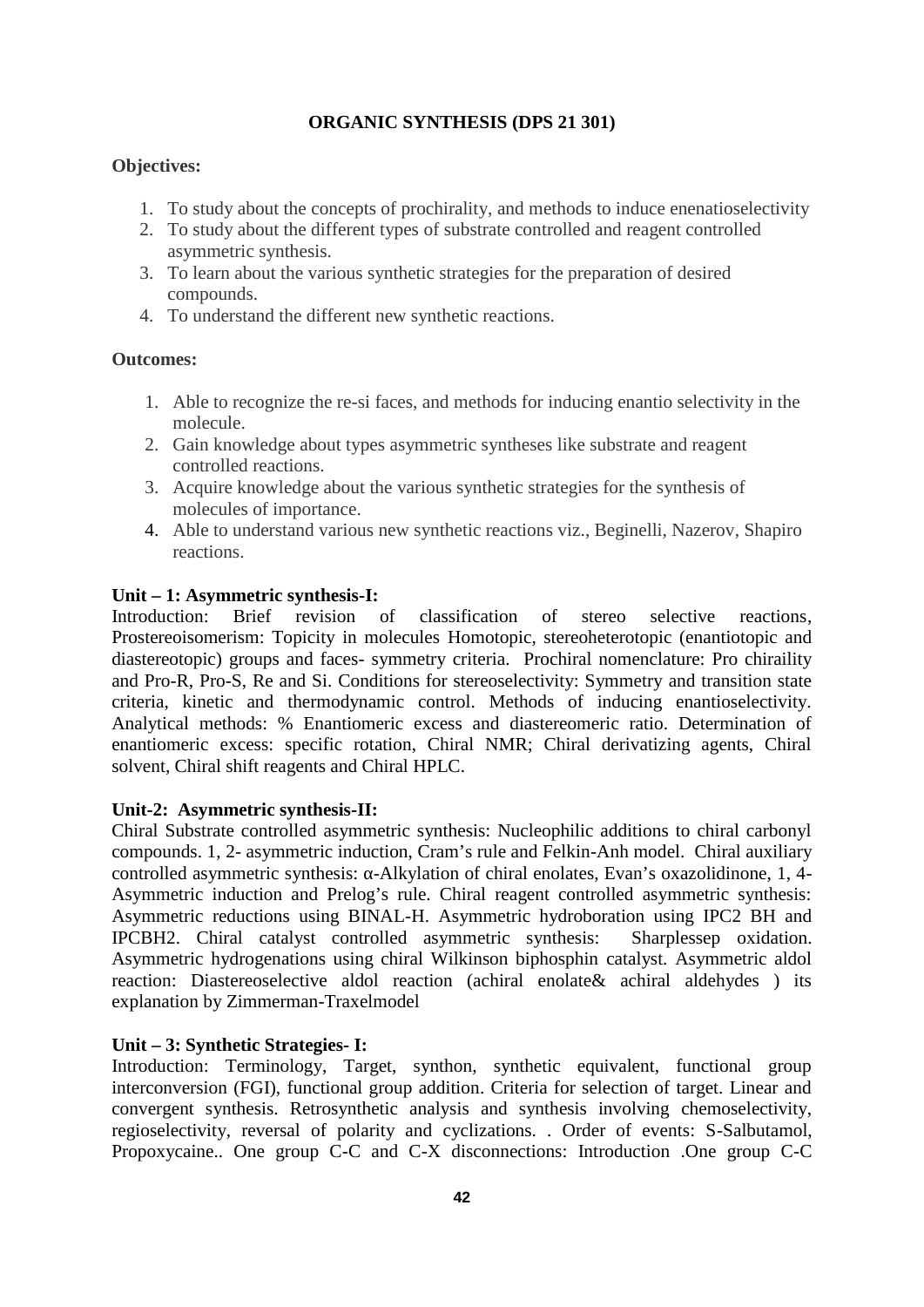## ORGANIC SYNTHESIS (DPS 21 301)

**Objectives:**

1. To study about the concepts of prochirality, and methods to induce enenatioselectivity
2. To study about the different types of substrate controlled and reagent controlled asymmetric synthesis.
3. To learn about the various synthetic strategies for the preparation of desired compounds.
4. To understand the different new synthetic reactions.

**Outcomes:**

1. Able to recognize the re-si faces, and methods for inducing enantio selectivity in the molecule.
2. Gain knowledge about types asymmetric syntheses like substrate and reagent controlled reactions.
3. Acquire knowledge about the various synthetic strategies for the synthesis of molecules of importance.
4. Able to understand various new synthetic reactions viz., Beginelli, Nazerov, Shapiro reactions.

**Unit – 1: Asymmetric synthesis-I:**
Introduction: Brief revision of classification of stereo selective reactions, Prostereoisomerism: Topicity in molecules Homotopic, stereoheterotopic (enantiotopic and diastereotopic) groups and faces- symmetry criteria. Prochiral nomenclature: Pro chiraility and Pro-R, Pro-S, Re and Si. Conditions for stereoselectivity: Symmetry and transition state criteria, kinetic and thermodynamic control. Methods of inducing enantioselectivity. Analytical methods: % Enantiomeric excess and diastereomeric ratio. Determination of enantiomeric excess: specific rotation, Chiral NMR; Chiral derivatizing agents, Chiral solvent, Chiral shift reagents and Chiral HPLC.

**Unit-2: Asymmetric synthesis-II:**
Chiral Substrate controlled asymmetric synthesis: Nucleophilic additions to chiral carbonyl compounds. 1, 2- asymmetric induction, Cram's rule and Felkin-Anh model. Chiral auxiliary controlled asymmetric synthesis: α-Alkylation of chiral enolates, Evan's oxazolidinone, 1, 4- Asymmetric induction and Prelog's rule. Chiral reagent controlled asymmetric synthesis: Asymmetric reductions using BINAL-H. Asymmetric hydroboration using IPC2 BH and IPCBH2. Chiral catalyst controlled asymmetric synthesis: Sharplessep oxidation. Asymmetric hydrogenations using chiral Wilkinson biphosphin catalyst. Asymmetric aldol reaction: Diastereoselective aldol reaction (achiral enolate& achiral aldehydes ) its explanation by Zimmerman-Traxelmodel

**Unit – 3: Synthetic Strategies- I:**
Introduction: Terminology, Target, synthon, synthetic equivalent, functional group interconversion (FGI), functional group addition. Criteria for selection of target. Linear and convergent synthesis. Retrosynthetic analysis and synthesis involving chemoselectivity, regioselectivity, reversal of polarity and cyclizations. . Order of events: S-Salbutamol, Propoxycaine.. One group C-C and C-X disconnections: Introduction .One group C-C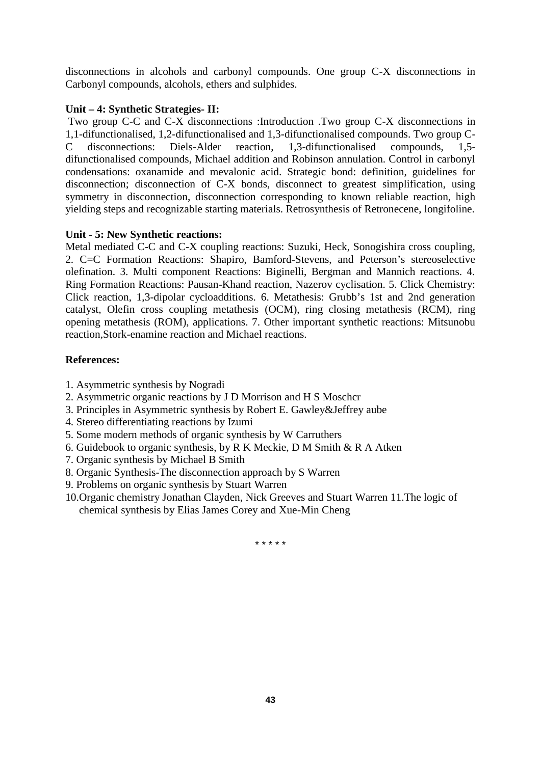disconnections in alcohols and carbonyl compounds. One group C-X disconnections in Carbonyl compounds, alcohols, ethers and sulphides.

**Unit – 4: Synthetic Strategies- II:**

Two group C-C and C-X disconnections :Introduction .Two group C-X disconnections in 1,1-difunctionalised, 1,2-difunctionalised and 1,3-difunctionalised compounds. Two group C-C disconnections: Diels-Alder reaction, 1,3-difunctionalised compounds, 1,5-difunctionalised compounds, Michael addition and Robinson annulation. Control in carbonyl condensations: oxanamide and mevalonic acid. Strategic bond: definition, guidelines for disconnection; disconnection of C-X bonds, disconnect to greatest simplification, using symmetry in disconnection, disconnection corresponding to known reliable reaction, high yielding steps and recognizable starting materials. Retrosynthesis of Retronecene, longifoline.

**Unit - 5: New Synthetic reactions:**

Metal mediated C-C and C-X coupling reactions: Suzuki, Heck, Sonogishira cross coupling, 2. C=C Formation Reactions: Shapiro, Bamford-Stevens, and Peterson's stereoselective olefination. 3. Multi component Reactions: Biginelli, Bergman and Mannich reactions. 4. Ring Formation Reactions: Pausan-Khand reaction, Nazerov cyclisation. 5. Click Chemistry: Click reaction, 1,3-dipolar cycloadditions. 6. Metathesis: Grubb's 1st and 2nd generation catalyst, Olefin cross coupling metathesis (OCM), ring closing metathesis (RCM), ring opening metathesis (ROM), applications. 7. Other important synthetic reactions: Mitsunobu reaction,Stork-enamine reaction and Michael reactions.

**References:**

1. Asymmetric synthesis by Nogradi
2. Asymmetric organic reactions by J D Morrison and H S Moschcr
3. Principles in Asymmetric synthesis by Robert E. Gawley&Jeffrey aube
4. Stereo differentiating reactions by Izumi
5. Some modern methods of organic synthesis by W Carruthers
6. Guidebook to organic synthesis, by R K Meckie, D M Smith & R A Atken
7. Organic synthesis by Michael B Smith
8. Organic Synthesis-The disconnection approach by S Warren
9. Problems on organic synthesis by Stuart Warren
10. Organic chemistry Jonathan Clayden, Nick Greeves and Stuart Warren
11. The logic of chemical synthesis by Elias James Corey and Xue-Min Cheng

\* \* \* \* \*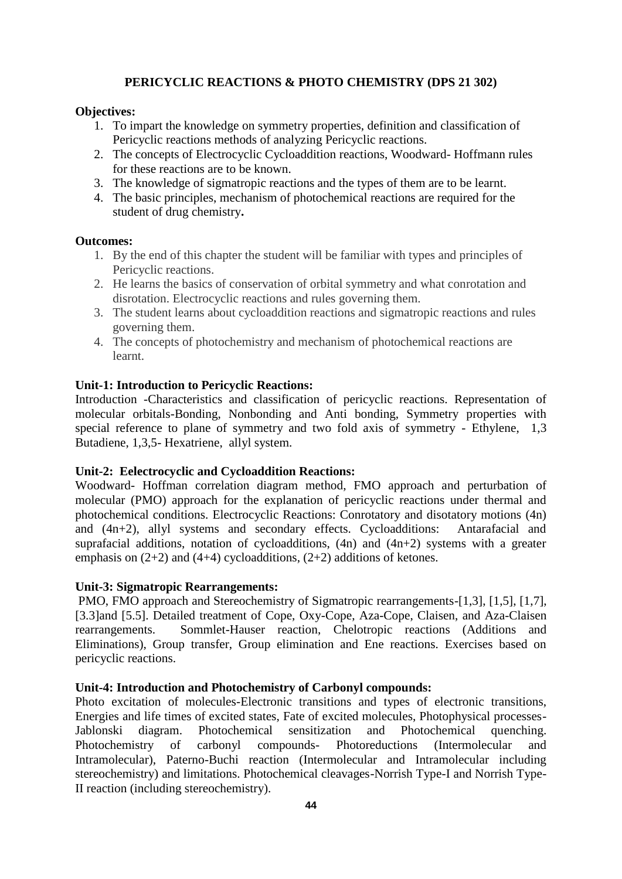## PERICYCLIC REACTIONS & PHOTO CHEMISTRY (DPS 21 302)

**Objectives:**

1. To impart the knowledge on symmetry properties, definition and classification of Pericyclic reactions methods of analyzing Pericyclic reactions.
2. The concepts of Electrocyclic Cycloaddition reactions, Woodward- Hoffmann rules for these reactions are to be known.
3. The knowledge of sigmatropic reactions and the types of them are to be learnt.
4. The basic principles, mechanism of photochemical reactions are required for the student of drug chemistry**.**

**Outcomes:**

1. By the end of this chapter the student will be familiar with types and principles of Pericyclic reactions.
2. He learns the basics of conservation of orbital symmetry and what conrotation and disrotation. Electrocyclic reactions and rules governing them.
3. The student learns about cycloaddition reactions and sigmatropic reactions and rules governing them.
4. The concepts of photochemistry and mechanism of photochemical reactions are learnt.

**Unit-1: Introduction to Pericyclic Reactions:**

Introduction -Characteristics and classification of pericyclic reactions. Representation of molecular orbitals-Bonding, Nonbonding and Anti bonding, Symmetry properties with special reference to plane of symmetry and two fold axis of symmetry - Ethylene, 1,3 Butadiene, 1,3,5- Hexatriene, allyl system.

**Unit-2: Eelectrocyclic and Cycloaddition Reactions:**

Woodward- Hoffman correlation diagram method, FMO approach and perturbation of molecular (PMO) approach for the explanation of pericyclic reactions under thermal and photochemical conditions. Electrocyclic Reactions: Conrotatory and disotatory motions (4n) and (4n+2), allyl systems and secondary effects. Cycloadditions: Antarafacial and suprafacial additions, notation of cycloadditions, (4n) and (4n+2) systems with a greater emphasis on (2+2) and (4+4) cycloadditions, (2+2) additions of ketones.

**Unit-3: Sigmatropic Rearrangements:**

PMO, FMO approach and Stereochemistry of Sigmatropic rearrangements-[1,3], [1,5], [1,7], [3.3]and [5.5]. Detailed treatment of Cope, Oxy-Cope, Aza-Cope, Claisen, and Aza-Claisen rearrangements. Sommlet-Hauser reaction, Chelotropic reactions (Additions and Eliminations), Group transfer, Group elimination and Ene reactions. Exercises based on pericyclic reactions.

**Unit-4: Introduction and Photochemistry of Carbonyl compounds:**

Photo excitation of molecules-Electronic transitions and types of electronic transitions, Energies and life times of excited states, Fate of excited molecules, Photophysical processes-Jablonski diagram. Photochemical sensitization and Photochemical quenching. Photochemistry of carbonyl compounds- Photoreductions (Intermolecular and Intramolecular), Paterno-Buchi reaction (Intermolecular and Intramolecular including stereochemistry) and limitations. Photochemical cleavages-Norrish Type-I and Norrish Type-II reaction (including stereochemistry).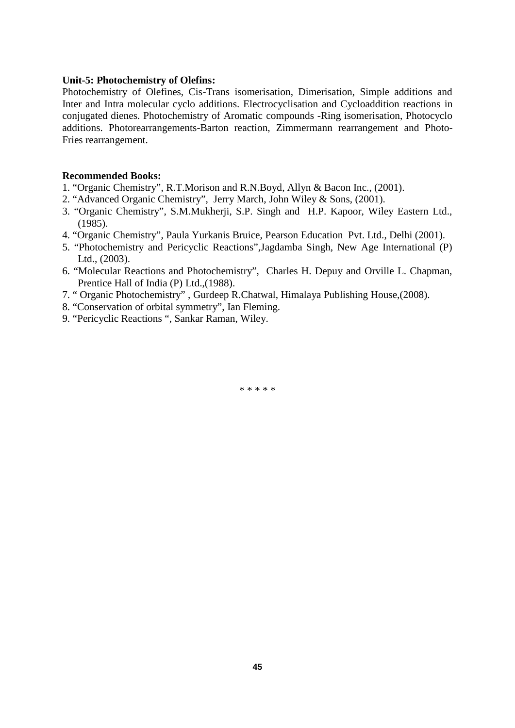**Unit-5: Photochemistry of Olefins:**

Photochemistry of Olefines, Cis-Trans isomerisation, Dimerisation, Simple additions and Inter and Intra molecular cyclo additions. Electrocyclisation and Cycloaddition reactions in conjugated dienes. Photochemistry of Aromatic compounds -Ring isomerisation, Photocyclo additions. Photorearrangements-Barton reaction, Zimmermann rearrangement and Photo-Fries rearrangement.

**Recommended Books:**

1. "Organic Chemistry", R.T.Morison and R.N.Boyd, Allyn & Bacon Inc., (2001).
2. "Advanced Organic Chemistry", Jerry March, John Wiley & Sons, (2001).
3. "Organic Chemistry", S.M.Mukherji, S.P. Singh and H.P. Kapoor, Wiley Eastern Ltd., (1985).
4. "Organic Chemistry", Paula Yurkanis Bruice, Pearson Education Pvt. Ltd., Delhi (2001).
5. "Photochemistry and Pericyclic Reactions",Jagdamba Singh, New Age International (P) Ltd., (2003).
6. "Molecular Reactions and Photochemistry", Charles H. Depuy and Orville L. Chapman, Prentice Hall of India (P) Ltd.,(1988).
7. " Organic Photochemistry" , Gurdeep R.Chatwal, Himalaya Publishing House,(2008).
8. "Conservation of orbital symmetry", Ian Fleming.
9. "Pericyclic Reactions ", Sankar Raman, Wiley.

* * * * *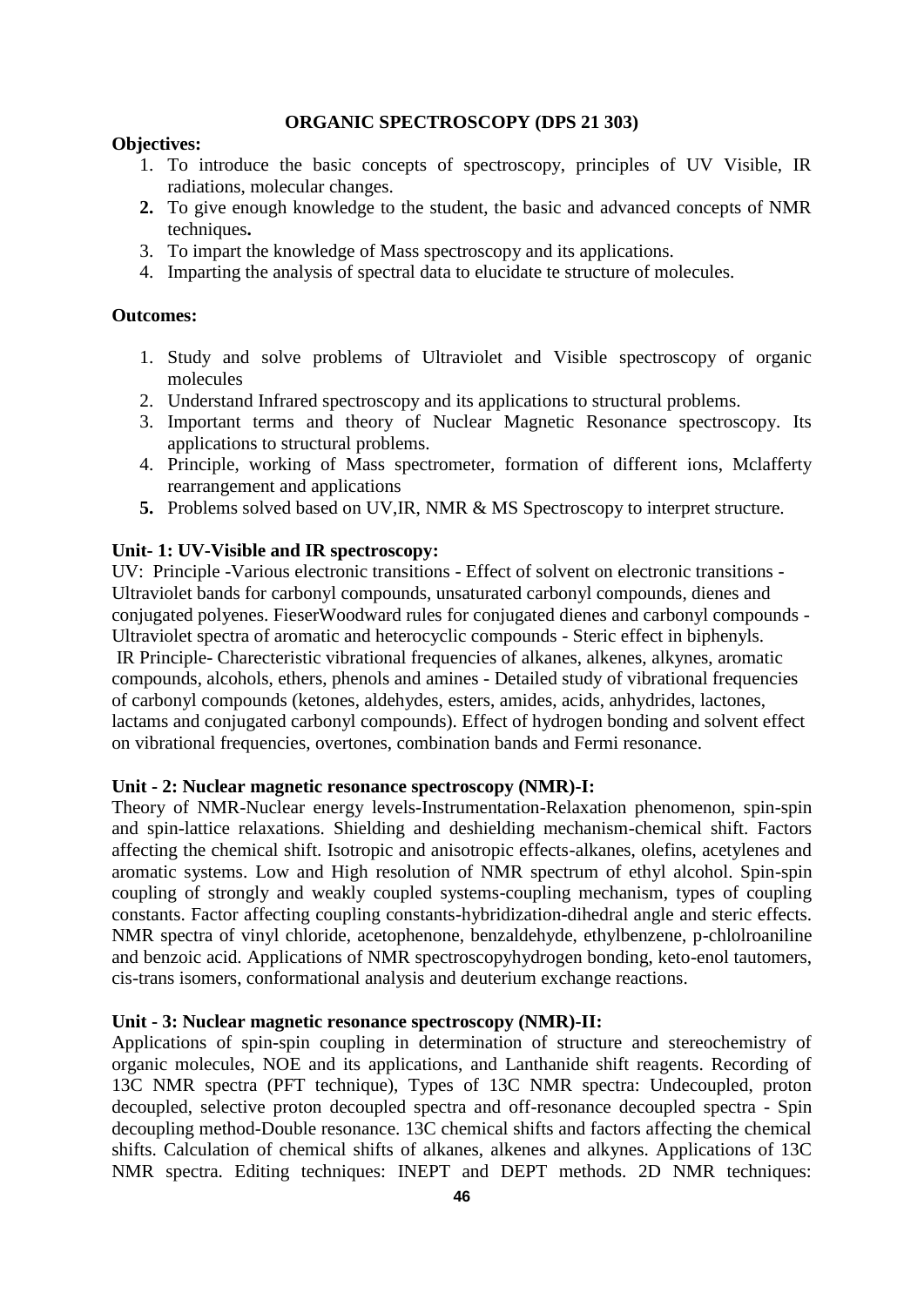## ORGANIC SPECTROSCOPY (DPS 21 303)

**Objectives:**

1. To introduce the basic concepts of spectroscopy, principles of UV Visible, IR radiations, molecular changes.
2. To give enough knowledge to the student, the basic and advanced concepts of NMR techniques.
3. To impart the knowledge of Mass spectroscopy and its applications.
4. Imparting the analysis of spectral data to elucidate te structure of molecules.

**Outcomes:**

1. Study and solve problems of Ultraviolet and Visible spectroscopy of organic molecules
2. Understand Infrared spectroscopy and its applications to structural problems.
3. Important terms and theory of Nuclear Magnetic Resonance spectroscopy. Its applications to structural problems.
4. Principle, working of Mass spectrometer, formation of different ions, Mclafferty rearrangement and applications
5. Problems solved based on UV,IR, NMR & MS Spectroscopy to interpret structure.

**Unit- 1: UV-Visible and IR spectroscopy:**

UV: Principle -Various electronic transitions - Effect of solvent on electronic transitions - Ultraviolet bands for carbonyl compounds, unsaturated carbonyl compounds, dienes and conjugated polyenes. FieserWoodward rules for conjugated dienes and carbonyl compounds - Ultraviolet spectra of aromatic and heterocyclic compounds - Steric effect in biphenyls.
IR Principle- Charecteristic vibrational frequencies of alkanes, alkenes, alkynes, aromatic compounds, alcohols, ethers, phenols and amines - Detailed study of vibrational frequencies of carbonyl compounds (ketones, aldehydes, esters, amides, acids, anhydrides, lactones, lactams and conjugated carbonyl compounds). Effect of hydrogen bonding and solvent effect on vibrational frequencies, overtones, combination bands and Fermi resonance.

**Unit - 2: Nuclear magnetic resonance spectroscopy (NMR)-I:**

Theory of NMR-Nuclear energy levels-Instrumentation-Relaxation phenomenon, spin-spin and spin-lattice relaxations. Shielding and deshielding mechanism-chemical shift. Factors affecting the chemical shift. Isotropic and anisotropic effects-alkanes, olefins, acetylenes and aromatic systems. Low and High resolution of NMR spectrum of ethyl alcohol. Spin-spin coupling of strongly and weakly coupled systems-coupling mechanism, types of coupling constants. Factor affecting coupling constants-hybridization-dihedral angle and steric effects. NMR spectra of vinyl chloride, acetophenone, benzaldehyde, ethylbenzene, p-chlolroaniline and benzoic acid. Applications of NMR spectroscopyhydrogen bonding, keto-enol tautomers, cis-trans isomers, conformational analysis and deuterium exchange reactions.

**Unit - 3: Nuclear magnetic resonance spectroscopy (NMR)-II:**

Applications of spin-spin coupling in determination of structure and stereochemistry of organic molecules, NOE and its applications, and Lanthanide shift reagents. Recording of 13C NMR spectra (PFT technique), Types of 13C NMR spectra: Undecoupled, proton decoupled, selective proton decoupled spectra and off-resonance decoupled spectra - Spin decoupling method-Double resonance. 13C chemical shifts and factors affecting the chemical shifts. Calculation of chemical shifts of alkanes, alkenes and alkynes. Applications of 13C NMR spectra. Editing techniques: INEPT and DEPT methods. 2D NMR techniques: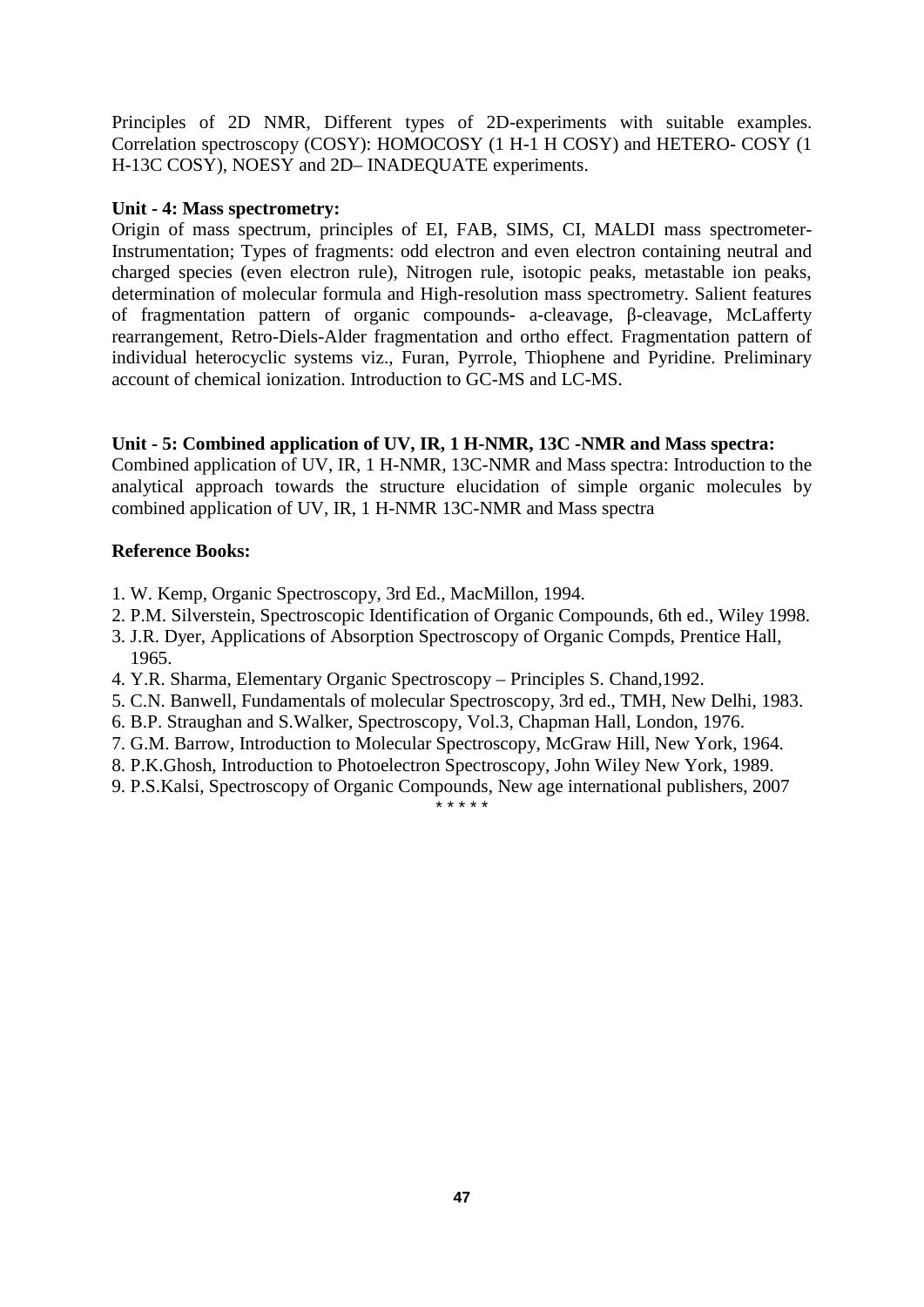Principles of 2D NMR, Different types of 2D-experiments with suitable examples. Correlation spectroscopy (COSY): HOMOCOSY (1 H-1 H COSY) and HETERO- COSY (1 H-13C COSY), NOESY and 2D– INADEQUATE experiments.

**Unit - 4: Mass spectrometry:**

Origin of mass spectrum, principles of EI, FAB, SIMS, CI, MALDI mass spectrometer- Instrumentation; Types of fragments: odd electron and even electron containing neutral and charged species (even electron rule), Nitrogen rule, isotopic peaks, metastable ion peaks, determination of molecular formula and High-resolution mass spectrometry. Salient features of fragmentation pattern of organic compounds- a-cleavage, β-cleavage, McLafferty rearrangement, Retro-Diels-Alder fragmentation and ortho effect. Fragmentation pattern of individual heterocyclic systems viz., Furan, Pyrrole, Thiophene and Pyridine. Preliminary account of chemical ionization. Introduction to GC-MS and LC-MS.

**Unit - 5: Combined application of UV, IR, 1 H-NMR, 13C -NMR and Mass spectra:**

Combined application of UV, IR, 1 H-NMR, 13C-NMR and Mass spectra: Introduction to the analytical approach towards the structure elucidation of simple organic molecules by combined application of UV, IR, 1 H-NMR 13C-NMR and Mass spectra

**Reference Books:**

1. W. Kemp, Organic Spectroscopy, 3rd Ed., MacMillon, 1994.
2. P.M. Silverstein, Spectroscopic Identification of Organic Compounds, 6th ed., Wiley 1998.
3. J.R. Dyer, Applications of Absorption Spectroscopy of Organic Compds, Prentice Hall, 1965.
4. Y.R. Sharma, Elementary Organic Spectroscopy – Principles S. Chand,1992.
5. C.N. Banwell, Fundamentals of molecular Spectroscopy, 3rd ed., TMH, New Delhi, 1983.
6. B.P. Straughan and S.Walker, Spectroscopy, Vol.3, Chapman Hall, London, 1976.
7. G.M. Barrow, Introduction to Molecular Spectroscopy, McGraw Hill, New York, 1964.
8. P.K.Ghosh, Introduction to Photoelectron Spectroscopy, John Wiley New York, 1989.
9. P.S.Kalsi, Spectroscopy of Organic Compounds, New age international publishers, 2007

\* \* \* \* \*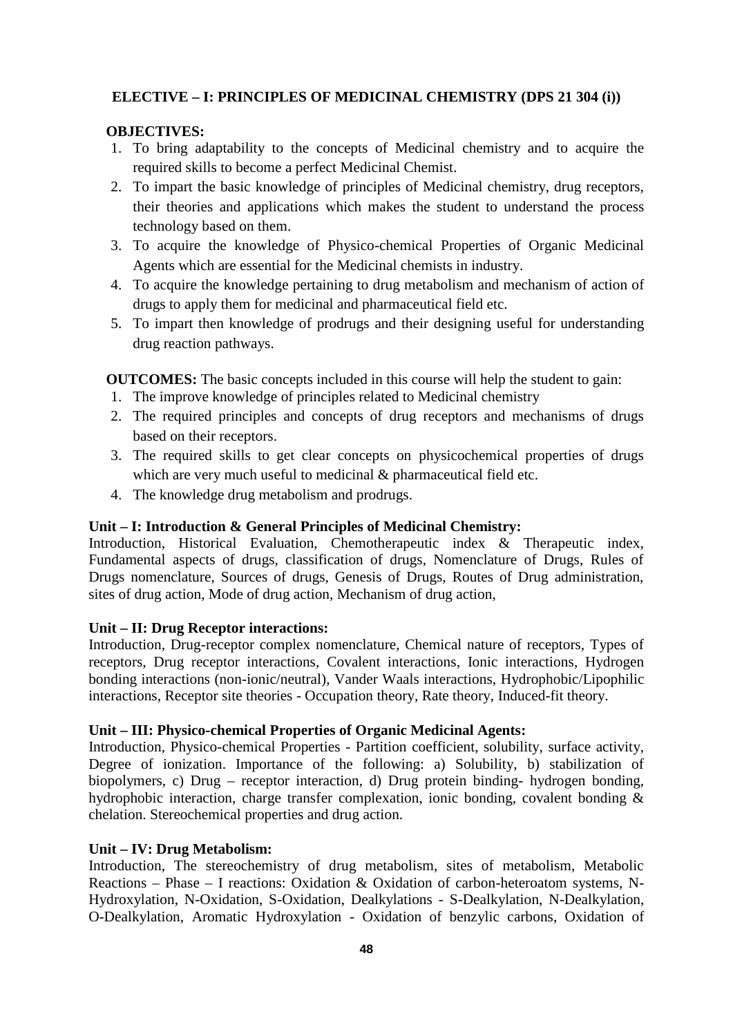## ELECTIVE – I: PRINCIPLES OF MEDICINAL CHEMISTRY (DPS 21 304 (i))

**OBJECTIVES:**

1. To bring adaptability to the concepts of Medicinal chemistry and to acquire the required skills to become a perfect Medicinal Chemist.
2. To impart the basic knowledge of principles of Medicinal chemistry, drug receptors, their theories and applications which makes the student to understand the process technology based on them.
3. To acquire the knowledge of Physico-chemical Properties of Organic Medicinal Agents which are essential for the Medicinal chemists in industry.
4. To acquire the knowledge pertaining to drug metabolism and mechanism of action of drugs to apply them for medicinal and pharmaceutical field etc.
5. To impart then knowledge of prodrugs and their designing useful for understanding drug reaction pathways.

**OUTCOMES:** The basic concepts included in this course will help the student to gain:

1. The improve knowledge of principles related to Medicinal chemistry
2. The required principles and concepts of drug receptors and mechanisms of drugs based on their receptors.
3. The required skills to get clear concepts on physicochemical properties of drugs which are very much useful to medicinal & pharmaceutical field etc.
4. The knowledge drug metabolism and prodrugs.

**Unit – I: Introduction & General Principles of Medicinal Chemistry:**
Introduction, Historical Evaluation, Chemotherapeutic index & Therapeutic index, Fundamental aspects of drugs, classification of drugs, Nomenclature of Drugs, Rules of Drugs nomenclature, Sources of drugs, Genesis of Drugs, Routes of Drug administration, sites of drug action, Mode of drug action, Mechanism of drug action,

**Unit – II: Drug Receptor interactions:**
Introduction, Drug-receptor complex nomenclature, Chemical nature of receptors, Types of receptors, Drug receptor interactions, Covalent interactions, Ionic interactions, Hydrogen bonding interactions (non-ionic/neutral), Vander Waals interactions, Hydrophobic/Lipophilic interactions, Receptor site theories - Occupation theory, Rate theory, Induced-fit theory.

**Unit – III: Physico-chemical Properties of Organic Medicinal Agents:**
Introduction, Physico-chemical Properties - Partition coefficient, solubility, surface activity, Degree of ionization. Importance of the following: a) Solubility, b) stabilization of biopolymers, c) Drug – receptor interaction, d) Drug protein binding- hydrogen bonding, hydrophobic interaction, charge transfer complexation, ionic bonding, covalent bonding & chelation. Stereochemical properties and drug action.

**Unit – IV: Drug Metabolism:**
Introduction, The stereochemistry of drug metabolism, sites of metabolism, Metabolic Reactions – Phase – I reactions: Oxidation & Oxidation of carbon-heteroatom systems, N-Hydroxylation, N-Oxidation, S-Oxidation, Dealkylations - S-Dealkylation, N-Dealkylation, O-Dealkylation, Aromatic Hydroxylation - Oxidation of benzylic carbons, Oxidation of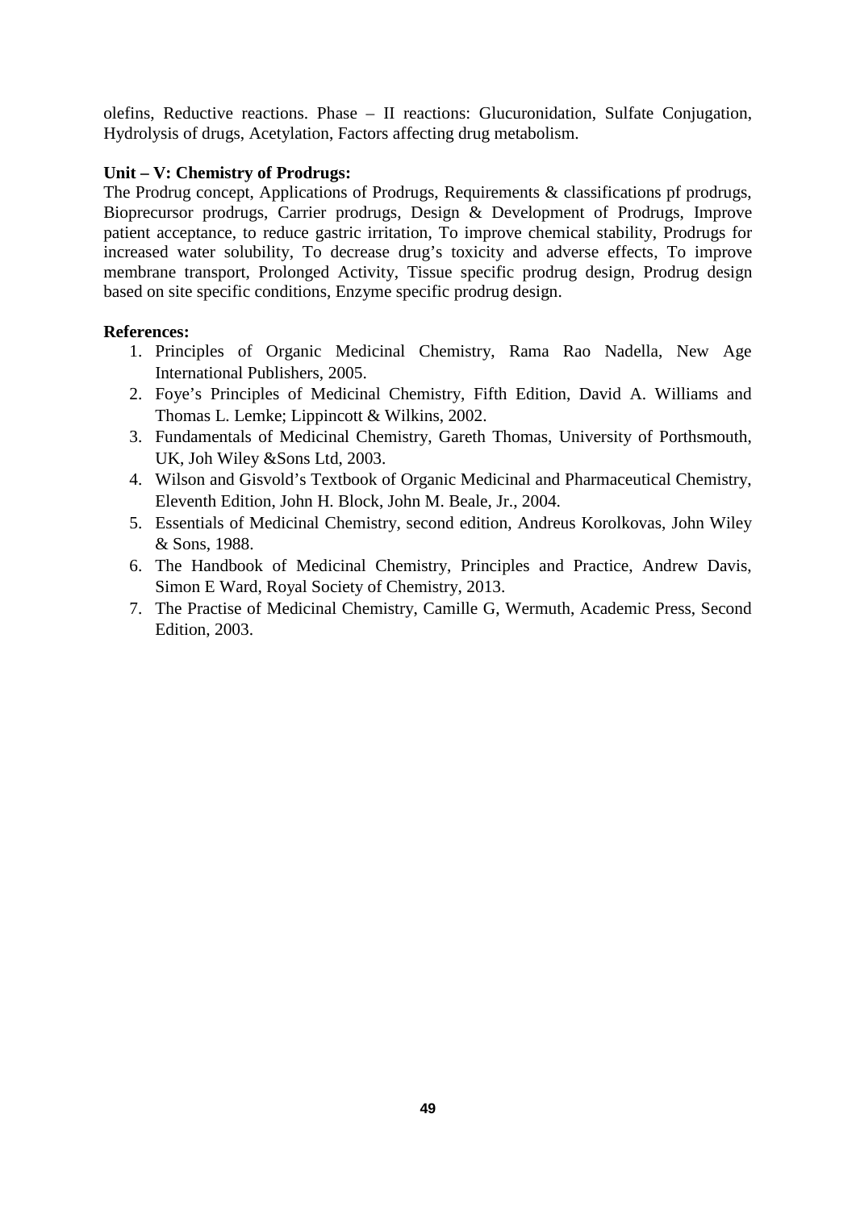olefins, Reductive reactions. Phase – II reactions: Glucuronidation, Sulfate Conjugation, Hydrolysis of drugs, Acetylation, Factors affecting drug metabolism.

**Unit – V: Chemistry of Prodrugs:**

The Prodrug concept, Applications of Prodrugs, Requirements & classifications pf prodrugs, Bioprecursor prodrugs, Carrier prodrugs, Design & Development of Prodrugs, Improve patient acceptance, to reduce gastric irritation, To improve chemical stability, Prodrugs for increased water solubility, To decrease drug's toxicity and adverse effects, To improve membrane transport, Prolonged Activity, Tissue specific prodrug design, Prodrug design based on site specific conditions, Enzyme specific prodrug design.

**References:**

1. Principles of Organic Medicinal Chemistry, Rama Rao Nadella, New Age International Publishers, 2005.
2. Foye's Principles of Medicinal Chemistry, Fifth Edition, David A. Williams and Thomas L. Lemke; Lippincott & Wilkins, 2002.
3. Fundamentals of Medicinal Chemistry, Gareth Thomas, University of Porthsmouth, UK, Joh Wiley &Sons Ltd, 2003.
4. Wilson and Gisvold's Textbook of Organic Medicinal and Pharmaceutical Chemistry, Eleventh Edition, John H. Block, John M. Beale, Jr., 2004.
5. Essentials of Medicinal Chemistry, second edition, Andreus Korolkovas, John Wiley & Sons, 1988.
6. The Handbook of Medicinal Chemistry, Principles and Practice, Andrew Davis, Simon E Ward, Royal Society of Chemistry, 2013.
7. The Practise of Medicinal Chemistry, Camille G, Wermuth, Academic Press, Second Edition, 2003.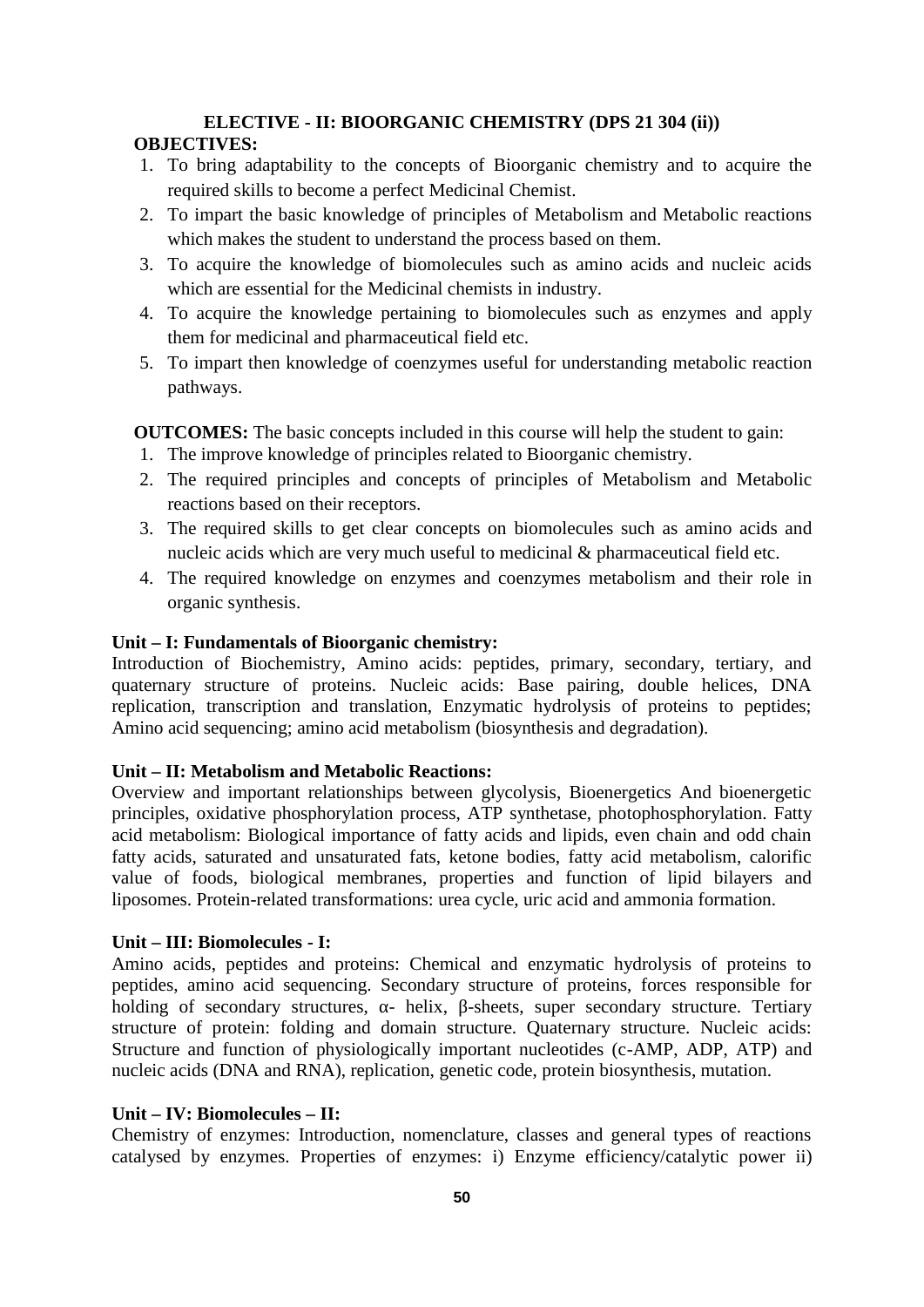## ELECTIVE - II: BIOORGANIC CHEMISTRY (DPS 21 304 (ii))

**OBJECTIVES:**

1. To bring adaptability to the concepts of Bioorganic chemistry and to acquire the required skills to become a perfect Medicinal Chemist.
2. To impart the basic knowledge of principles of Metabolism and Metabolic reactions which makes the student to understand the process based on them.
3. To acquire the knowledge of biomolecules such as amino acids and nucleic acids which are essential for the Medicinal chemists in industry.
4. To acquire the knowledge pertaining to biomolecules such as enzymes and apply them for medicinal and pharmaceutical field etc.
5. To impart then knowledge of coenzymes useful for understanding metabolic reaction pathways.

**OUTCOMES:** The basic concepts included in this course will help the student to gain:

1. The improve knowledge of principles related to Bioorganic chemistry.
2. The required principles and concepts of principles of Metabolism and Metabolic reactions based on their receptors.
3. The required skills to get clear concepts on biomolecules such as amino acids and nucleic acids which are very much useful to medicinal & pharmaceutical field etc.
4. The required knowledge on enzymes and coenzymes metabolism and their role in organic synthesis.

**Unit – I: Fundamentals of Bioorganic chemistry:**

Introduction of Biochemistry, Amino acids: peptides, primary, secondary, tertiary, and quaternary structure of proteins. Nucleic acids: Base pairing, double helices, DNA replication, transcription and translation, Enzymatic hydrolysis of proteins to peptides; Amino acid sequencing; amino acid metabolism (biosynthesis and degradation).

**Unit – II: Metabolism and Metabolic Reactions:**

Overview and important relationships between glycolysis, Bioenergetics And bioenergetic principles, oxidative phosphorylation process, ATP synthetase, photophosphorylation. Fatty acid metabolism: Biological importance of fatty acids and lipids, even chain and odd chain fatty acids, saturated and unsaturated fats, ketone bodies, fatty acid metabolism, calorific value of foods, biological membranes, properties and function of lipid bilayers and liposomes. Protein-related transformations: urea cycle, uric acid and ammonia formation.

**Unit – III: Biomolecules - I:**

Amino acids, peptides and proteins: Chemical and enzymatic hydrolysis of proteins to peptides, amino acid sequencing. Secondary structure of proteins, forces responsible for holding of secondary structures, α- helix, β-sheets, super secondary structure. Tertiary structure of protein: folding and domain structure. Quaternary structure. Nucleic acids: Structure and function of physiologically important nucleotides (c-AMP, ADP, ATP) and nucleic acids (DNA and RNA), replication, genetic code, protein biosynthesis, mutation.

**Unit – IV: Biomolecules – II:**

Chemistry of enzymes: Introduction, nomenclature, classes and general types of reactions catalysed by enzymes. Properties of enzymes: i) Enzyme efficiency/catalytic power ii)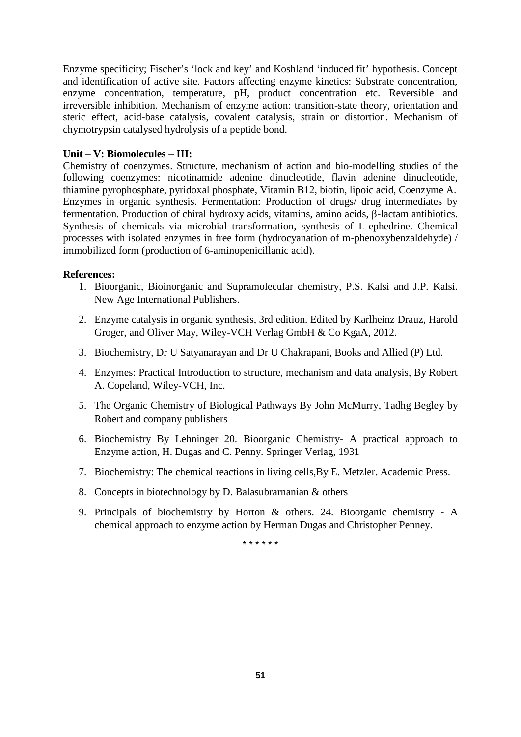Enzyme specificity; Fischer's 'lock and key' and Koshland 'induced fit' hypothesis. Concept and identification of active site. Factors affecting enzyme kinetics: Substrate concentration, enzyme concentration, temperature, pH, product concentration etc. Reversible and irreversible inhibition. Mechanism of enzyme action: transition-state theory, orientation and steric effect, acid-base catalysis, covalent catalysis, strain or distortion. Mechanism of chymotrypsin catalysed hydrolysis of a peptide bond.

**Unit – V: Biomolecules – III:**

Chemistry of coenzymes. Structure, mechanism of action and bio-modelling studies of the following coenzymes: nicotinamide adenine dinucleotide, flavin adenine dinucleotide, thiamine pyrophosphate, pyridoxal phosphate, Vitamin B12, biotin, lipoic acid, Coenzyme A. Enzymes in organic synthesis. Fermentation: Production of drugs/ drug intermediates by fermentation. Production of chiral hydroxy acids, vitamins, amino acids, β-lactam antibiotics. Synthesis of chemicals via microbial transformation, synthesis of L-ephedrine. Chemical processes with isolated enzymes in free form (hydrocyanation of m-phenoxybenzaldehyde) / immobilized form (production of 6-aminopenicillanic acid).

**References:**

1. Bioorganic, Bioinorganic and Supramolecular chemistry, P.S. Kalsi and J.P. Kalsi. New Age International Publishers.
2. Enzyme catalysis in organic synthesis, 3rd edition. Edited by Karlheinz Drauz, Harold Groger, and Oliver May, Wiley-VCH Verlag GmbH & Co KgaA, 2012.
3. Biochemistry, Dr U Satyanarayan and Dr U Chakrapani, Books and Allied (P) Ltd.
4. Enzymes: Practical Introduction to structure, mechanism and data analysis, By Robert A. Copeland, Wiley-VCH, Inc.
5. The Organic Chemistry of Biological Pathways By John McMurry, Tadhg Begley by Robert and company publishers
6. Biochemistry By Lehninger 20. Bioorganic Chemistry- A practical approach to Enzyme action, H. Dugas and C. Penny. Springer Verlag, 1931
7. Biochemistry: The chemical reactions in living cells,By E. Metzler. Academic Press.
8. Concepts in biotechnology by D. Balasubrarnanian & others
9. Principals of biochemistry by Horton & others. 24. Bioorganic chemistry - A chemical approach to enzyme action by Herman Dugas and Christopher Penney.

\* \* \* \* \* \*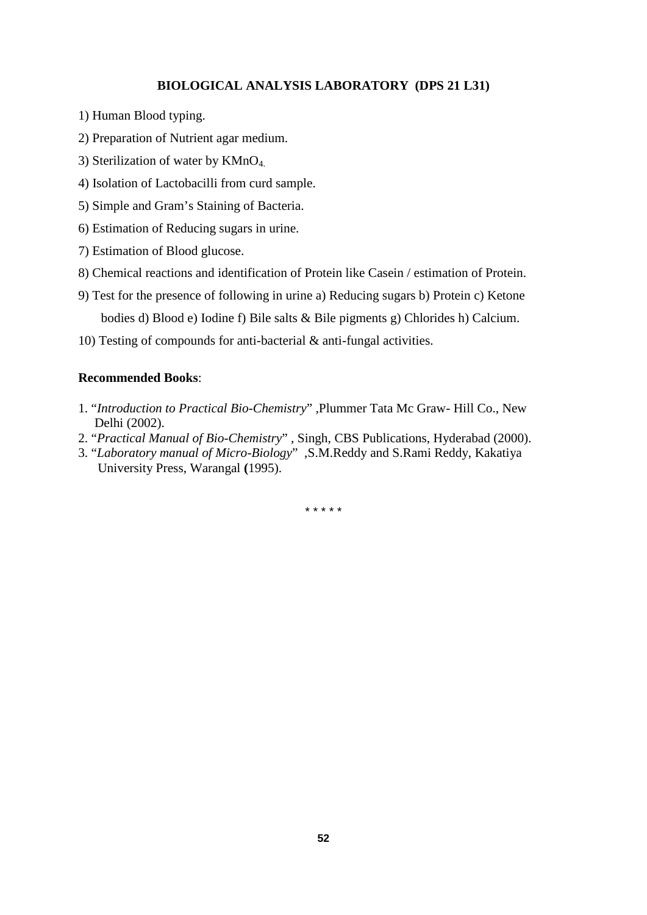## BIOLOGICAL ANALYSIS LABORATORY (DPS 21 L31)

1) Human Blood typing.

2) Preparation of Nutrient agar medium.

3) Sterilization of water by $KMnO_4$.

4) Isolation of Lactobacilli from curd sample.

5) Simple and Gram's Staining of Bacteria.

6) Estimation of Reducing sugars in urine.

7) Estimation of Blood glucose.

8) Chemical reactions and identification of Protein like Casein / estimation of Protein.

9) Test for the presence of following in urine a) Reducing sugars b) Protein c) Ketone bodies d) Blood e) Iodine f) Bile salts & Bile pigments g) Chlorides h) Calcium.

10) Testing of compounds for anti-bacterial & anti-fungal activities.

**Recommended Books**:

1. "*Introduction to Practical Bio-Chemistry*" ,Plummer Tata Mc Graw- Hill Co., New Delhi (2002).
2. "*Practical Manual of Bio-Chemistry*" , Singh, CBS Publications, Hyderabad (2000).
3. "*Laboratory manual of Micro-Biology*" ,S.M.Reddy and S.Rami Reddy, Kakatiya University Press, Warangal **(**1995).

\* \* \* \* \*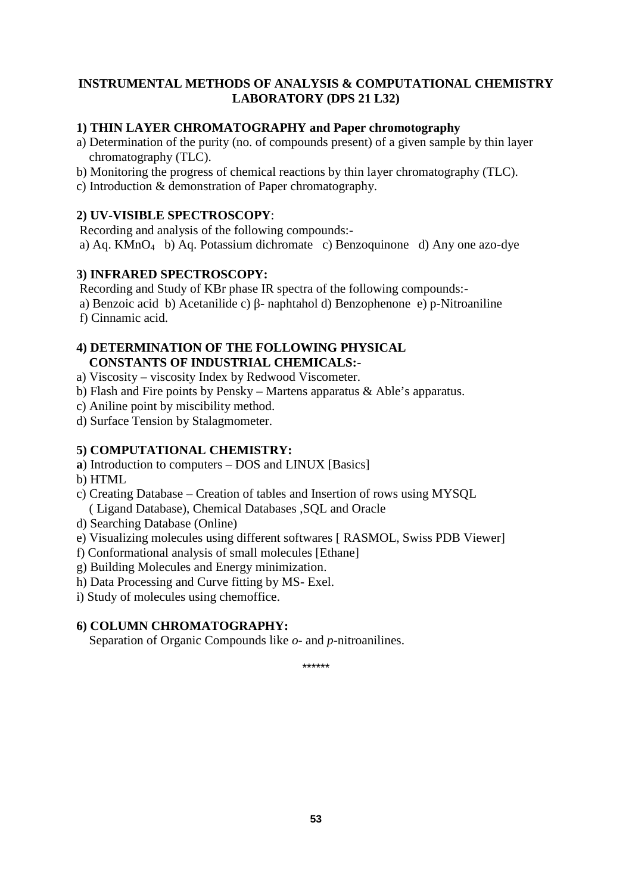## INSTRUMENTAL METHODS OF ANALYSIS & COMPUTATIONAL CHEMISTRY LABORATORY (DPS 21 L32)

### 1) THIN LAYER CHROMATOGRAPHY and Paper chromotography

a) Determination of the purity (no. of compounds present) of a given sample by thin layer chromatography (TLC).

b) Monitoring the progress of chemical reactions by thin layer chromatography (TLC).

c) Introduction & demonstration of Paper chromatography.

### 2) UV-VISIBLE SPECTROSCOPY:

Recording and analysis of the following compounds:-

a) Aq. $KMnO_4$ b) Aq. Potassium dichromate c) Benzoquinone d) Any one azo-dye

### 3) INFRARED SPECTROSCOPY:

Recording and Study of KBr phase IR spectra of the following compounds:-

a) Benzoic acid b) Acetanilide c) β- naphtahol d) Benzophenone e) p-Nitroaniline f) Cinnamic acid.

### 4) DETERMINATION OF THE FOLLOWING PHYSICAL CONSTANTS OF INDUSTRIAL CHEMICALS:-

a) Viscosity – viscosity Index by Redwood Viscometer.

b) Flash and Fire points by Pensky – Martens apparatus & Able's apparatus.

c) Aniline point by miscibility method.

d) Surface Tension by Stalagmometer.

### 5) COMPUTATIONAL CHEMISTRY:

**a**) Introduction to computers – DOS and LINUX [Basics]

b) HTML

c) Creating Database – Creation of tables and Insertion of rows using MYSQL ( Ligand Database), Chemical Databases ,SQL and Oracle

d) Searching Database (Online)

e) Visualizing molecules using different softwares [ RASMOL, Swiss PDB Viewer]

f) Conformational analysis of small molecules [Ethane]

g) Building Molecules and Energy minimization.

h) Data Processing and Curve fitting by MS- Exel.

i) Study of molecules using chemoffice.

### 6) COLUMN CHROMATOGRAPHY:

Separation of Organic Compounds like *o*- and *p*-nitroanilines.

\*\*\*\*\*\*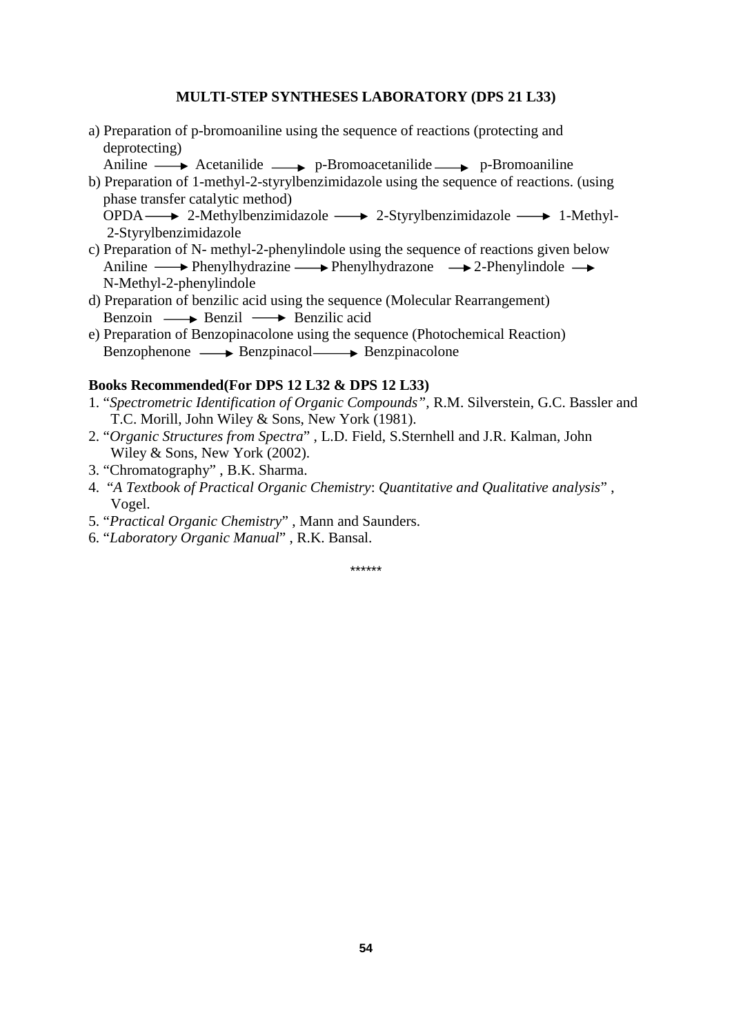## MULTI-STEP SYNTHESES LABORATORY (DPS 21 L33)

a) Preparation of p-bromoaniline using the sequence of reactions (protecting and deprotecting)
   Aniline ⟶ Acetanilide ⟶ p-Bromoacetanilide ⟶ p-Bromoaniline

b) Preparation of 1-methyl-2-styrylbenzimidazole using the sequence of reactions. (using phase transfer catalytic method)
   OPDA ⟶ 2-Methylbenzimidazole ⟶ 2-Styrylbenzimidazole ⟶ 1-Methyl-2-Styrylbenzimidazole

c) Preparation of N- methyl-2-phenylindole using the sequence of reactions given below
   Aniline ⟶ Phenylhydrazine ⟶ Phenylhydrazone ⟶ 2-Phenylindole ⟶ N-Methyl-2-phenylindole

d) Preparation of benzilic acid using the sequence (Molecular Rearrangement)
   Benzoin ⟶ Benzil ⟶ Benzilic acid

e) Preparation of Benzopinacolone using the sequence (Photochemical Reaction)
   Benzophenone ⟶ Benzpinacol ⟶ Benzpinacolone

**Books Recommended(For DPS 12 L32 & DPS 12 L33)**

1. "*Spectrometric Identification of Organic Compounds"*, R.M. Silverstein, G.C. Bassler and T.C. Morill, John Wiley & Sons, New York (1981).
2. "*Organic Structures from Spectra*" , L.D. Field, S.Sternhell and J.R. Kalman, John Wiley & Sons, New York (2002).
3. "Chromatography" , B.K. Sharma.
4. "*A Textbook of Practical Organic Chemistry*: *Quantitative and Qualitative analysis*" , Vogel.
5. "*Practical Organic Chemistry*" , Mann and Saunders.
6. "*Laboratory Organic Manual*" , R.K. Bansal.

******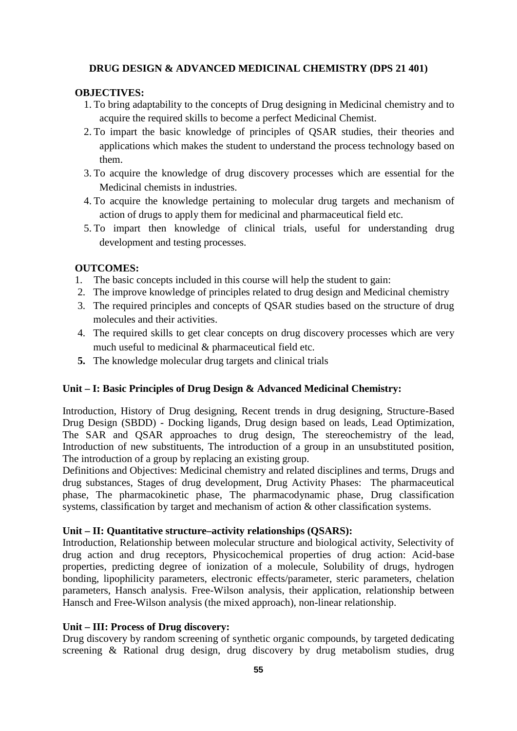**DRUG DESIGN & ADVANCED MEDICINAL CHEMISTRY (DPS 21 401)**

**OBJECTIVES:**

1. To bring adaptability to the concepts of Drug designing in Medicinal chemistry and to acquire the required skills to become a perfect Medicinal Chemist.
2. To impart the basic knowledge of principles of QSAR studies, their theories and applications which makes the student to understand the process technology based on them.
3. To acquire the knowledge of drug discovery processes which are essential for the Medicinal chemists in industries.
4. To acquire the knowledge pertaining to molecular drug targets and mechanism of action of drugs to apply them for medicinal and pharmaceutical field etc.
5. To impart then knowledge of clinical trials, useful for understanding drug development and testing processes.

**OUTCOMES:**

1. The basic concepts included in this course will help the student to gain:
2. The improve knowledge of principles related to drug design and Medicinal chemistry
3. The required principles and concepts of QSAR studies based on the structure of drug molecules and their activities.
4. The required skills to get clear concepts on drug discovery processes which are very much useful to medicinal & pharmaceutical field etc.
5. The knowledge molecular drug targets and clinical trials

**Unit – I: Basic Principles of Drug Design & Advanced Medicinal Chemistry:**

Introduction, History of Drug designing, Recent trends in drug designing, Structure-Based Drug Design (SBDD) - Docking ligands, Drug design based on leads, Lead Optimization, The SAR and QSAR approaches to drug design, The stereochemistry of the lead, Introduction of new substituents, The introduction of a group in an unsubstituted position, The introduction of a group by replacing an existing group.

Definitions and Objectives: Medicinal chemistry and related disciplines and terms, Drugs and drug substances, Stages of drug development, Drug Activity Phases: The pharmaceutical phase, The pharmacokinetic phase, The pharmacodynamic phase, Drug classification systems, classification by target and mechanism of action & other classification systems.

**Unit – II: Quantitative structure–activity relationships (QSARS):**

Introduction, Relationship between molecular structure and biological activity, Selectivity of drug action and drug receptors, Physicochemical properties of drug action: Acid-base properties, predicting degree of ionization of a molecule, Solubility of drugs, hydrogen bonding, lipophilicity parameters, electronic effects/parameter, steric parameters, chelation parameters, Hansch analysis. Free-Wilson analysis, their application, relationship between Hansch and Free-Wilson analysis (the mixed approach), non-linear relationship.

**Unit – III: Process of Drug discovery:**

Drug discovery by random screening of synthetic organic compounds, by targeted dedicating screening & Rational drug design, drug discovery by drug metabolism studies, drug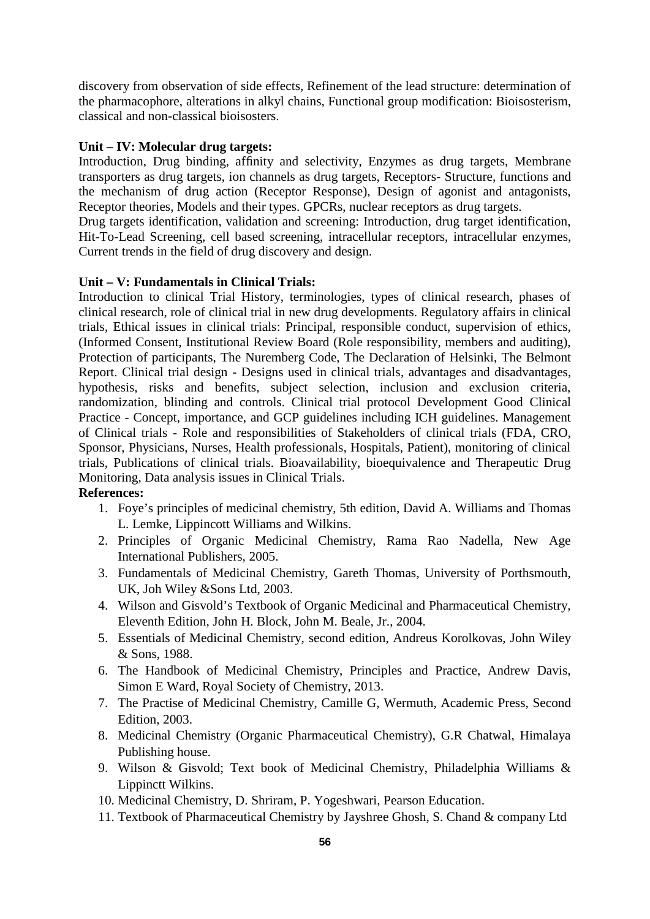discovery from observation of side effects, Refinement of the lead structure: determination of the pharmacophore, alterations in alkyl chains, Functional group modification: Bioisosterism, classical and non-classical bioisosters.

**Unit – IV: Molecular drug targets:**

Introduction, Drug binding, affinity and selectivity, Enzymes as drug targets, Membrane transporters as drug targets, ion channels as drug targets, Receptors- Structure, functions and the mechanism of drug action (Receptor Response), Design of agonist and antagonists, Receptor theories, Models and their types. GPCRs, nuclear receptors as drug targets.

Drug targets identification, validation and screening: Introduction, drug target identification, Hit-To-Lead Screening, cell based screening, intracellular receptors, intracellular enzymes, Current trends in the field of drug discovery and design.

**Unit – V: Fundamentals in Clinical Trials:**

Introduction to clinical Trial History, terminologies, types of clinical research, phases of clinical research, role of clinical trial in new drug developments. Regulatory affairs in clinical trials, Ethical issues in clinical trials: Principal, responsible conduct, supervision of ethics, (Informed Consent, Institutional Review Board (Role responsibility, members and auditing), Protection of participants, The Nuremberg Code, The Declaration of Helsinki, The Belmont Report. Clinical trial design - Designs used in clinical trials, advantages and disadvantages, hypothesis, risks and benefits, subject selection, inclusion and exclusion criteria, randomization, blinding and controls. Clinical trial protocol Development Good Clinical Practice - Concept, importance, and GCP guidelines including ICH guidelines. Management of Clinical trials - Role and responsibilities of Stakeholders of clinical trials (FDA, CRO, Sponsor, Physicians, Nurses, Health professionals, Hospitals, Patient), monitoring of clinical trials, Publications of clinical trials. Bioavailability, bioequivalence and Therapeutic Drug Monitoring, Data analysis issues in Clinical Trials.

**References:**

1. Foye's principles of medicinal chemistry, 5th edition, David A. Williams and Thomas L. Lemke, Lippincott Williams and Wilkins.
2. Principles of Organic Medicinal Chemistry, Rama Rao Nadella, New Age International Publishers, 2005.
3. Fundamentals of Medicinal Chemistry, Gareth Thomas, University of Porthsmouth, UK, Joh Wiley &Sons Ltd, 2003.
4. Wilson and Gisvold's Textbook of Organic Medicinal and Pharmaceutical Chemistry, Eleventh Edition, John H. Block, John M. Beale, Jr., 2004.
5. Essentials of Medicinal Chemistry, second edition, Andreus Korolkovas, John Wiley & Sons, 1988.
6. The Handbook of Medicinal Chemistry, Principles and Practice, Andrew Davis, Simon E Ward, Royal Society of Chemistry, 2013.
7. The Practise of Medicinal Chemistry, Camille G, Wermuth, Academic Press, Second Edition, 2003.
8. Medicinal Chemistry (Organic Pharmaceutical Chemistry), G.R Chatwal, Himalaya Publishing house.
9. Wilson & Gisvold; Text book of Medicinal Chemistry, Philadelphia Williams & Lippinctt Wilkins.
10. Medicinal Chemistry, D. Shriram, P. Yogeshwari, Pearson Education.
11. Textbook of Pharmaceutical Chemistry by Jayshree Ghosh, S. Chand & company Ltd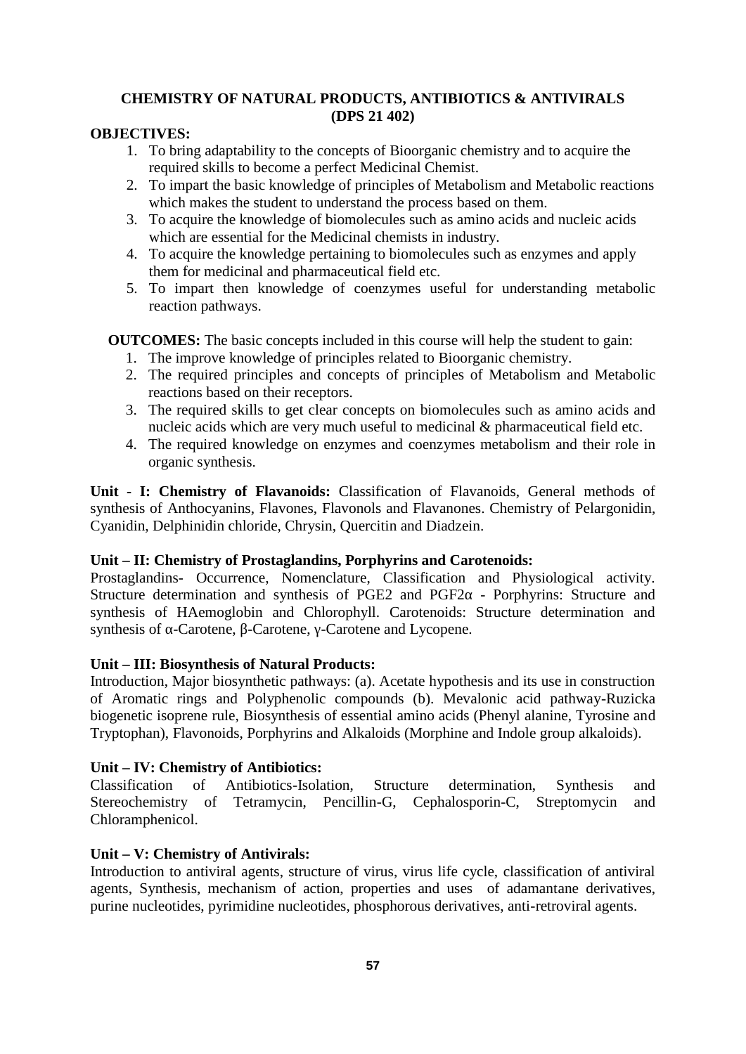## CHEMISTRY OF NATURAL PRODUCTS, ANTIBIOTICS & ANTIVIRALS (DPS 21 402)

**OBJECTIVES:**

1. To bring adaptability to the concepts of Bioorganic chemistry and to acquire the required skills to become a perfect Medicinal Chemist.
2. To impart the basic knowledge of principles of Metabolism and Metabolic reactions which makes the student to understand the process based on them.
3. To acquire the knowledge of biomolecules such as amino acids and nucleic acids which are essential for the Medicinal chemists in industry.
4. To acquire the knowledge pertaining to biomolecules such as enzymes and apply them for medicinal and pharmaceutical field etc.
5. To impart then knowledge of coenzymes useful for understanding metabolic reaction pathways.

**OUTCOMES:** The basic concepts included in this course will help the student to gain:

1. The improve knowledge of principles related to Bioorganic chemistry.
2. The required principles and concepts of principles of Metabolism and Metabolic reactions based on their receptors.
3. The required skills to get clear concepts on biomolecules such as amino acids and nucleic acids which are very much useful to medicinal & pharmaceutical field etc.
4. The required knowledge on enzymes and coenzymes metabolism and their role in organic synthesis.

**Unit - I: Chemistry of Flavanoids:** Classification of Flavanoids, General methods of synthesis of Anthocyanins, Flavones, Flavonols and Flavanones. Chemistry of Pelargonidin, Cyanidin, Delphinidin chloride, Chrysin, Quercitin and Diadzein.

**Unit – II: Chemistry of Prostaglandins, Porphyrins and Carotenoids:**

Prostaglandins- Occurrence, Nomenclature, Classification and Physiological activity. Structure determination and synthesis of PGE2 and PGF2α - Porphyrins: Structure and synthesis of HAemoglobin and Chlorophyll. Carotenoids: Structure determination and synthesis of α-Carotene, β-Carotene, γ-Carotene and Lycopene.

**Unit – III: Biosynthesis of Natural Products:**

Introduction, Major biosynthetic pathways: (a). Acetate hypothesis and its use in construction of Aromatic rings and Polyphenolic compounds (b). Mevalonic acid pathway-Ruzicka biogenetic isoprene rule, Biosynthesis of essential amino acids (Phenyl alanine, Tyrosine and Tryptophan), Flavonoids, Porphyrins and Alkaloids (Morphine and Indole group alkaloids).

**Unit – IV: Chemistry of Antibiotics:**

Classification of Antibiotics-Isolation, Structure determination, Synthesis and Stereochemistry of Tetramycin, Pencillin-G, Cephalosporin-C, Streptomycin and Chloramphenicol.

**Unit – V: Chemistry of Antivirals:**

Introduction to antiviral agents, structure of virus, virus life cycle, classification of antiviral agents, Synthesis, mechanism of action, properties and uses of adamantane derivatives, purine nucleotides, pyrimidine nucleotides, phosphorous derivatives, anti-retroviral agents.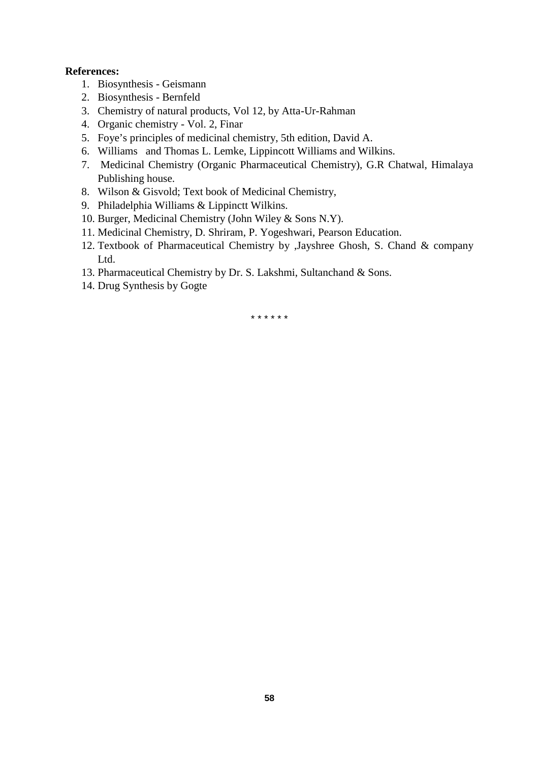**References:**

1. Biosynthesis - Geismann
2. Biosynthesis - Bernfeld
3. Chemistry of natural products, Vol 12, by Atta-Ur-Rahman
4. Organic chemistry - Vol. 2, Finar
5. Foye's principles of medicinal chemistry, 5th edition, David A.
6. Williams and Thomas L. Lemke, Lippincott Williams and Wilkins.
7. Medicinal Chemistry (Organic Pharmaceutical Chemistry), G.R Chatwal, Himalaya Publishing house.
8. Wilson & Gisvold; Text book of Medicinal Chemistry,
9. Philadelphia Williams & Lippinctt Wilkins.
10. Burger, Medicinal Chemistry (John Wiley & Sons N.Y).
11. Medicinal Chemistry, D. Shriram, P. Yogeshwari, Pearson Education.
12. Textbook of Pharmaceutical Chemistry by ,Jayshree Ghosh, S. Chand & company Ltd.
13. Pharmaceutical Chemistry by Dr. S. Lakshmi, Sultanchand & Sons.
14. Drug Synthesis by Gogte

\* \* \* \* \* \*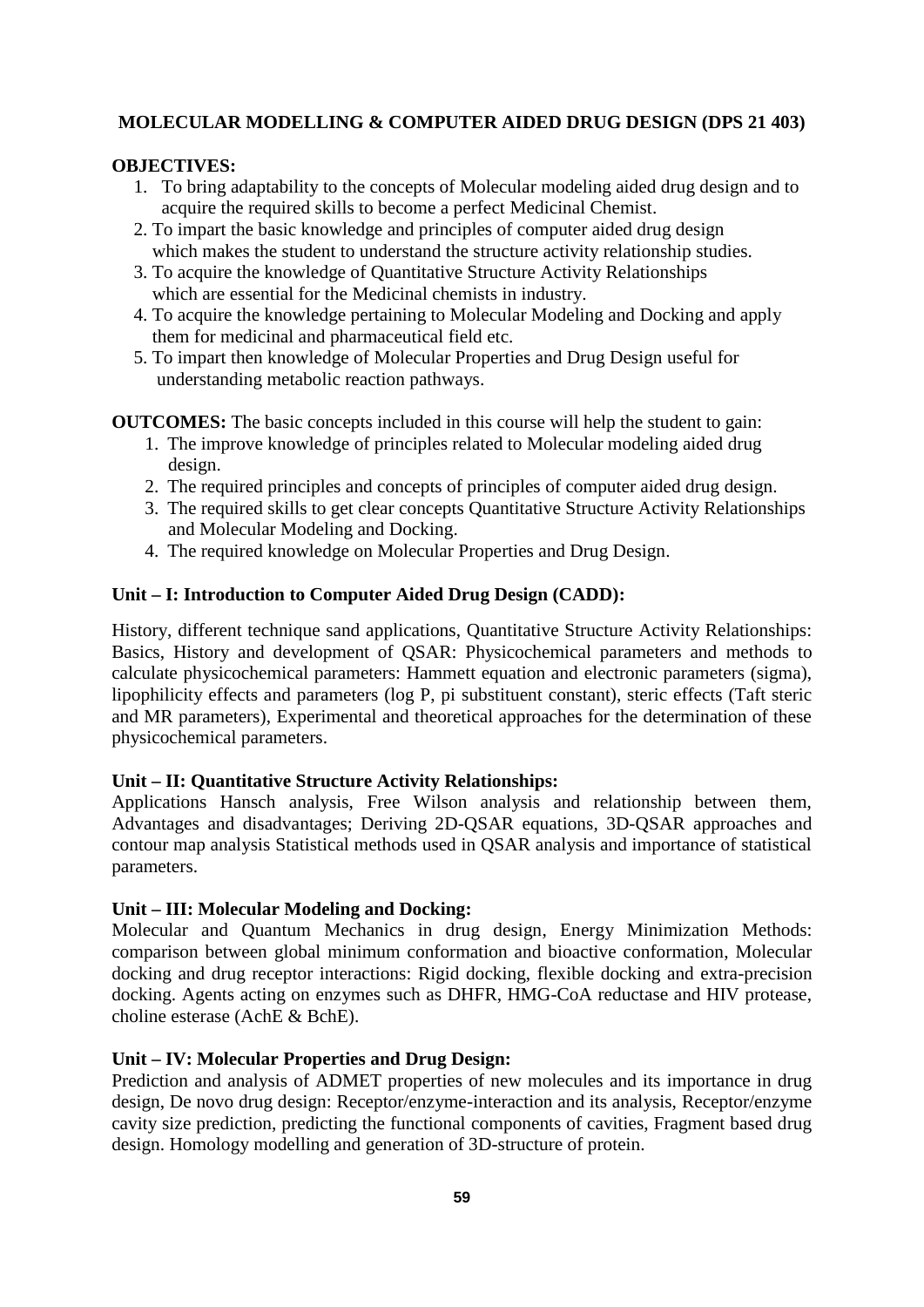## MOLECULAR MODELLING & COMPUTER AIDED DRUG DESIGN (DPS 21 403)

**OBJECTIVES:**

1. To bring adaptability to the concepts of Molecular modeling aided drug design and to acquire the required skills to become a perfect Medicinal Chemist.
2. To impart the basic knowledge and principles of computer aided drug design which makes the student to understand the structure activity relationship studies.
3. To acquire the knowledge of Quantitative Structure Activity Relationships which are essential for the Medicinal chemists in industry.
4. To acquire the knowledge pertaining to Molecular Modeling and Docking and apply them for medicinal and pharmaceutical field etc.
5. To impart then knowledge of Molecular Properties and Drug Design useful for understanding metabolic reaction pathways.

**OUTCOMES:** The basic concepts included in this course will help the student to gain:

1. The improve knowledge of principles related to Molecular modeling aided drug design.
2. The required principles and concepts of principles of computer aided drug design.
3. The required skills to get clear concepts Quantitative Structure Activity Relationships and Molecular Modeling and Docking.
4. The required knowledge on Molecular Properties and Drug Design.

### Unit – I: Introduction to Computer Aided Drug Design (CADD):

History, different technique sand applications, Quantitative Structure Activity Relationships: Basics, History and development of QSAR: Physicochemical parameters and methods to calculate physicochemical parameters: Hammett equation and electronic parameters (sigma), lipophilicity effects and parameters (log P, pi substituent constant), steric effects (Taft steric and MR parameters), Experimental and theoretical approaches for the determination of these physicochemical parameters.

### Unit – II: Quantitative Structure Activity Relationships:

Applications Hansch analysis, Free Wilson analysis and relationship between them, Advantages and disadvantages; Deriving 2D-QSAR equations, 3D-QSAR approaches and contour map analysis Statistical methods used in QSAR analysis and importance of statistical parameters.

### Unit – III: Molecular Modeling and Docking:

Molecular and Quantum Mechanics in drug design, Energy Minimization Methods: comparison between global minimum conformation and bioactive conformation, Molecular docking and drug receptor interactions: Rigid docking, flexible docking and extra-precision docking. Agents acting on enzymes such as DHFR, HMG-CoA reductase and HIV protease, choline esterase (AchE & BchE).

### Unit – IV: Molecular Properties and Drug Design:

Prediction and analysis of ADMET properties of new molecules and its importance in drug design, De novo drug design: Receptor/enzyme-interaction and its analysis, Receptor/enzyme cavity size prediction, predicting the functional components of cavities, Fragment based drug design. Homology modelling and generation of 3D-structure of protein.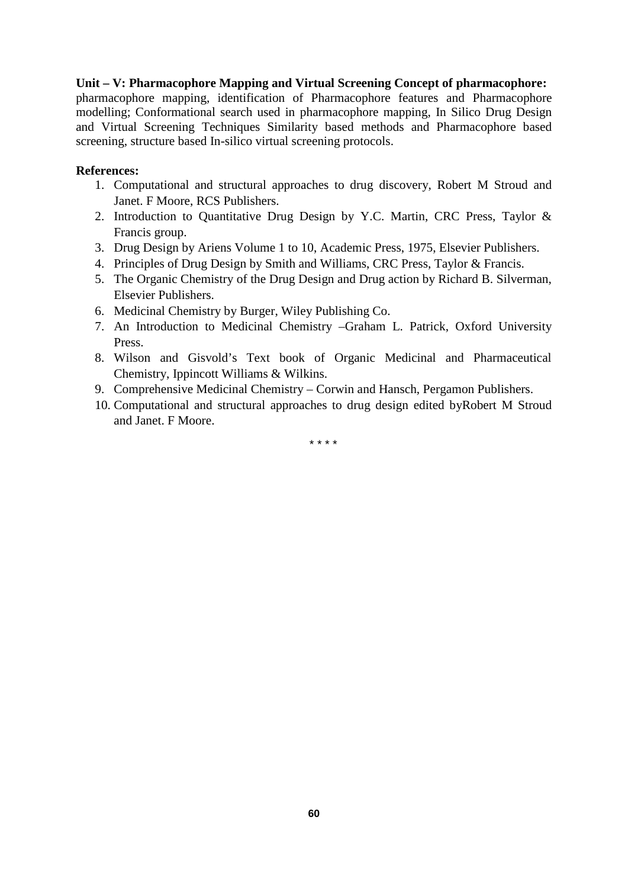**Unit – V: Pharmacophore Mapping and Virtual Screening Concept of pharmacophore:** pharmacophore mapping, identification of Pharmacophore features and Pharmacophore modelling; Conformational search used in pharmacophore mapping, In Silico Drug Design and Virtual Screening Techniques Similarity based methods and Pharmacophore based screening, structure based In-silico virtual screening protocols.

**References:**

1. Computational and structural approaches to drug discovery, Robert M Stroud and Janet. F Moore, RCS Publishers.
2. Introduction to Quantitative Drug Design by Y.C. Martin, CRC Press, Taylor & Francis group.
3. Drug Design by Ariens Volume 1 to 10, Academic Press, 1975, Elsevier Publishers.
4. Principles of Drug Design by Smith and Williams, CRC Press, Taylor & Francis.
5. The Organic Chemistry of the Drug Design and Drug action by Richard B. Silverman, Elsevier Publishers.
6. Medicinal Chemistry by Burger, Wiley Publishing Co.
7. An Introduction to Medicinal Chemistry –Graham L. Patrick, Oxford University Press.
8. Wilson and Gisvold's Text book of Organic Medicinal and Pharmaceutical Chemistry, Ippincott Williams & Wilkins.
9. Comprehensive Medicinal Chemistry – Corwin and Hansch, Pergamon Publishers.
10. Computational and structural approaches to drug design edited byRobert M Stroud and Janet. F Moore.

\* \* \* \*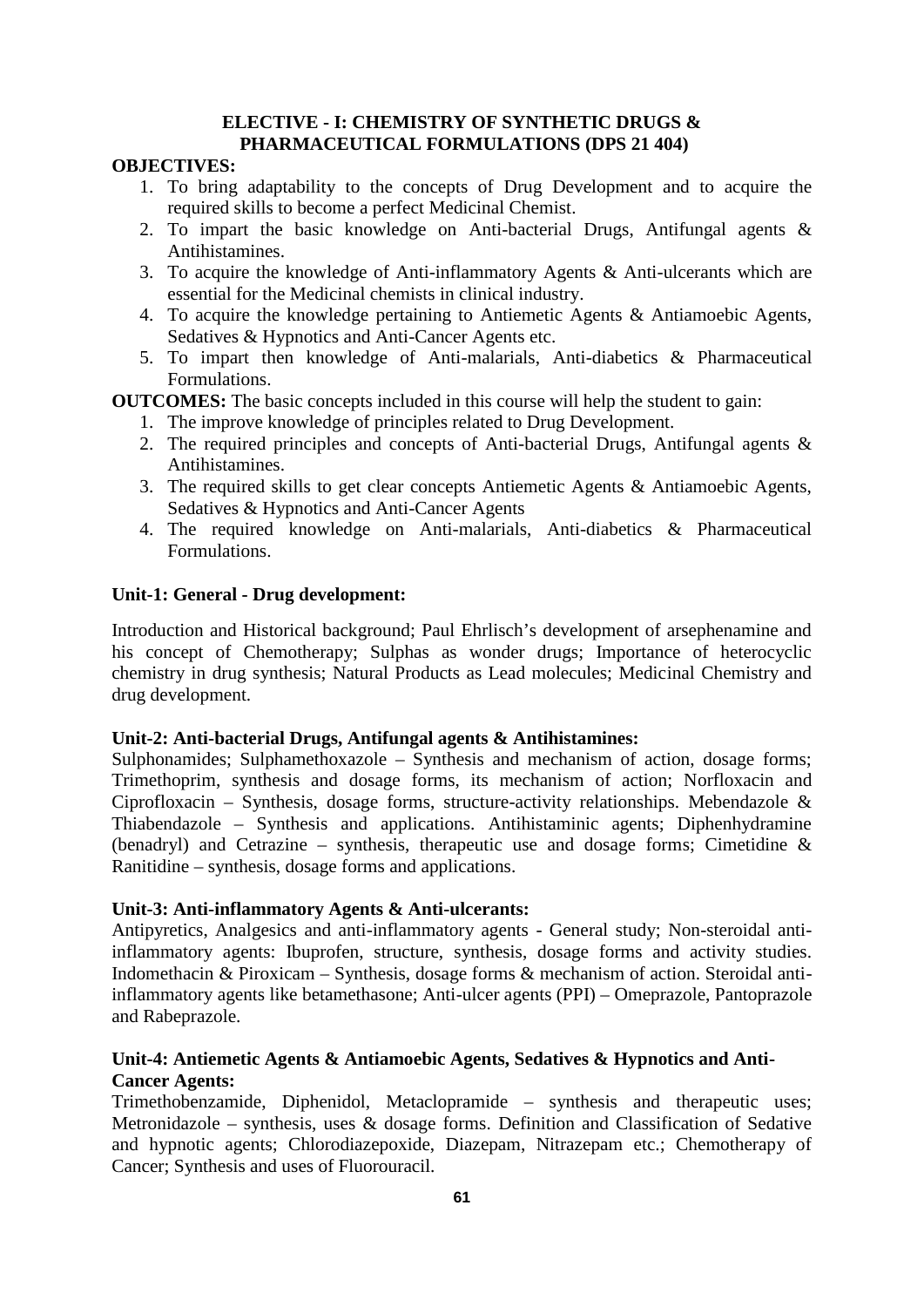## ELECTIVE - I: CHEMISTRY OF SYNTHETIC DRUGS & PHARMACEUTICAL FORMULATIONS (DPS 21 404)

**OBJECTIVES:**

1. To bring adaptability to the concepts of Drug Development and to acquire the required skills to become a perfect Medicinal Chemist.
2. To impart the basic knowledge on Anti-bacterial Drugs, Antifungal agents & Antihistamines.
3. To acquire the knowledge of Anti-inflammatory Agents & Anti-ulcerants which are essential for the Medicinal chemists in clinical industry.
4. To acquire the knowledge pertaining to Antiemetic Agents & Antiamoebic Agents, Sedatives & Hypnotics and Anti-Cancer Agents etc.
5. To impart then knowledge of Anti-malarials, Anti-diabetics & Pharmaceutical Formulations.

**OUTCOMES:** The basic concepts included in this course will help the student to gain:

1. The improve knowledge of principles related to Drug Development.
2. The required principles and concepts of Anti-bacterial Drugs, Antifungal agents & Antihistamines.
3. The required skills to get clear concepts Antiemetic Agents & Antiamoebic Agents, Sedatives & Hypnotics and Anti-Cancer Agents
4. The required knowledge on Anti-malarials, Anti-diabetics & Pharmaceutical Formulations.

**Unit-1: General - Drug development:**

Introduction and Historical background; Paul Ehrlisch's development of arsephenamine and his concept of Chemotherapy; Sulphas as wonder drugs; Importance of heterocyclic chemistry in drug synthesis; Natural Products as Lead molecules; Medicinal Chemistry and drug development.

**Unit-2: Anti-bacterial Drugs, Antifungal agents & Antihistamines:**

Sulphonamides; Sulphamethoxazole – Synthesis and mechanism of action, dosage forms; Trimethoprim, synthesis and dosage forms, its mechanism of action; Norfloxacin and Ciprofloxacin – Synthesis, dosage forms, structure-activity relationships. Mebendazole & Thiabendazole – Synthesis and applications. Antihistaminic agents; Diphenhydramine (benadryl) and Cetrazine – synthesis, therapeutic use and dosage forms; Cimetidine & Ranitidine – synthesis, dosage forms and applications.

**Unit-3: Anti-inflammatory Agents & Anti-ulcerants:**

Antipyretics, Analgesics and anti-inflammatory agents - General study; Non-steroidal anti-inflammatory agents: Ibuprofen, structure, synthesis, dosage forms and activity studies. Indomethacin & Piroxicam – Synthesis, dosage forms & mechanism of action. Steroidal anti-inflammatory agents like betamethasone; Anti-ulcer agents (PPI) – Omeprazole, Pantoprazole and Rabeprazole.

**Unit-4: Antiemetic Agents & Antiamoebic Agents, Sedatives & Hypnotics and Anti-Cancer Agents:**

Trimethobenzamide, Diphenidol, Metaclopramide – synthesis and therapeutic uses; Metronidazole – synthesis, uses & dosage forms. Definition and Classification of Sedative and hypnotic agents; Chlorodiazepoxide, Diazepam, Nitrazepam etc.; Chemotherapy of Cancer; Synthesis and uses of Fluorouracil.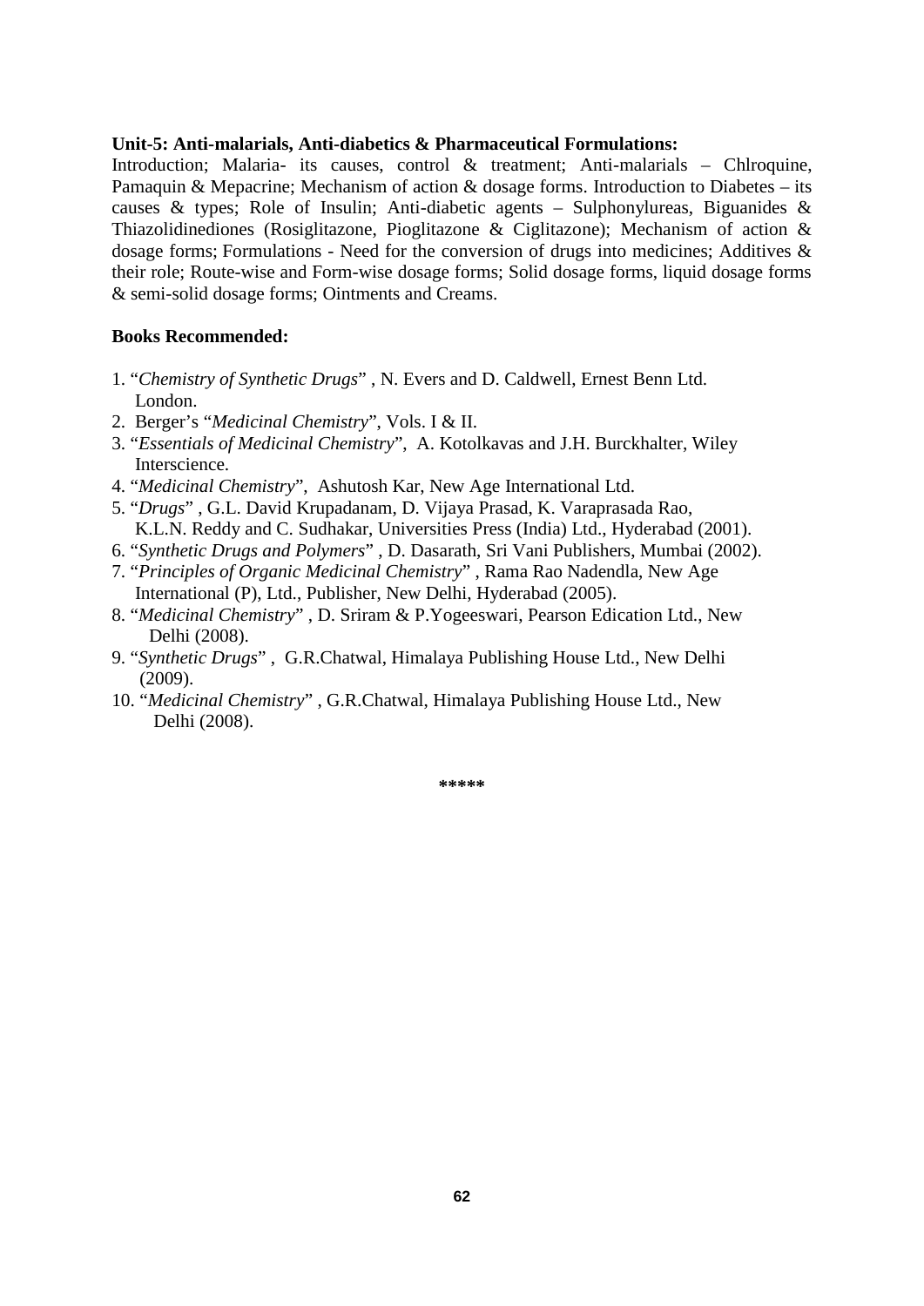**Unit-5: Anti-malarials, Anti-diabetics & Pharmaceutical Formulations:**
Introduction; Malaria- its causes, control & treatment; Anti-malarials – Chlroquine, Pamaquin & Mepacrine; Mechanism of action & dosage forms. Introduction to Diabetes – its causes & types; Role of Insulin; Anti-diabetic agents – Sulphonylureas, Biguanides & Thiazolidinediones (Rosiglitazone, Pioglitazone & Ciglitazone); Mechanism of action & dosage forms; Formulations - Need for the conversion of drugs into medicines; Additives & their role; Route-wise and Form-wise dosage forms; Solid dosage forms, liquid dosage forms & semi-solid dosage forms; Ointments and Creams.

**Books Recommended:**

1. "*Chemistry of Synthetic Drugs*" , N. Evers and D. Caldwell, Ernest Benn Ltd. London.
2. Berger's "*Medicinal Chemistry*", Vols. I & II.
3. "*Essentials of Medicinal Chemistry*", A. Kotolkavas and J.H. Burckhalter, Wiley Interscience.
4. "*Medicinal Chemistry*", Ashutosh Kar, New Age International Ltd.
5. "*Drugs*" , G.L. David Krupadanam, D. Vijaya Prasad, K. Varaprasada Rao, K.L.N. Reddy and C. Sudhakar, Universities Press (India) Ltd., Hyderabad (2001).
6. "*Synthetic Drugs and Polymers*" , D. Dasarath, Sri Vani Publishers, Mumbai (2002).
7. "*Principles of Organic Medicinal Chemistry*" , Rama Rao Nadendla, New Age International (P), Ltd., Publisher, New Delhi, Hyderabad (2005).
8. "*Medicinal Chemistry*" , D. Sriram & P.Yogeeswari, Pearson Edication Ltd., New Delhi (2008).
9. "*Synthetic Drugs*" , G.R.Chatwal, Himalaya Publishing House Ltd., New Delhi (2009).
10. "*Medicinal Chemistry*" , G.R.Chatwal, Himalaya Publishing House Ltd., New Delhi (2008).

\*\*\*\*\*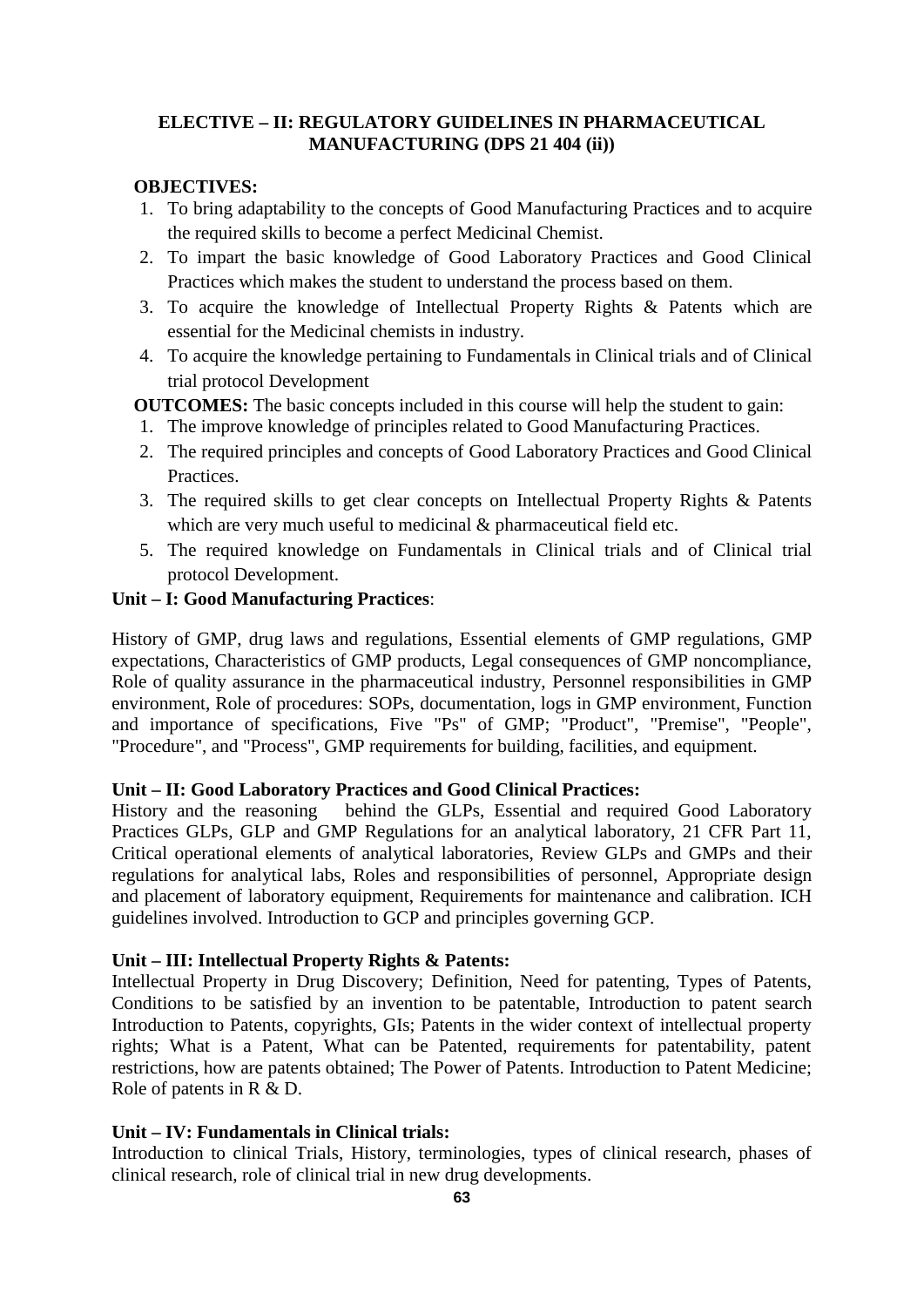## ELECTIVE – II: REGULATORY GUIDELINES IN PHARMACEUTICAL MANUFACTURING (DPS 21 404 (ii))

**OBJECTIVES:**

1. To bring adaptability to the concepts of Good Manufacturing Practices and to acquire the required skills to become a perfect Medicinal Chemist.
2. To impart the basic knowledge of Good Laboratory Practices and Good Clinical Practices which makes the student to understand the process based on them.
3. To acquire the knowledge of Intellectual Property Rights & Patents which are essential for the Medicinal chemists in industry.
4. To acquire the knowledge pertaining to Fundamentals in Clinical trials and of Clinical trial protocol Development

**OUTCOMES:** The basic concepts included in this course will help the student to gain:

1. The improve knowledge of principles related to Good Manufacturing Practices.
2. The required principles and concepts of Good Laboratory Practices and Good Clinical Practices.
3. The required skills to get clear concepts on Intellectual Property Rights & Patents which are very much useful to medicinal & pharmaceutical field etc.
5. The required knowledge on Fundamentals in Clinical trials and of Clinical trial protocol Development.

**Unit – I: Good Manufacturing Practices**:

History of GMP, drug laws and regulations, Essential elements of GMP regulations, GMP expectations, Characteristics of GMP products, Legal consequences of GMP noncompliance, Role of quality assurance in the pharmaceutical industry, Personnel responsibilities in GMP environment, Role of procedures: SOPs, documentation, logs in GMP environment, Function and importance of specifications, Five "Ps" of GMP; "Product", "Premise", "People", "Procedure", and "Process", GMP requirements for building, facilities, and equipment.

**Unit – II: Good Laboratory Practices and Good Clinical Practices:**

History and the reasoning behind the GLPs, Essential and required Good Laboratory Practices GLPs, GLP and GMP Regulations for an analytical laboratory, 21 CFR Part 11, Critical operational elements of analytical laboratories, Review GLPs and GMPs and their regulations for analytical labs, Roles and responsibilities of personnel, Appropriate design and placement of laboratory equipment, Requirements for maintenance and calibration. ICH guidelines involved. Introduction to GCP and principles governing GCP.

**Unit – III: Intellectual Property Rights & Patents:**

Intellectual Property in Drug Discovery; Definition, Need for patenting, Types of Patents, Conditions to be satisfied by an invention to be patentable, Introduction to patent search Introduction to Patents, copyrights, GIs; Patents in the wider context of intellectual property rights; What is a Patent, What can be Patented, requirements for patentability, patent restrictions, how are patents obtained; The Power of Patents. Introduction to Patent Medicine; Role of patents in R & D.

**Unit – IV: Fundamentals in Clinical trials:**

Introduction to clinical Trials, History, terminologies, types of clinical research, phases of clinical research, role of clinical trial in new drug developments.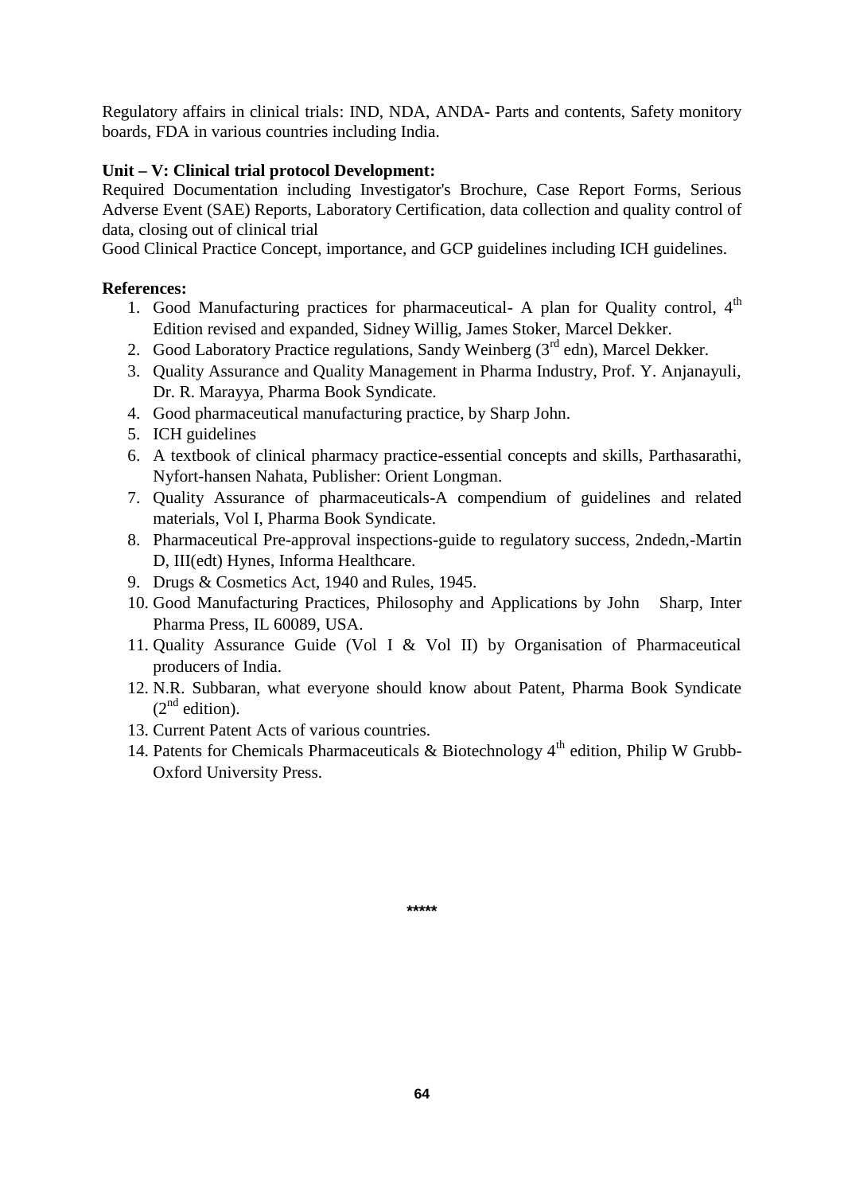Regulatory affairs in clinical trials: IND, NDA, ANDA- Parts and contents, Safety monitory boards, FDA in various countries including India.

**Unit – V: Clinical trial protocol Development:**

Required Documentation including Investigator's Brochure, Case Report Forms, Serious Adverse Event (SAE) Reports, Laboratory Certification, data collection and quality control of data, closing out of clinical trial

Good Clinical Practice Concept, importance, and GCP guidelines including ICH guidelines.

**References:**

1. Good Manufacturing practices for pharmaceutical- A plan for Quality control, 4th Edition revised and expanded, Sidney Willig, James Stoker, Marcel Dekker.
2. Good Laboratory Practice regulations, Sandy Weinberg (3rd edn), Marcel Dekker.
3. Quality Assurance and Quality Management in Pharma Industry, Prof. Y. Anjanayuli, Dr. R. Marayya, Pharma Book Syndicate.
4. Good pharmaceutical manufacturing practice, by Sharp John.
5. ICH guidelines
6. A textbook of clinical pharmacy practice-essential concepts and skills, Parthasarathi, Nyfort-hansen Nahata, Publisher: Orient Longman.
7. Quality Assurance of pharmaceuticals-A compendium of guidelines and related materials, Vol I, Pharma Book Syndicate.
8. Pharmaceutical Pre-approval inspections-guide to regulatory success, 2ndedn,-Martin D, III(edt) Hynes, Informa Healthcare.
9. Drugs & Cosmetics Act, 1940 and Rules, 1945.
10. Good Manufacturing Practices, Philosophy and Applications by John Sharp, Inter Pharma Press, IL 60089, USA.
11. Quality Assurance Guide (Vol I & Vol II) by Organisation of Pharmaceutical producers of India.
12. N.R. Subbaran, what everyone should know about Patent, Pharma Book Syndicate (2nd edition).
13. Current Patent Acts of various countries.
14. Patents for Chemicals Pharmaceuticals & Biotechnology 4th edition, Philip W Grubb- Oxford University Press.

*****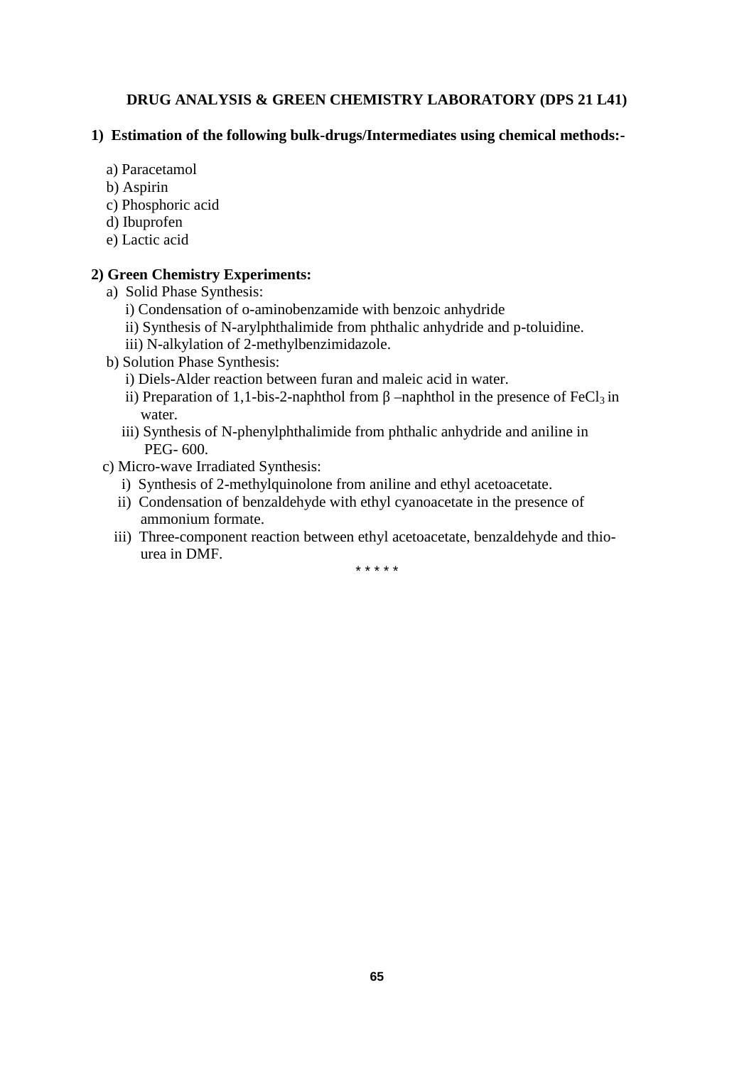## DRUG ANALYSIS & GREEN CHEMISTRY LABORATORY (DPS 21 L41)

**1) Estimation of the following bulk-drugs/Intermediates using chemical methods:-**

a) Paracetamol
b) Aspirin
c) Phosphoric acid
d) Ibuprofen
e) Lactic acid

**2) Green Chemistry Experiments:**

a) Solid Phase Synthesis:
   i) Condensation of o-aminobenzamide with benzoic anhydride
   ii) Synthesis of N-arylphthalimide from phthalic anhydride and p-toluidine.
   iii) N-alkylation of 2-methylbenzimidazole.

b) Solution Phase Synthesis:
   i) Diels-Alder reaction between furan and maleic acid in water.
   ii) Preparation of 1,1-bis-2-naphthol from β –naphthol in the presence of $FeCl_3$ in water.
   iii) Synthesis of N-phenylphthalimide from phthalic anhydride and aniline in PEG- 600.

c) Micro-wave Irradiated Synthesis:
   i) Synthesis of 2-methylquinolone from aniline and ethyl acetoacetate.
   ii) Condensation of benzaldehyde with ethyl cyanoacetate in the presence of ammonium formate.
   iii) Three-component reaction between ethyl acetoacetate, benzaldehyde and thio-urea in DMF.

\* \* \* \* \*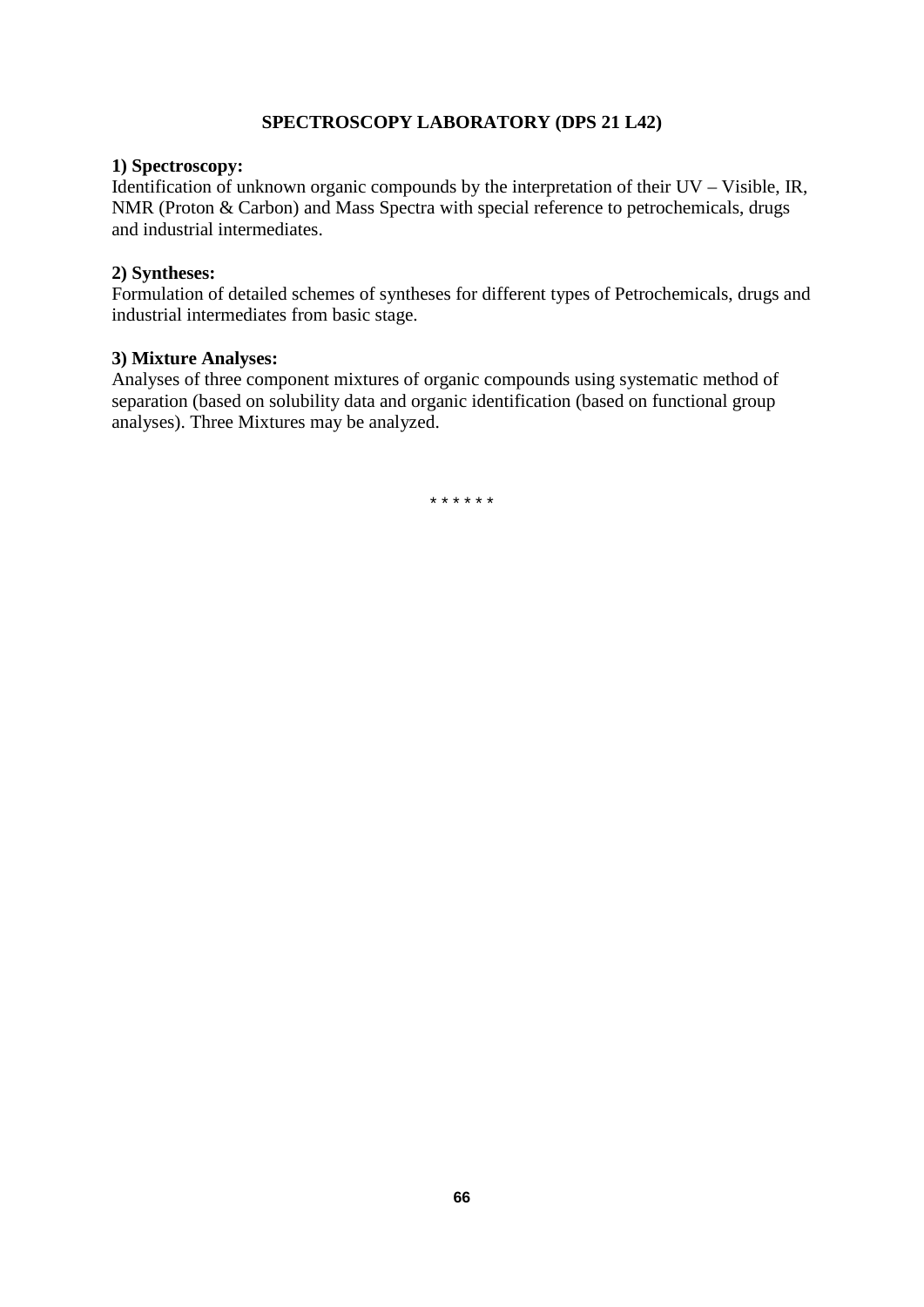# SPECTROSCOPY LABORATORY (DPS 21 L42)

**1) Spectroscopy:**
Identification of unknown organic compounds by the interpretation of their UV – Visible, IR, NMR (Proton & Carbon) and Mass Spectra with special reference to petrochemicals, drugs and industrial intermediates.

**2) Syntheses:**
Formulation of detailed schemes of syntheses for different types of Petrochemicals, drugs and industrial intermediates from basic stage.

**3) Mixture Analyses:**
Analyses of three component mixtures of organic compounds using systematic method of separation (based on solubility data and organic identification (based on functional group analyses). Three Mixtures may be analyzed.

* * * * * *